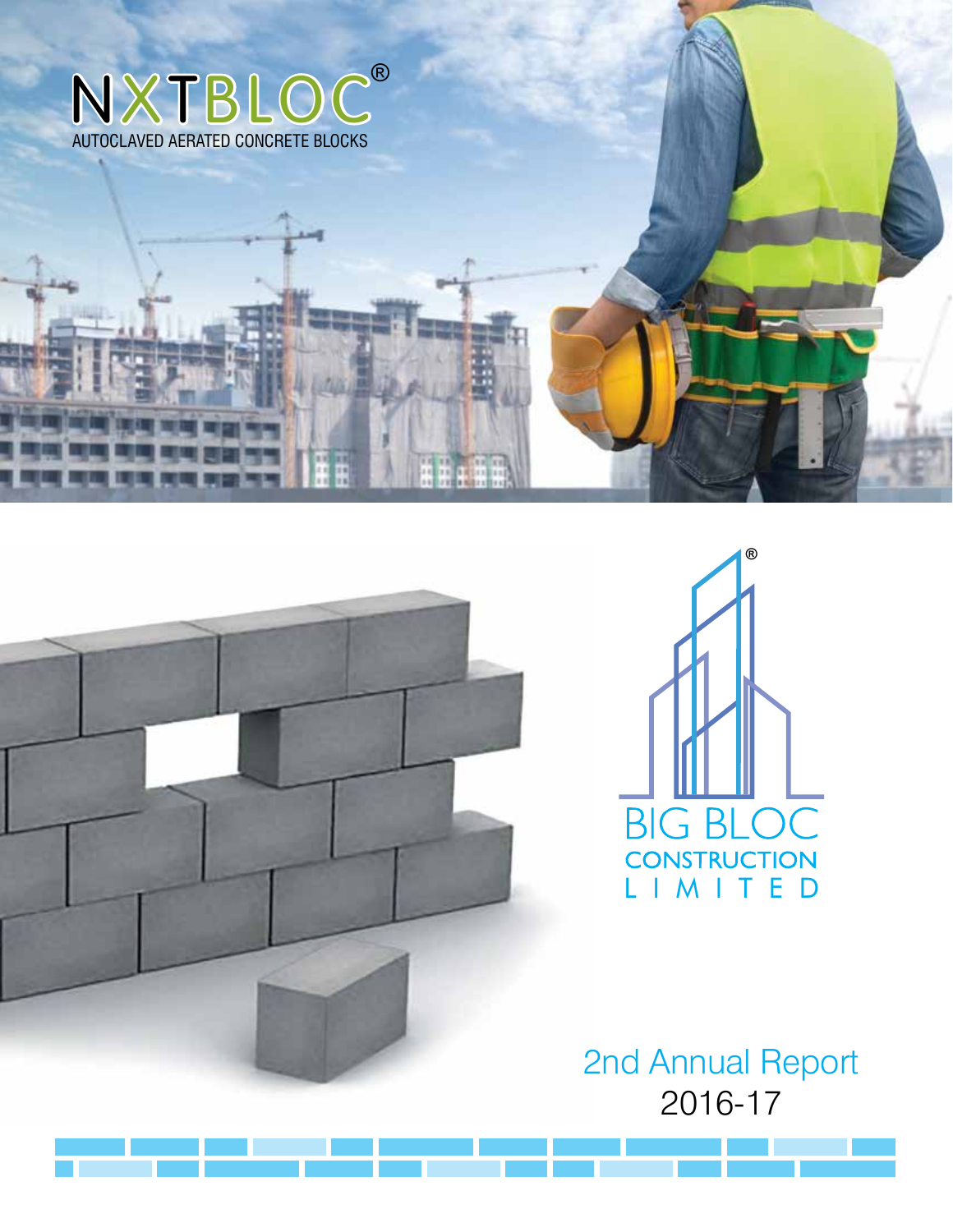NXTBLOC®

AUTOCLAVED AERATED CONCRETE BLOCKS

BIG BLOC®

CONSTRUCTION

LIMITED

# 2nd Annual Report

## 2016-17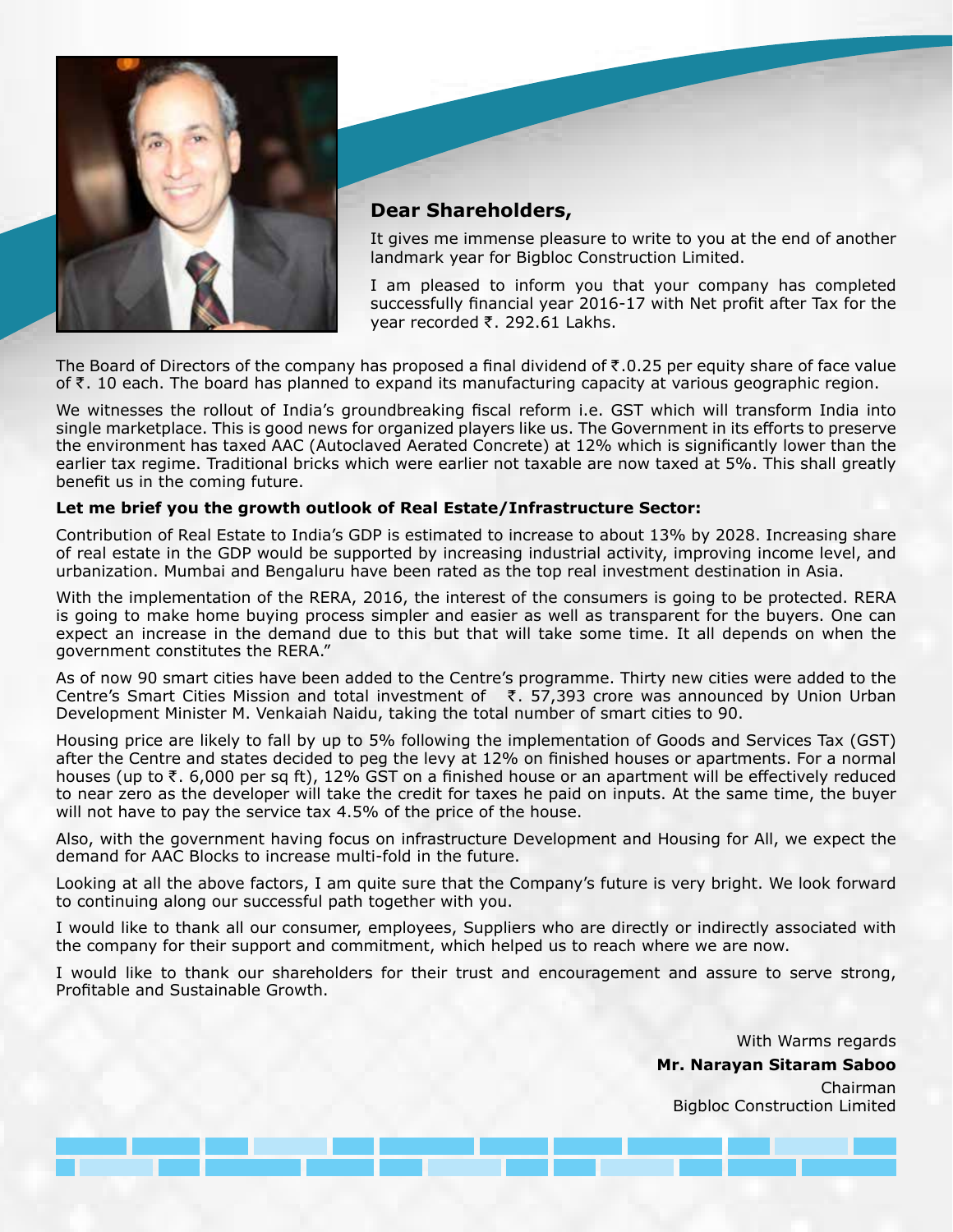**Dear Shareholders,**

It gives me immense pleasure to write to you at the end of another landmark year for Bigbloc Construction Limited.

I am pleased to inform you that your company has completed successfully financial year 2016-17 with Net profit after Tax for the year recorded ₹. 292.61 Lakhs.

The Board of Directors of the company has proposed a final dividend of ₹.0.25 per equity share of face value of ₹. 10 each. The board has planned to expand its manufacturing capacity at various geographic region.

We witnesses the rollout of India's groundbreaking fiscal reform i.e. GST which will transform India into single marketplace. This is good news for organized players like us. The Government in its efforts to preserve the environment has taxed AAC (Autoclaved Aerated Concrete) at 12% which is significantly lower than the earlier tax regime. Traditional bricks which were earlier not taxable are now taxed at 5%. This shall greatly benefit us in the coming future.

**Let me brief you the growth outlook of Real Estate/Infrastructure Sector:**

Contribution of Real Estate to India's GDP is estimated to increase to about 13% by 2028. Increasing share of real estate in the GDP would be supported by increasing industrial activity, improving income level, and urbanization. Mumbai and Bengaluru have been rated as the top real investment destination in Asia.

With the implementation of the RERA, 2016, the interest of the consumers is going to be protected. RERA is going to make home buying process simpler and easier as well as transparent for the buyers. One can expect an increase in the demand due to this but that will take some time. It all depends on when the government constitutes the RERA."

As of now 90 smart cities have been added to the Centre's programme. Thirty new cities were added to the Centre's Smart Cities Mission and total investment of ₹. 57,393 crore was announced by Union Urban Development Minister M. Venkaiah Naidu, taking the total number of smart cities to 90.

Housing price are likely to fall by up to 5% following the implementation of Goods and Services Tax (GST) after the Centre and states decided to peg the levy at 12% on finished houses or apartments. For a normal houses (up to ₹. 6,000 per sq ft), 12% GST on a finished house or an apartment will be effectively reduced to near zero as the developer will take the credit for taxes he paid on inputs. At the same time, the buyer will not have to pay the service tax 4.5% of the price of the house.

Also, with the government having focus on infrastructure Development and Housing for All, we expect the demand for AAC Blocks to increase multi-fold in the future.

Looking at all the above factors, I am quite sure that the Company's future is very bright. We look forward to continuing along our successful path together with you.

I would like to thank all our consumer, employees, Suppliers who are directly or indirectly associated with the company for their support and commitment, which helped us to reach where we are now.

I would like to thank our shareholders for their trust and encouragement and assure to serve strong, Profitable and Sustainable Growth.

With Warms regards

**Mr. Narayan Sitaram Saboo**

Chairman

Bigbloc Construction Limited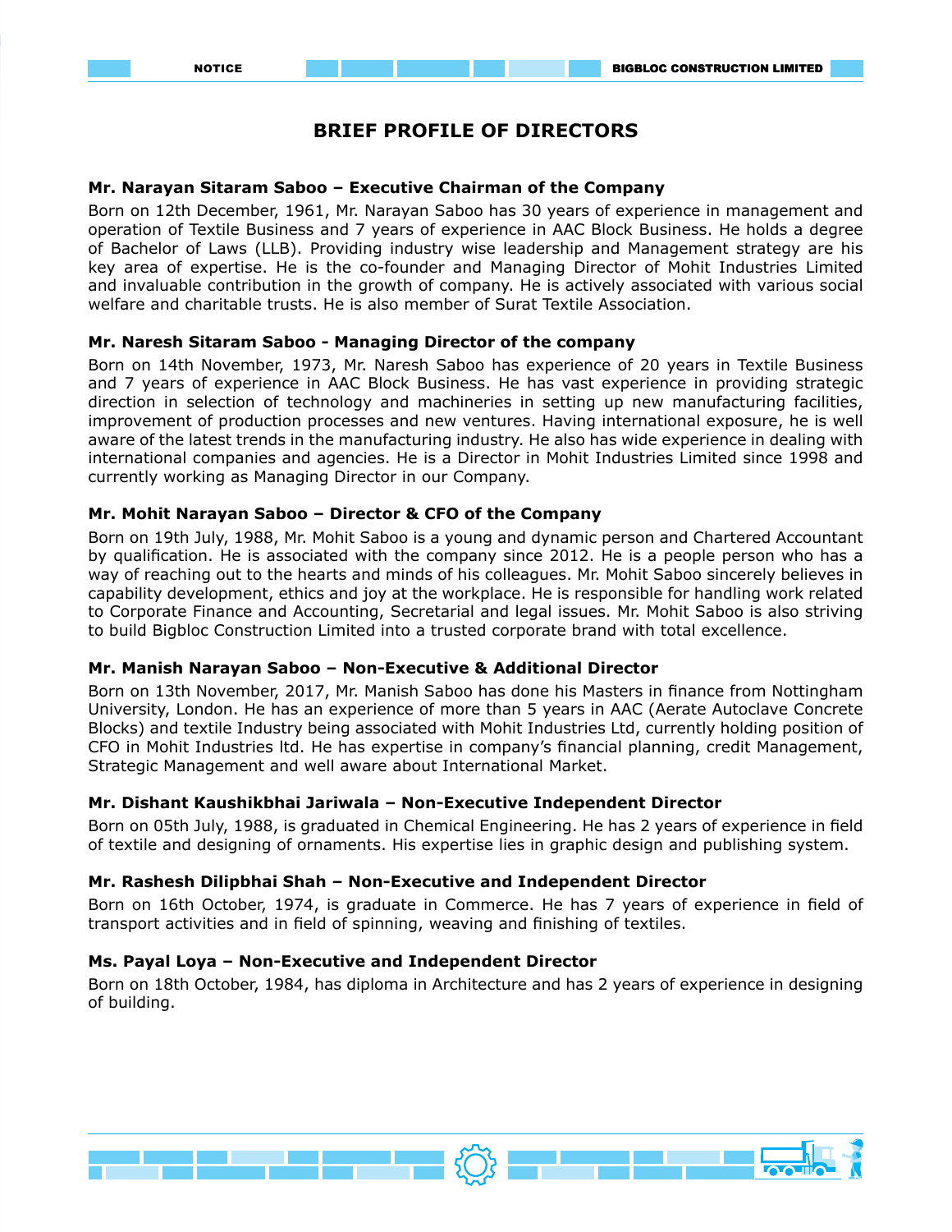# BRIEF PROFILE OF DIRECTORS

**Mr. Narayan Sitaram Saboo – Executive Chairman of the Company**

Born on 12th December, 1961, Mr. Narayan Saboo has 30 years of experience in management and operation of Textile Business and 7 years of experience in AAC Block Business. He holds a degree of Bachelor of Laws (LLB). Providing industry wise leadership and Management strategy are his key area of expertise. He is the co-founder and Managing Director of Mohit Industries Limited and invaluable contribution in the growth of company. He is actively associated with various social welfare and charitable trusts. He is also member of Surat Textile Association.

**Mr. Naresh Sitaram Saboo - Managing Director of the company**

Born on 14th November, 1973, Mr. Naresh Saboo has experience of 20 years in Textile Business and 7 years of experience in AAC Block Business. He has vast experience in providing strategic direction in selection of technology and machineries in setting up new manufacturing facilities, improvement of production processes and new ventures. Having international exposure, he is well aware of the latest trends in the manufacturing industry. He also has wide experience in dealing with international companies and agencies. He is a Director in Mohit Industries Limited since 1998 and currently working as Managing Director in our Company.

**Mr. Mohit Narayan Saboo – Director & CFO of the Company**

Born on 19th July, 1988, Mr. Mohit Saboo is a young and dynamic person and Chartered Accountant by qualification. He is associated with the company since 2012. He is a people person who has a way of reaching out to the hearts and minds of his colleagues. Mr. Mohit Saboo sincerely believes in capability development, ethics and joy at the workplace. He is responsible for handling work related to Corporate Finance and Accounting, Secretarial and legal issues. Mr. Mohit Saboo is also striving to build Bigbloc Construction Limited into a trusted corporate brand with total excellence.

**Mr. Manish Narayan Saboo – Non-Executive & Additional Director**

Born on 13th November, 2017, Mr. Manish Saboo has done his Masters in finance from Nottingham University, London. He has an experience of more than 5 years in AAC (Aerate Autoclave Concrete Blocks) and textile Industry being associated with Mohit Industries Ltd, currently holding position of CFO in Mohit Industries ltd. He has expertise in company's financial planning, credit Management, Strategic Management and well aware about International Market.

**Mr. Dishant Kaushikbhai Jariwala – Non-Executive Independent Director**

Born on 05th July, 1988, is graduated in Chemical Engineering. He has 2 years of experience in field of textile and designing of ornaments. His expertise lies in graphic design and publishing system.

**Mr. Rashesh Dilipbhai Shah – Non-Executive and Independent Director**

Born on 16th October, 1974, is graduate in Commerce. He has 7 years of experience in field of transport activities and in field of spinning, weaving and finishing of textiles.

**Ms. Payal Loya – Non-Executive and Independent Director**

Born on 18th October, 1984, has diploma in Architecture and has 2 years of experience in designing of building.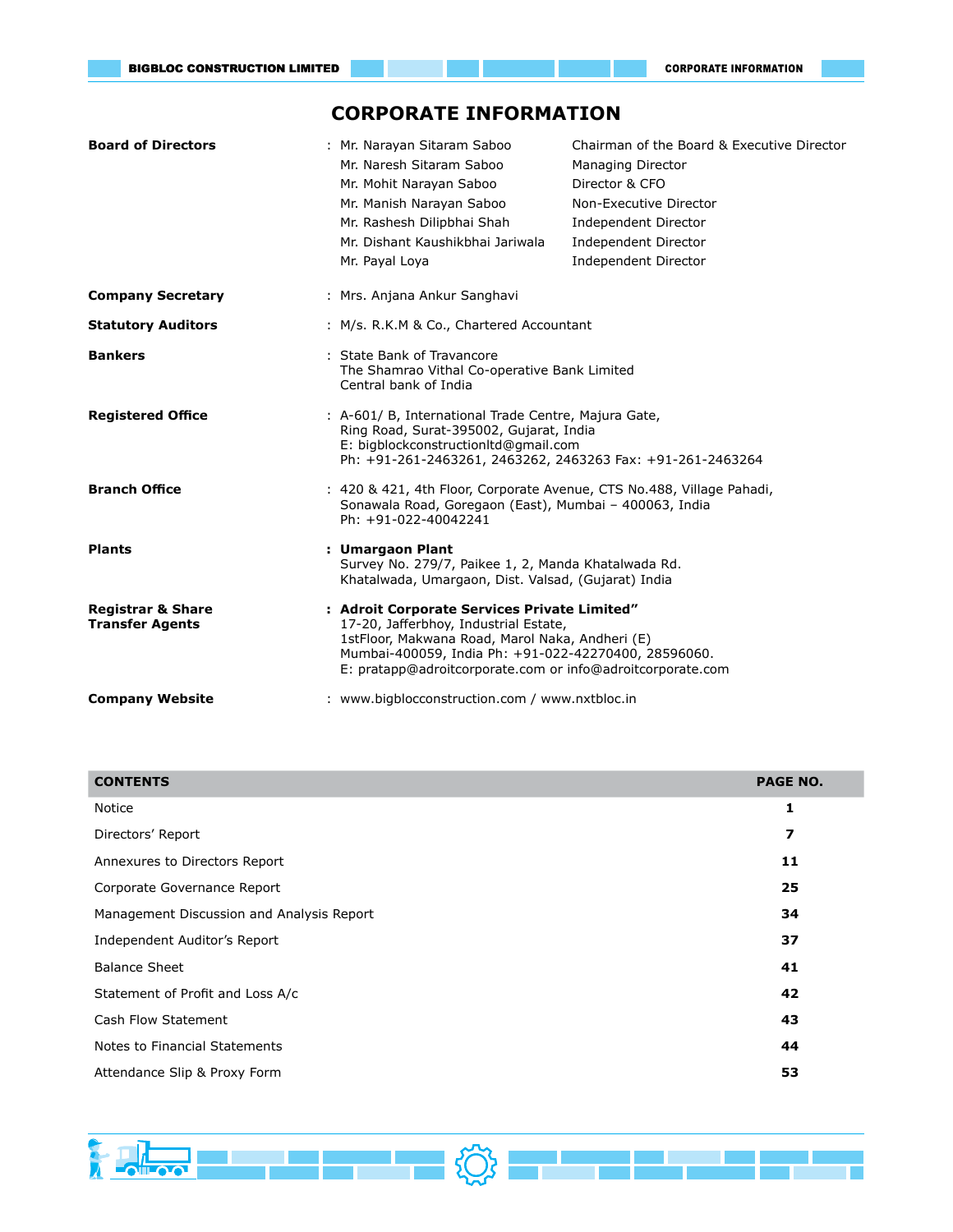# CORPORATE INFORMATION

**Board of Directors** : Mr. Narayan Sitaram Saboo — Chairman of the Board & Executive Director
Mr. Naresh Sitaram Saboo — Managing Director
Mr. Mohit Narayan Saboo — Director & CFO
Mr. Manish Narayan Saboo — Non-Executive Director
Mr. Rashesh Dilipbhai Shah — Independent Director
Mr. Dishant Kaushikbhai Jariwala — Independent Director
Mr. Payal Loya — Independent Director

**Company Secretary** : Mrs. Anjana Ankur Sanghavi

**Statutory Auditors** : M/s. R.K.M & Co., Chartered Accountant

**Bankers** : State Bank of Travancore
The Shamrao Vithal Co-operative Bank Limited
Central bank of India

**Registered Office** : A-601/ B, International Trade Centre, Majura Gate,
Ring Road, Surat-395002, Gujarat, India
E: bigblockconstructionltd@gmail.com
Ph: +91-261-2463261, 2463262, 2463263 Fax: +91-261-2463264

**Branch Office** : 420 & 421, 4th Floor, Corporate Avenue, CTS No.488, Village Pahadi,
Sonawala Road, Goregaon (East), Mumbai – 400063, India
Ph: +91-022-40042241

**Plants** : **Umargaon Plant**
Survey No. 279/7, Paikee 1, 2, Manda Khatalwada Rd.
Khatalwada, Umargaon, Dist. Valsad, (Gujarat) India

**Registrar & Share Transfer Agents** : **Adroit Corporate Services Private Limited"**
17-20, Jafferbhoy, Industrial Estate,
1stFloor, Makwana Road, Marol Naka, Andheri (E)
Mumbai-400059, India Ph: +91-022-42270400, 28596060.
E: pratapp@adroitcorporate.com or info@adroitcorporate.com

**Company Website** : www.bigblocconstruction.com / www.nxtbloc.in

| CONTENTS | PAGE NO. |
|---|---|
| Notice | 1 |
| Directors' Report | 7 |
| Annexures to Directors Report | 11 |
| Corporate Governance Report | 25 |
| Management Discussion and Analysis Report | 34 |
| Independent Auditor's Report | 37 |
| Balance Sheet | 41 |
| Statement of Profit and Loss A/c | 42 |
| Cash Flow Statement | 43 |
| Notes to Financial Statements | 44 |
| Attendance Slip & Proxy Form | 53 |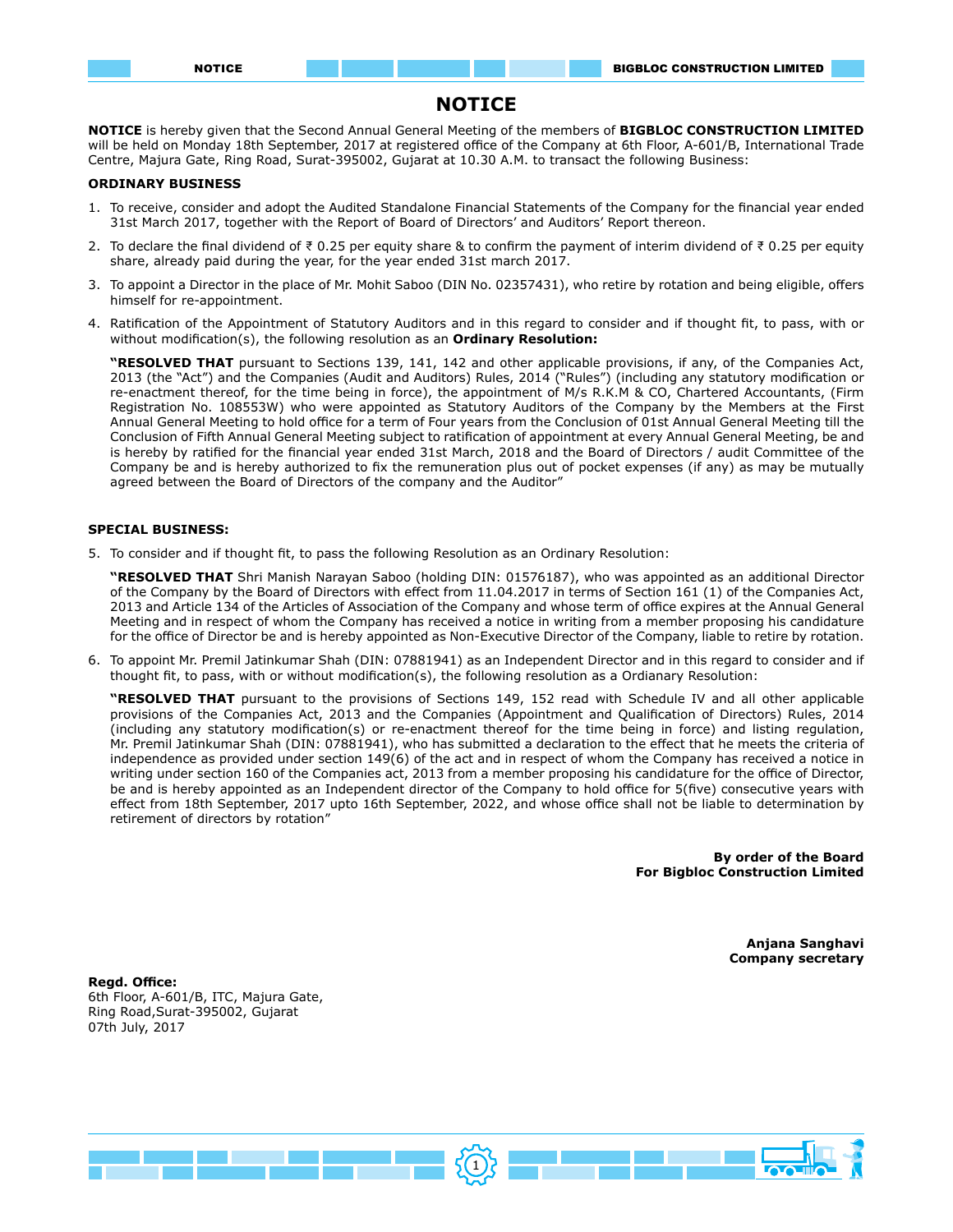# NOTICE

**NOTICE** is hereby given that the Second Annual General Meeting of the members of **BIGBLOC CONSTRUCTION LIMITED** will be held on Monday 18th September, 2017 at registered office of the Company at 6th Floor, A-601/B, International Trade Centre, Majura Gate, Ring Road, Surat-395002, Gujarat at 10.30 A.M. to transact the following Business:

**ORDINARY BUSINESS**

1. To receive, consider and adopt the Audited Standalone Financial Statements of the Company for the financial year ended 31st March 2017, together with the Report of Board of Directors' and Auditors' Report thereon.
2. To declare the final dividend of ₹ 0.25 per equity share & to confirm the payment of interim dividend of ₹ 0.25 per equity share, already paid during the year, for the year ended 31st march 2017.
3. To appoint a Director in the place of Mr. Mohit Saboo (DIN No. 02357431), who retire by rotation and being eligible, offers himself for re-appointment.
4. Ratification of the Appointment of Statutory Auditors and in this regard to consider and if thought fit, to pass, with or without modification(s), the following resolution as an **Ordinary Resolution:**

   **"RESOLVED THAT** pursuant to Sections 139, 141, 142 and other applicable provisions, if any, of the Companies Act, 2013 (the "Act") and the Companies (Audit and Auditors) Rules, 2014 ("Rules") (including any statutory modification or re-enactment thereof, for the time being in force), the appointment of M/s R.K.M & CO, Chartered Accountants, (Firm Registration No. 108553W) who were appointed as Statutory Auditors of the Company by the Members at the First Annual General Meeting to hold office for a term of Four years from the Conclusion of 01st Annual General Meeting till the Conclusion of Fifth Annual General Meeting subject to ratification of appointment at every Annual General Meeting, be and is hereby by ratified for the financial year ended 31st March, 2018 and the Board of Directors / audit Committee of the Company be and is hereby authorized to fix the remuneration plus out of pocket expenses (if any) as may be mutually agreed between the Board of Directors of the company and the Auditor"

**SPECIAL BUSINESS:**

5. To consider and if thought fit, to pass the following Resolution as an Ordinary Resolution:

   **"RESOLVED THAT** Shri Manish Narayan Saboo (holding DIN: 01576187), who was appointed as an additional Director of the Company by the Board of Directors with effect from 11.04.2017 in terms of Section 161 (1) of the Companies Act, 2013 and Article 134 of the Articles of Association of the Company and whose term of office expires at the Annual General Meeting and in respect of whom the Company has received a notice in writing from a member proposing his candidature for the office of Director be and is hereby appointed as Non-Executive Director of the Company, liable to retire by rotation.

6. To appoint Mr. Premil Jatinkumar Shah (DIN: 07881941) as an Independent Director and in this regard to consider and if thought fit, to pass, with or without modification(s), the following resolution as a Ordianary Resolution:

   **"RESOLVED THAT** pursuant to the provisions of Sections 149, 152 read with Schedule IV and all other applicable provisions of the Companies Act, 2013 and the Companies (Appointment and Qualification of Directors) Rules, 2014 (including any statutory modification(s) or re-enactment thereof for the time being in force) and listing regulation, Mr. Premil Jatinkumar Shah (DIN: 07881941), who has submitted a declaration to the effect that he meets the criteria of independence as provided under section 149(6) of the act and in respect of whom the Company has received a notice in writing under section 160 of the Companies act, 2013 from a member proposing his candidature for the office of Director, be and is hereby appointed as an Independent director of the Company to hold office for 5(five) consecutive years with effect from 18th September, 2017 upto 16th September, 2022, and whose office shall not be liable to determination by retirement of directors by rotation"

**By order of the Board**
**For Bigbloc Construction Limited**

**Anjana Sanghavi**
**Company secretary**

**Regd. Office:**
6th Floor, A-601/B, ITC, Majura Gate,
Ring Road,Surat-395002, Gujarat
07th July, 2017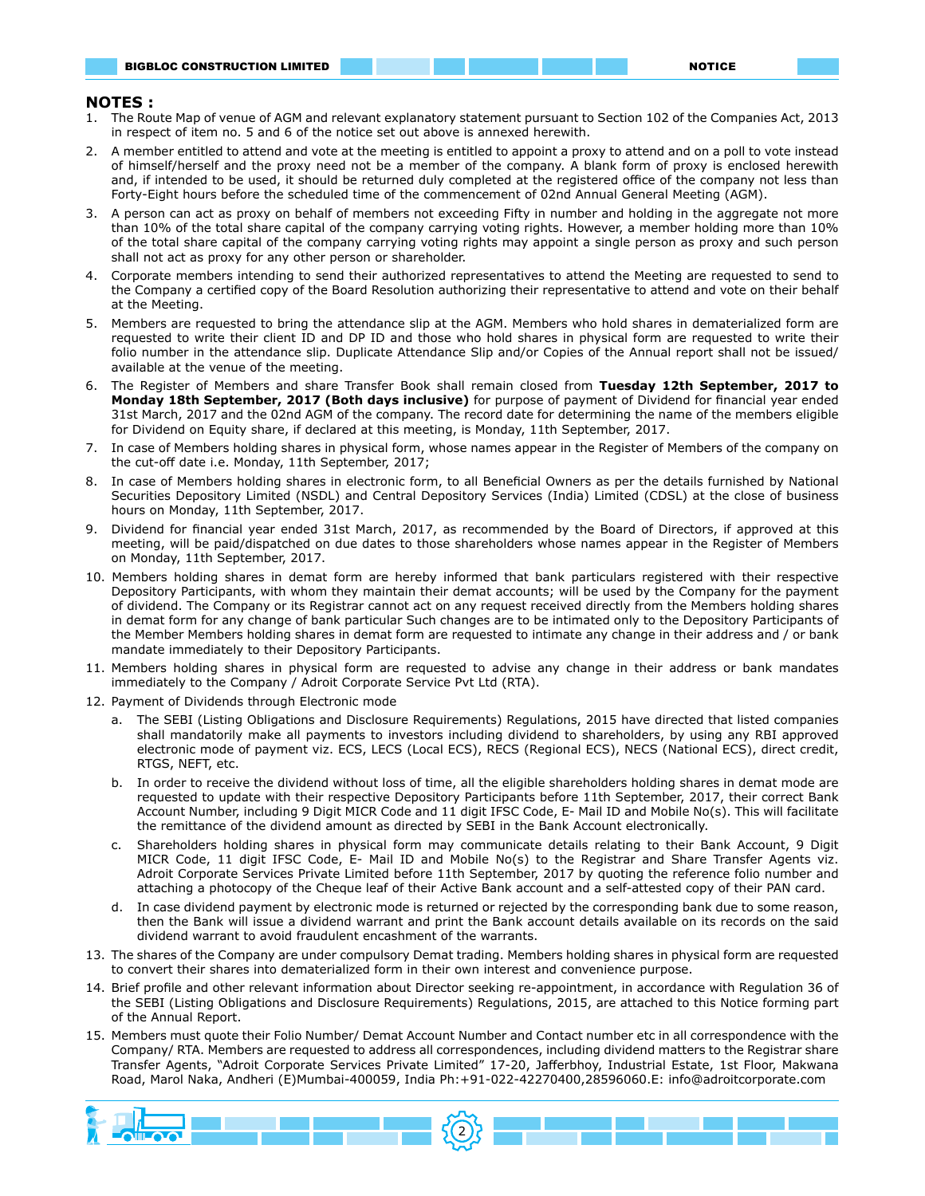## NOTES :

1. The Route Map of venue of AGM and relevant explanatory statement pursuant to Section 102 of the Companies Act, 2013 in respect of item no. 5 and 6 of the notice set out above is annexed herewith.
2. A member entitled to attend and vote at the meeting is entitled to appoint a proxy to attend and on a poll to vote instead of himself/herself and the proxy need not be a member of the company. A blank form of proxy is enclosed herewith and, if intended to be used, it should be returned duly completed at the registered office of the company not less than Forty-Eight hours before the scheduled time of the commencement of 02nd Annual General Meeting (AGM).
3. A person can act as proxy on behalf of members not exceeding Fifty in number and holding in the aggregate not more than 10% of the total share capital of the company carrying voting rights. However, a member holding more than 10% of the total share capital of the company carrying voting rights may appoint a single person as proxy and such person shall not act as proxy for any other person or shareholder.
4. Corporate members intending to send their authorized representatives to attend the Meeting are requested to send to the Company a certified copy of the Board Resolution authorizing their representative to attend and vote on their behalf at the Meeting.
5. Members are requested to bring the attendance slip at the AGM. Members who hold shares in dematerialized form are requested to write their client ID and DP ID and those who hold shares in physical form are requested to write their folio number in the attendance slip. Duplicate Attendance Slip and/or Copies of the Annual report shall not be issued/ available at the venue of the meeting.
6. The Register of Members and share Transfer Book shall remain closed from **Tuesday 12th September, 2017 to Monday 18th September, 2017 (Both days inclusive)** for purpose of payment of Dividend for financial year ended 31st March, 2017 and the 02nd AGM of the company. The record date for determining the name of the members eligible for Dividend on Equity share, if declared at this meeting, is Monday, 11th September, 2017.
7. In case of Members holding shares in physical form, whose names appear in the Register of Members of the company on the cut-off date i.e. Monday, 11th September, 2017;
8. In case of Members holding shares in electronic form, to all Beneficial Owners as per the details furnished by National Securities Depository Limited (NSDL) and Central Depository Services (India) Limited (CDSL) at the close of business hours on Monday, 11th September, 2017.
9. Dividend for financial year ended 31st March, 2017, as recommended by the Board of Directors, if approved at this meeting, will be paid/dispatched on due dates to those shareholders whose names appear in the Register of Members on Monday, 11th September, 2017.
10. Members holding shares in demat form are hereby informed that bank particulars registered with their respective Depository Participants, with whom they maintain their demat accounts; will be used by the Company for the payment of dividend. The Company or its Registrar cannot act on any request received directly from the Members holding shares in demat form for any change of bank particular Such changes are to be intimated only to the Depository Participants of the Member Members holding shares in demat form are requested to intimate any change in their address and / or bank mandate immediately to their Depository Participants.
11. Members holding shares in physical form are requested to advise any change in their address or bank mandates immediately to the Company / Adroit Corporate Service Pvt Ltd (RTA).
12. Payment of Dividends through Electronic mode
    a. The SEBI (Listing Obligations and Disclosure Requirements) Regulations, 2015 have directed that listed companies shall mandatorily make all payments to investors including dividend to shareholders, by using any RBI approved electronic mode of payment viz. ECS, LECS (Local ECS), RECS (Regional ECS), NECS (National ECS), direct credit, RTGS, NEFT, etc.
    b. In order to receive the dividend without loss of time, all the eligible shareholders holding shares in demat mode are requested to update with their respective Depository Participants before 11th September, 2017, their correct Bank Account Number, including 9 Digit MICR Code and 11 digit IFSC Code, E- Mail ID and Mobile No(s). This will facilitate the remittance of the dividend amount as directed by SEBI in the Bank Account electronically.
    c. Shareholders holding shares in physical form may communicate details relating to their Bank Account, 9 Digit MICR Code, 11 digit IFSC Code, E- Mail ID and Mobile No(s) to the Registrar and Share Transfer Agents viz. Adroit Corporate Services Private Limited before 11th September, 2017 by quoting the reference folio number and attaching a photocopy of the Cheque leaf of their Active Bank account and a self-attested copy of their PAN card.
    d. In case dividend payment by electronic mode is returned or rejected by the corresponding bank due to some reason, then the Bank will issue a dividend warrant and print the Bank account details available on its records on the said dividend warrant to avoid fraudulent encashment of the warrants.
13. The shares of the Company are under compulsory Demat trading. Members holding shares in physical form are requested to convert their shares into dematerialized form in their own interest and convenience purpose.
14. Brief profile and other relevant information about Director seeking re-appointment, in accordance with Regulation 36 of the SEBI (Listing Obligations and Disclosure Requirements) Regulations, 2015, are attached to this Notice forming part of the Annual Report.
15. Members must quote their Folio Number/ Demat Account Number and Contact number etc in all correspondence with the Company/ RTA. Members are requested to address all correspondences, including dividend matters to the Registrar share Transfer Agents, "Adroit Corporate Services Private Limited" 17-20, Jafferbhoy, Industrial Estate, 1st Floor, Makwana Road, Marol Naka, Andheri (E)Mumbai-400059, India Ph:+91-022-42270400,28596060.E: info@adroitcorporate.com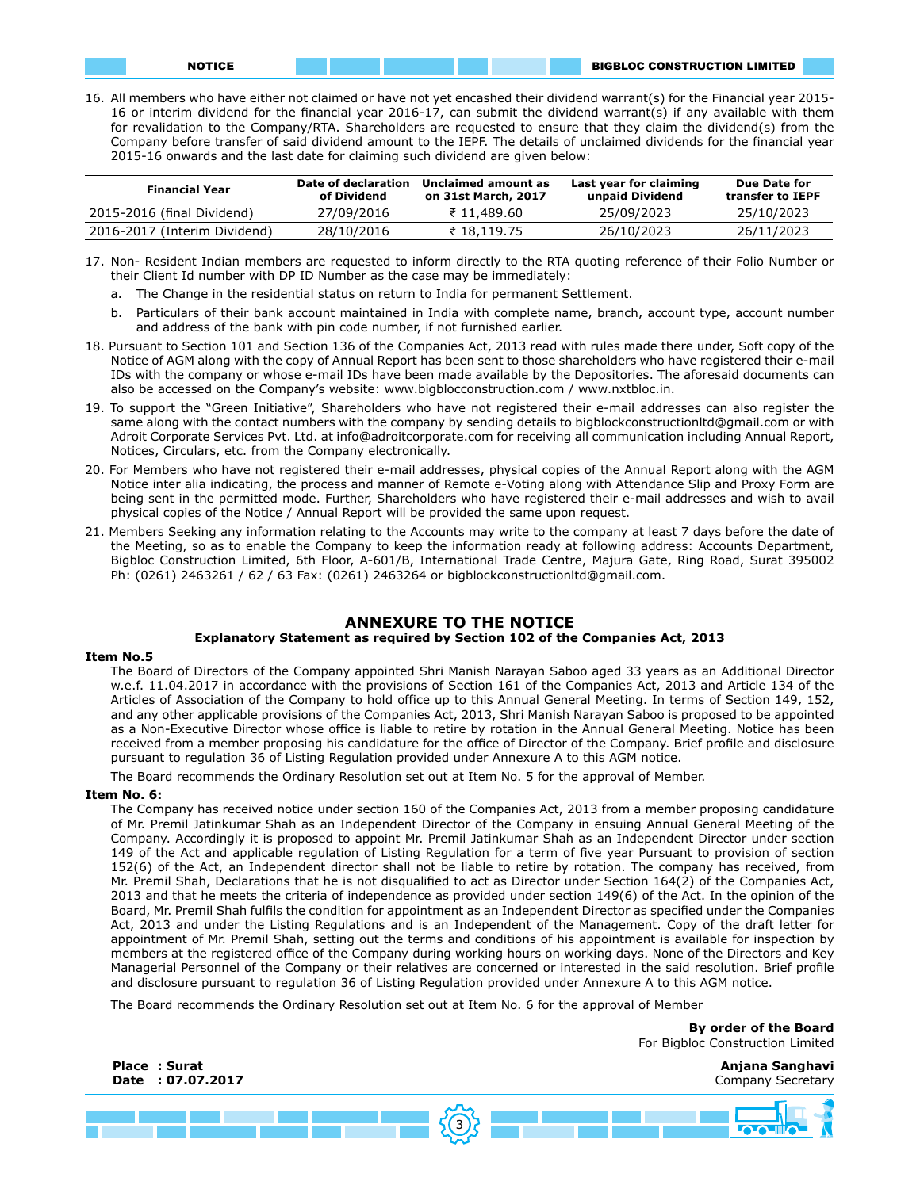16. All members who have either not claimed or have not yet encashed their dividend warrant(s) for the Financial year 2015-16 or interim dividend for the financial year 2016-17, can submit the dividend warrant(s) if any available with them for revalidation to the Company/RTA. Shareholders are requested to ensure that they claim the dividend(s) from the Company before transfer of said dividend amount to the IEPF. The details of unclaimed dividends for the financial year 2015-16 onwards and the last date for claiming such dividend are given below:

| Financial Year | Date of declaration of Dividend | Unclaimed amount as on 31st March, 2017 | Last year for claiming unpaid Dividend | Due Date for transfer to IEPF |
|---|---|---|---|---|
| 2015-2016 (final Dividend) | 27/09/2016 | ₹ 11,489.60 | 25/09/2023 | 25/10/2023 |
| 2016-2017 (Interim Dividend) | 28/10/2016 | ₹ 18,119.75 | 26/10/2023 | 26/11/2023 |

17. Non- Resident Indian members are requested to inform directly to the RTA quoting reference of their Folio Number or their Client Id number with DP ID Number as the case may be immediately:
    a. The Change in the residential status on return to India for permanent Settlement.
    b. Particulars of their bank account maintained in India with complete name, branch, account type, account number and address of the bank with pin code number, if not furnished earlier.
18. Pursuant to Section 101 and Section 136 of the Companies Act, 2013 read with rules made there under, Soft copy of the Notice of AGM along with the copy of Annual Report has been sent to those shareholders who have registered their e-mail IDs with the company or whose e-mail IDs have been made available by the Depositories. The aforesaid documents can also be accessed on the Company's website: www.bigblocconstruction.com / www.nxtbloc.in.
19. To support the "Green Initiative", Shareholders who have not registered their e-mail addresses can also register the same along with the contact numbers with the company by sending details to bigblockconstructionltd@gmail.com or with Adroit Corporate Services Pvt. Ltd. at info@adroitcorporate.com for receiving all communication including Annual Report, Notices, Circulars, etc. from the Company electronically.
20. For Members who have not registered their e-mail addresses, physical copies of the Annual Report along with the AGM Notice inter alia indicating, the process and manner of Remote e-Voting along with Attendance Slip and Proxy Form are being sent in the permitted mode. Further, Shareholders who have registered their e-mail addresses and wish to avail physical copies of the Notice / Annual Report will be provided the same upon request.
21. Members Seeking any information relating to the Accounts may write to the company at least 7 days before the date of the Meeting, so as to enable the Company to keep the information ready at following address: Accounts Department, Bigbloc Construction Limited, 6th Floor, A-601/B, International Trade Centre, Majura Gate, Ring Road, Surat 395002 Ph: (0261) 2463261 / 62 / 63 Fax: (0261) 2463264 or bigblockconstructionltd@gmail.com.

## ANNEXURE TO THE NOTICE

### Explanatory Statement as required by Section 102 of the Companies Act, 2013

**Item No.5**

The Board of Directors of the Company appointed Shri Manish Narayan Saboo aged 33 years as an Additional Director w.e.f. 11.04.2017 in accordance with the provisions of Section 161 of the Companies Act, 2013 and Article 134 of the Articles of Association of the Company to hold office up to this Annual General Meeting. In terms of Section 149, 152, and any other applicable provisions of the Companies Act, 2013, Shri Manish Narayan Saboo is proposed to be appointed as a Non-Executive Director whose office is liable to retire by rotation in the Annual General Meeting. Notice has been received from a member proposing his candidature for the office of Director of the Company. Brief profile and disclosure pursuant to regulation 36 of Listing Regulation provided under Annexure A to this AGM notice.

The Board recommends the Ordinary Resolution set out at Item No. 5 for the approval of Member.

**Item No. 6:**

The Company has received notice under section 160 of the Companies Act, 2013 from a member proposing candidature of Mr. Premil Jatinkumar Shah as an Independent Director of the Company in ensuing Annual General Meeting of the Company. Accordingly it is proposed to appoint Mr. Premil Jatinkumar Shah as an Independent Director under section 149 of the Act and applicable regulation of Listing Regulation for a term of five year Pursuant to provision of section 152(6) of the Act, an Independent director shall not be liable to retire by rotation. The company has received, from Mr. Premil Shah, Declarations that he is not disqualified to act as Director under Section 164(2) of the Companies Act, 2013 and that he meets the criteria of independence as provided under section 149(6) of the Act. In the opinion of the Board, Mr. Premil Shah fulfils the condition for appointment as an Independent Director as specified under the Companies Act, 2013 and under the Listing Regulations and is an Independent of the Management. Copy of the draft letter for appointment of Mr. Premil Shah, setting out the terms and conditions of his appointment is available for inspection by members at the registered office of the Company during working hours on working days. None of the Directors and Key Managerial Personnel of the Company or their relatives are concerned or interested in the said resolution. Brief profile and disclosure pursuant to regulation 36 of Listing Regulation provided under Annexure A to this AGM notice.

The Board recommends the Ordinary Resolution set out at Item No. 6 for the approval of Member

**By order of the Board**
For Bigbloc Construction Limited

**Place : Surat**
**Date : 07.07.2017**

**Anjana Sanghavi**
Company Secretary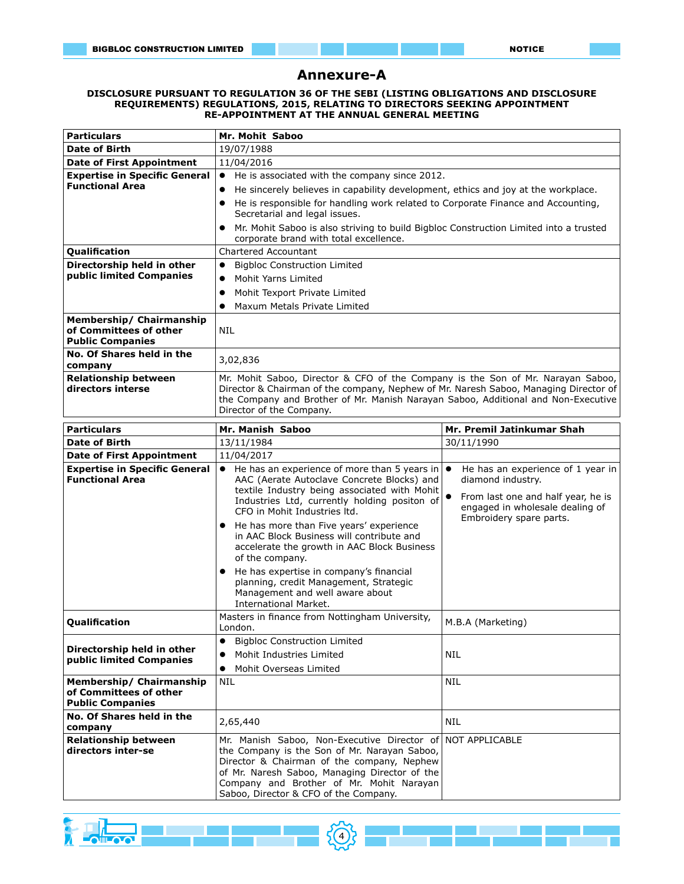# Annexure-A

**DISCLOSURE PURSUANT TO REGULATION 36 OF THE SEBI (LISTING OBLIGATIONS AND DISCLOSURE REQUIREMENTS) REGULATIONS, 2015, RELATING TO DIRECTORS SEEKING APPOINTMENT RE-APPOINTMENT AT THE ANNUAL GENERAL MEETING**

| **Particulars** | **Mr. Mohit Saboo** |
|---|---|
| **Date of Birth** | 19/07/1988 |
| **Date of First Appointment** | 11/04/2016 |
| **Expertise in Specific General Functional Area** | • He is associated with the company since 2012.<br>• He sincerely believes in capability development, ethics and joy at the workplace.<br>• He is responsible for handling work related to Corporate Finance and Accounting, Secretarial and legal issues.<br>• Mr. Mohit Saboo is also striving to build Bigbloc Construction Limited into a trusted corporate brand with total excellence. |
| **Qualification** | Chartered Accountant |
| **Directorship held in other public limited Companies** | • Bigbloc Construction Limited<br>• Mohit Yarns Limited<br>• Mohit Texport Private Limited<br>• Maxum Metals Private Limited |
| **Membership/ Chairmanship of Committees of other Public Companies** | NIL |
| **No. Of Shares held in the company** | 3,02,836 |
| **Relationship between directors interse** | Mr. Mohit Saboo, Director & CFO of the Company is the Son of Mr. Narayan Saboo, Director & Chairman of the company, Nephew of Mr. Naresh Saboo, Managing Director of the Company and Brother of Mr. Manish Narayan Saboo, Additional and Non-Executive Director of the Company. |

| **Particulars** | **Mr. Manish Saboo** | **Mr. Premil Jatinkumar Shah** |
|---|---|---|
| **Date of Birth** | 13/11/1984 | 30/11/1990 |
| **Date of First Appointment** | 11/04/2017 | |
| **Expertise in Specific General Functional Area** | • He has an experience of more than 5 years in AAC (Aerate Autoclave Concrete Blocks) and textile Industry being associated with Mohit Industries Ltd, currently holding positon of CFO in Mohit Industries ltd.<br>• He has more than Five years' experience in AAC Block Business will contribute and accelerate the growth in AAC Block Business of the company.<br>• He has expertise in company's financial planning, credit Management, Strategic Management and well aware about International Market. | • He has an experience of 1 year in diamond industry.<br>• From last one and half year, he is engaged in wholesale dealing of Embroidery spare parts. |
| **Qualification** | Masters in finance from Nottingham University, London. | M.B.A (Marketing) |
| **Directorship held in other public limited Companies** | • Bigbloc Construction Limited<br>• Mohit Industries Limited<br>• Mohit Overseas Limited | NIL |
| **Membership/ Chairmanship of Committees of other Public Companies** | NIL | NIL |
| **No. Of Shares held in the company** | 2,65,440 | NIL |
| **Relationship between directors inter-se** | Mr. Manish Saboo, Non-Executive Director of the Company is the Son of Mr. Narayan Saboo, Director & Chairman of the company, Nephew of Mr. Naresh Saboo, Managing Director of the Company and Brother of Mr. Mohit Narayan Saboo, Director & CFO of the Company. | NOT APPLICABLE |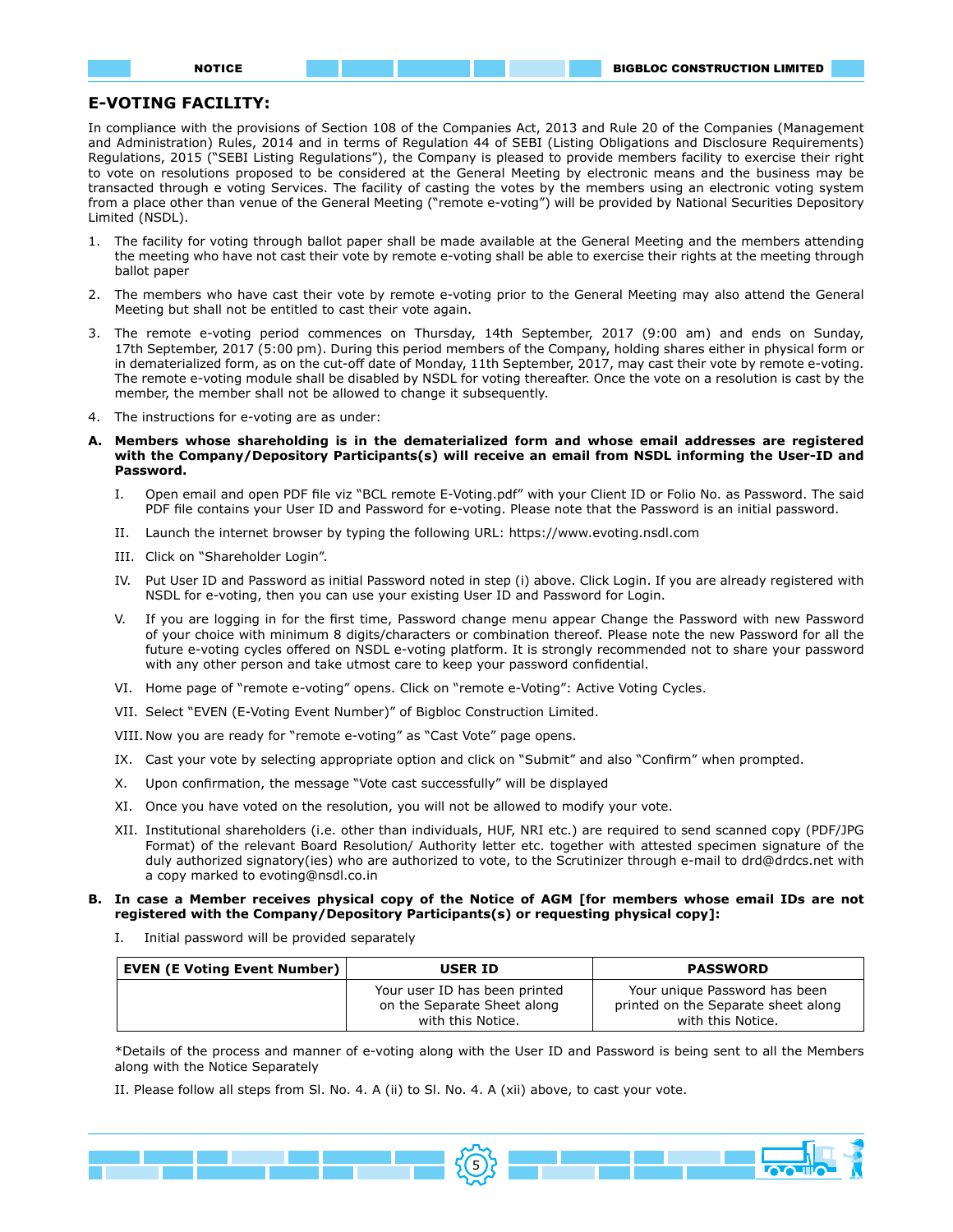## E-VOTING FACILITY:

In compliance with the provisions of Section 108 of the Companies Act, 2013 and Rule 20 of the Companies (Management and Administration) Rules, 2014 and in terms of Regulation 44 of SEBI (Listing Obligations and Disclosure Requirements) Regulations, 2015 ("SEBI Listing Regulations"), the Company is pleased to provide members facility to exercise their right to vote on resolutions proposed to be considered at the General Meeting by electronic means and the business may be transacted through e voting Services. The facility of casting the votes by the members using an electronic voting system from a place other than venue of the General Meeting ("remote e-voting") will be provided by National Securities Depository Limited (NSDL).

1. The facility for voting through ballot paper shall be made available at the General Meeting and the members attending the meeting who have not cast their vote by remote e-voting shall be able to exercise their rights at the meeting through ballot paper

2. The members who have cast their vote by remote e-voting prior to the General Meeting may also attend the General Meeting but shall not be entitled to cast their vote again.

3. The remote e-voting period commences on Thursday, 14th September, 2017 (9:00 am) and ends on Sunday, 17th September, 2017 (5:00 pm). During this period members of the Company, holding shares either in physical form or in dematerialized form, as on the cut-off date of Monday, 11th September, 2017, may cast their vote by remote e-voting. The remote e-voting module shall be disabled by NSDL for voting thereafter. Once the vote on a resolution is cast by the member, the member shall not be allowed to change it subsequently.

4. The instructions for e-voting are as under:

**A. Members whose shareholding is in the dematerialized form and whose email addresses are registered with the Company/Depository Participants(s) will receive an email from NSDL informing the User-ID and Password.**

I. Open email and open PDF file viz "BCL remote E-Voting.pdf" with your Client ID or Folio No. as Password. The said PDF file contains your User ID and Password for e-voting. Please note that the Password is an initial password.

II. Launch the internet browser by typing the following URL: https://www.evoting.nsdl.com

III. Click on "Shareholder Login".

IV. Put User ID and Password as initial Password noted in step (i) above. Click Login. If you are already registered with NSDL for e-voting, then you can use your existing User ID and Password for Login.

V. If you are logging in for the first time, Password change menu appear Change the Password with new Password of your choice with minimum 8 digits/characters or combination thereof. Please note the new Password for all the future e-voting cycles offered on NSDL e-voting platform. It is strongly recommended not to share your password with any other person and take utmost care to keep your password confidential.

VI. Home page of "remote e-voting" opens. Click on "remote e-Voting": Active Voting Cycles.

VII. Select "EVEN (E-Voting Event Number)" of Bigbloc Construction Limited.

VIII. Now you are ready for "remote e-voting" as "Cast Vote" page opens.

IX. Cast your vote by selecting appropriate option and click on "Submit" and also "Confirm" when prompted.

X. Upon confirmation, the message "Vote cast successfully" will be displayed

XI. Once you have voted on the resolution, you will not be allowed to modify your vote.

XII. Institutional shareholders (i.e. other than individuals, HUF, NRI etc.) are required to send scanned copy (PDF/JPG Format) of the relevant Board Resolution/ Authority letter etc. together with attested specimen signature of the duly authorized signatory(ies) who are authorized to vote, to the Scrutinizer through e-mail to drd@drdcs.net with a copy marked to evoting@nsdl.co.in

**B. In case a Member receives physical copy of the Notice of AGM [for members whose email IDs are not registered with the Company/Depository Participants(s) or requesting physical copy]:**

I. Initial password will be provided separately

| EVEN (E Voting Event Number) | USER ID | PASSWORD |
|---|---|---|
| | Your user ID has been printed on the Separate Sheet along with this Notice. | Your unique Password has been printed on the Separate sheet along with this Notice. |

*Details of the process and manner of e-voting along with the User ID and Password is being sent to all the Members along with the Notice Separately

II. Please follow all steps from Sl. No. 4. A (ii) to Sl. No. 4. A (xii) above, to cast your vote.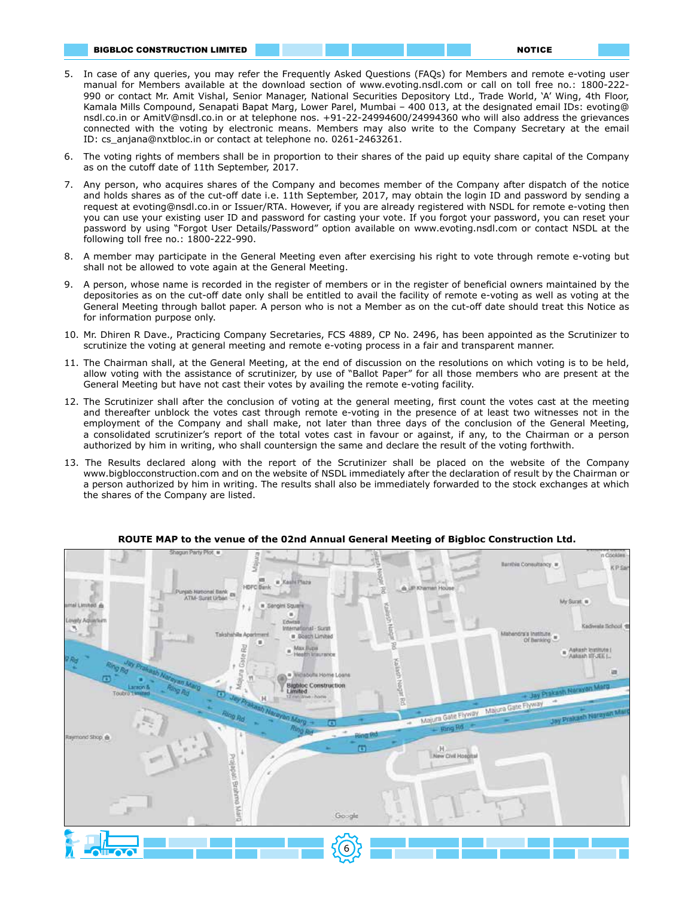5. In case of any queries, you may refer the Frequently Asked Questions (FAQs) for Members and remote e-voting user manual for Members available at the download section of www.evoting.nsdl.com or call on toll free no.: 1800-222-990 or contact Mr. Amit Vishal, Senior Manager, National Securities Depository Ltd., Trade World, 'A' Wing, 4th Floor, Kamala Mills Compound, Senapati Bapat Marg, Lower Parel, Mumbai – 400 013, at the designated email IDs: evoting@nsdl.co.in or AmitV@nsdl.co.in or at telephone nos. +91-22-24994600/24994360 who will also address the grievances connected with the voting by electronic means. Members may also write to the Company Secretary at the email ID: cs_anjana@nxtbloc.in or contact at telephone no. 0261-2463261.

6. The voting rights of members shall be in proportion to their shares of the paid up equity share capital of the Company as on the cutoff date of 11th September, 2017.

7. Any person, who acquires shares of the Company and becomes member of the Company after dispatch of the notice and holds shares as of the cut-off date i.e. 11th September, 2017, may obtain the login ID and password by sending a request at evoting@nsdl.co.in or Issuer/RTA. However, if you are already registered with NSDL for remote e-voting then you can use your existing user ID and password for casting your vote. If you forgot your password, you can reset your password by using "Forgot User Details/Password" option available on www.evoting.nsdl.com or contact NSDL at the following toll free no.: 1800-222-990.

8. A member may participate in the General Meeting even after exercising his right to vote through remote e-voting but shall not be allowed to vote again at the General Meeting.

9. A person, whose name is recorded in the register of members or in the register of beneficial owners maintained by the depositories as on the cut-off date only shall be entitled to avail the facility of remote e-voting as well as voting at the General Meeting through ballot paper. A person who is not a Member as on the cut-off date should treat this Notice as for information purpose only.

10. Mr. Dhiren R Dave., Practicing Company Secretaries, FCS 4889, CP No. 2496, has been appointed as the Scrutinizer to scrutinize the voting at general meeting and remote e-voting process in a fair and transparent manner.

11. The Chairman shall, at the General Meeting, at the end of discussion on the resolutions on which voting is to be held, allow voting with the assistance of scrutinizer, by use of "Ballot Paper" for all those members who are present at the General Meeting but have not cast their votes by availing the remote e-voting facility.

12. The Scrutinizer shall after the conclusion of voting at the general meeting, first count the votes cast at the meeting and thereafter unblock the votes cast through remote e-voting in the presence of at least two witnesses not in the employment of the Company and shall make, not later than three days of the conclusion of the General Meeting, a consolidated scrutinizer's report of the total votes cast in favour or against, if any, to the Chairman or a person authorized by him in writing, who shall countersign the same and declare the result of the voting forthwith.

13. The Results declared along with the report of the Scrutinizer shall be placed on the website of the Company www.bigblocconstruction.com and on the website of NSDL immediately after the declaration of result by the Chairman or a person authorized by him in writing. The results shall also be immediately forwarded to the stock exchanges at which the shares of the Company are listed.

**ROUTE MAP to the venue of the 02nd Annual General Meeting of Bigbloc Construction Ltd.**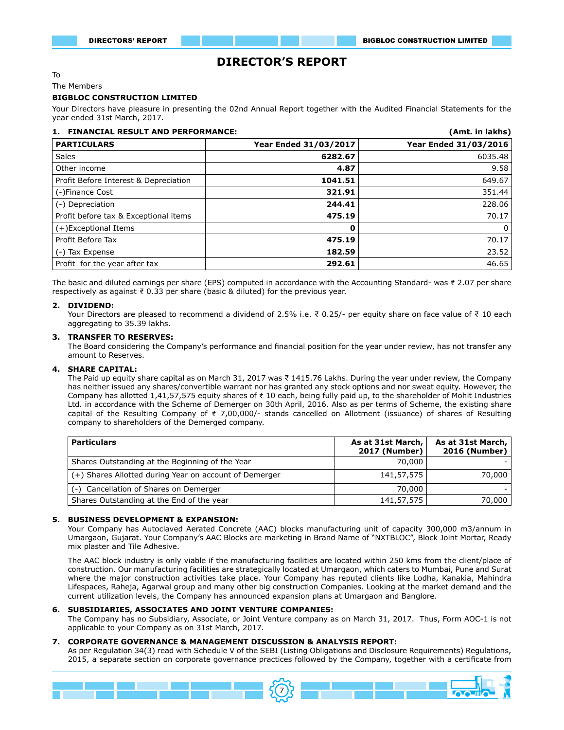# DIRECTOR'S REPORT

To

The Members

**BIGBLOC CONSTRUCTION LIMITED**

Your Directors have pleasure in presenting the 02nd Annual Report together with the Audited Financial Statements for the year ended 31st March, 2017.

## 1. FINANCIAL RESULT AND PERFORMANCE:

**(Amt. in lakhs)**

| PARTICULARS | Year Ended 31/03/2017 | Year Ended 31/03/2016 |
|---|---|---|
| Sales | **6282.67** | 6035.48 |
| Other income | **4.87** | 9.58 |
| Profit Before Interest & Depreciation | **1041.51** | 649.67 |
| (-)Finance Cost | **321.91** | 351.44 |
| (-) Depreciation | **244.41** | 228.06 |
| Profit before tax & Exceptional items | **475.19** | 70.17 |
| (+)Exceptional Items | **0** | 0 |
| Profit Before Tax | **475.19** | 70.17 |
| (-) Tax Expense | **182.59** | 23.52 |
| Profit for the year after tax | **292.61** | 46.65 |

The basic and diluted earnings per share (EPS) computed in accordance with the Accounting Standard- was ₹ 2.07 per share respectively as against ₹ 0.33 per share (basic & diluted) for the previous year.

## 2. DIVIDEND:

Your Directors are pleased to recommend a dividend of 2.5% i.e. ₹ 0.25/- per equity share on face value of ₹ 10 each aggregating to 35.39 lakhs.

## 3. TRANSFER TO RESERVES:

The Board considering the Company's performance and financial position for the year under review, has not transfer any amount to Reserves.

## 4. SHARE CAPITAL:

The Paid up equity share capital as on March 31, 2017 was ₹ 1415.76 Lakhs. During the year under review, the Company has neither issued any shares/convertible warrant nor has granted any stock options and nor sweat equity. However, the Company has allotted 1,41,57,575 equity shares of ₹ 10 each, being fully paid up, to the shareholder of Mohit Industries Ltd. in accordance with the Scheme of Demerger on 30th April, 2016. Also as per terms of Scheme, the existing share capital of the Resulting Company of ₹ 7,00,000/- stands cancelled on Allotment (issuance) of shares of Resulting company to shareholders of the Demerged company.

| Particulars | As at 31st March, 2017 (Number) | As at 31st March, 2016 (Number) |
|---|---|---|
| Shares Outstanding at the Beginning of the Year | 70,000 | - |
| (+) Shares Allotted during Year on account of Demerger | 141,57,575 | 70,000 |
| (-) Cancellation of Shares on Demerger | 70,000 | - |
| Shares Outstanding at the End of the year | 141,57,575 | 70,000 |

## 5. BUSINESS DEVELOPMENT & EXPANSION:

Your Company has Autoclaved Aerated Concrete (AAC) blocks manufacturing unit of capacity 300,000 m3/annum in Umargaon, Gujarat. Your Company's AAC Blocks are marketing in Brand Name of "NXTBLOC", Block Joint Mortar, Ready mix plaster and Tile Adhesive.

The AAC block industry is only viable if the manufacturing facilities are located within 250 kms from the client/place of construction. Our manufacturing facilities are strategically located at Umargaon, which caters to Mumbai, Pune and Surat where the major construction activities take place. Your Company has reputed clients like Lodha, Kanakia, Mahindra Lifespaces, Raheja, Agarwal group and many other big construction Companies. Looking at the market demand and the current utilization levels, the Company has announced expansion plans at Umargaon and Banglore.

## 6. SUBSIDIARIES, ASSOCIATES AND JOINT VENTURE COMPANIES:

The Company has no Subsidiary, Associate, or Joint Venture company as on March 31, 2017. Thus, Form AOC-1 is not applicable to your Company as on 31st March, 2017.

## 7. CORPORATE GOVERNANCE & MANAGEMENT DISCUSSION & ANALYSIS REPORT:

As per Regulation 34(3) read with Schedule V of the SEBI (Listing Obligations and Disclosure Requirements) Regulations, 2015, a separate section on corporate governance practices followed by the Company, together with a certificate from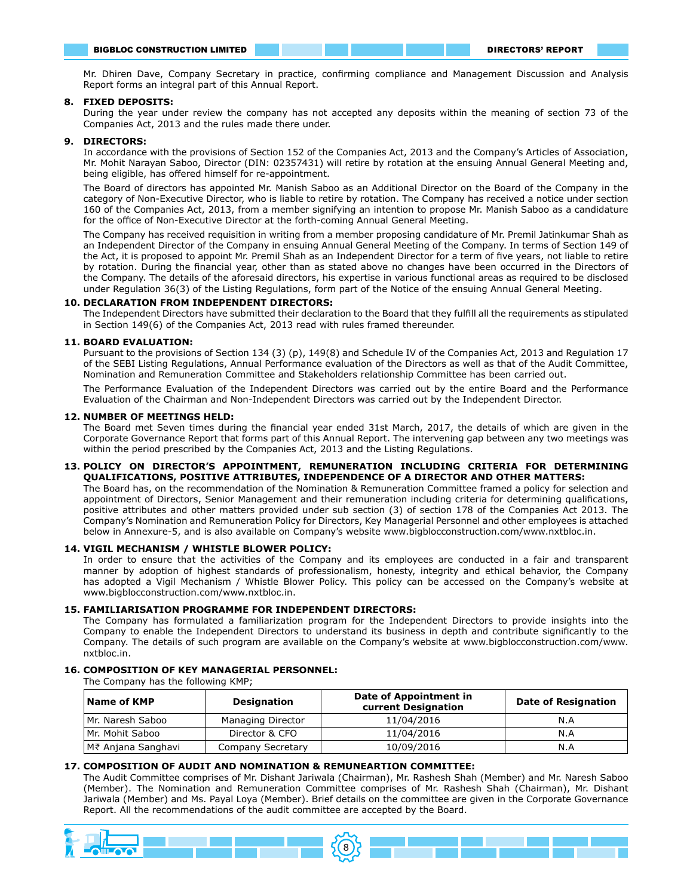Mr. Dhiren Dave, Company Secretary in practice, confirming compliance and Management Discussion and Analysis Report forms an integral part of this Annual Report.

**8. FIXED DEPOSITS:**

During the year under review the company has not accepted any deposits within the meaning of section 73 of the Companies Act, 2013 and the rules made there under.

**9. DIRECTORS:**

In accordance with the provisions of Section 152 of the Companies Act, 2013 and the Company's Articles of Association, Mr. Mohit Narayan Saboo, Director (DIN: 02357431) will retire by rotation at the ensuing Annual General Meeting and, being eligible, has offered himself for re-appointment.

The Board of directors has appointed Mr. Manish Saboo as an Additional Director on the Board of the Company in the category of Non-Executive Director, who is liable to retire by rotation. The Company has received a notice under section 160 of the Companies Act, 2013, from a member signifying an intention to propose Mr. Manish Saboo as a candidature for the office of Non-Executive Director at the forth-coming Annual General Meeting.

The Company has received requisition in writing from a member proposing candidature of Mr. Premil Jatinkumar Shah as an Independent Director of the Company in ensuing Annual General Meeting of the Company. In terms of Section 149 of the Act, it is proposed to appoint Mr. Premil Shah as an Independent Director for a term of five years, not liable to retire by rotation. During the financial year, other than as stated above no changes have been occurred in the Directors of the Company. The details of the aforesaid directors, his expertise in various functional areas as required to be disclosed under Regulation 36(3) of the Listing Regulations, form part of the Notice of the ensuing Annual General Meeting.

**10. DECLARATION FROM INDEPENDENT DIRECTORS:**

The Independent Directors have submitted their declaration to the Board that they fulfill all the requirements as stipulated in Section 149(6) of the Companies Act, 2013 read with rules framed thereunder.

**11. BOARD EVALUATION:**

Pursuant to the provisions of Section 134 (3) (p), 149(8) and Schedule IV of the Companies Act, 2013 and Regulation 17 of the SEBI Listing Regulations, Annual Performance evaluation of the Directors as well as that of the Audit Committee, Nomination and Remuneration Committee and Stakeholders relationship Committee has been carried out.

The Performance Evaluation of the Independent Directors was carried out by the entire Board and the Performance Evaluation of the Chairman and Non-Independent Directors was carried out by the Independent Director.

**12. NUMBER OF MEETINGS HELD:**

The Board met Seven times during the financial year ended 31st March, 2017, the details of which are given in the Corporate Governance Report that forms part of this Annual Report. The intervening gap between any two meetings was within the period prescribed by the Companies Act, 2013 and the Listing Regulations.

**13. POLICY ON DIRECTOR'S APPOINTMENT, REMUNERATION INCLUDING CRITERIA FOR DETERMINING QUALIFICATIONS, POSITIVE ATTRIBUTES, INDEPENDENCE OF A DIRECTOR AND OTHER MATTERS:**

The Board has, on the recommendation of the Nomination & Remuneration Committee framed a policy for selection and appointment of Directors, Senior Management and their remuneration including criteria for determining qualifications, positive attributes and other matters provided under sub section (3) of section 178 of the Companies Act 2013. The Company's Nomination and Remuneration Policy for Directors, Key Managerial Personnel and other employees is attached below in Annexure-5, and is also available on Company's website www.bigblocconstruction.com/www.nxtbloc.in.

**14. VIGIL MECHANISM / WHISTLE BLOWER POLICY:**

In order to ensure that the activities of the Company and its employees are conducted in a fair and transparent manner by adoption of highest standards of professionalism, honesty, integrity and ethical behavior, the Company has adopted a Vigil Mechanism / Whistle Blower Policy. This policy can be accessed on the Company's website at www.bigblocconstruction.com/www.nxtbloc.in.

**15. FAMILIARISATION PROGRAMME FOR INDEPENDENT DIRECTORS:**

The Company has formulated a familiarization program for the Independent Directors to provide insights into the Company to enable the Independent Directors to understand its business in depth and contribute significantly to the Company. The details of such program are available on the Company's website at www.bigblocconstruction.com/www.nxtbloc.in.

**16. COMPOSITION OF KEY MANAGERIAL PERSONNEL:**

The Company has the following KMP;

| Name of KMP | Designation | Date of Appointment in current Designation | Date of Resignation |
|---|---|---|---|
| Mr. Naresh Saboo | Managing Director | 11/04/2016 | N.A |
| Mr. Mohit Saboo | Director & CFO | 11/04/2016 | N.A |
| M₹ Anjana Sanghavi | Company Secretary | 10/09/2016 | N.A |

**17. COMPOSITION OF AUDIT AND NOMINATION & REMUNEARTION COMMITTEE:**

The Audit Committee comprises of Mr. Dishant Jariwala (Chairman), Mr. Rashesh Shah (Member) and Mr. Naresh Saboo (Member). The Nomination and Remuneration Committee comprises of Mr. Rashesh Shah (Chairman), Mr. Dishant Jariwala (Member) and Ms. Payal Loya (Member). Brief details on the committee are given in the Corporate Governance Report. All the recommendations of the audit committee are accepted by the Board.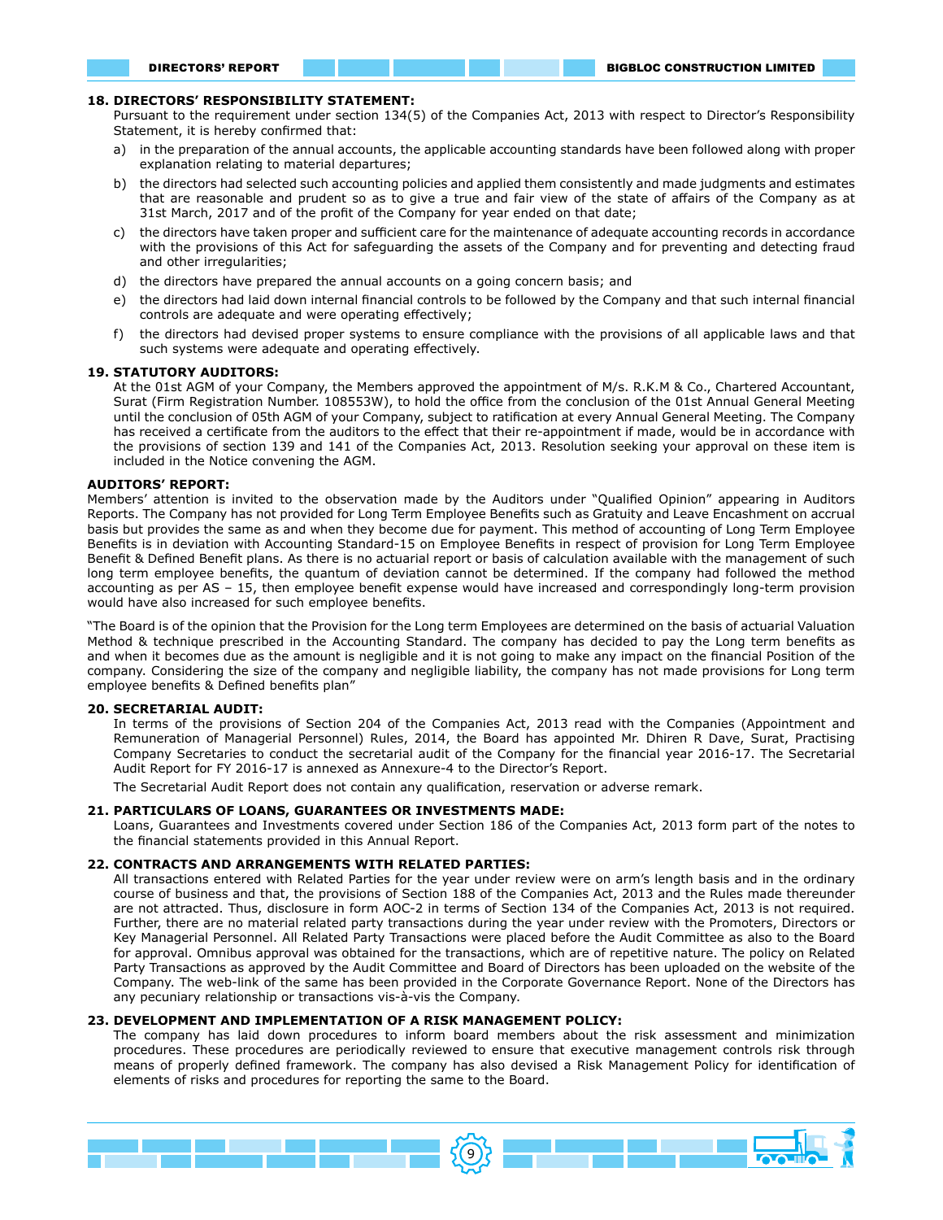## 18. DIRECTORS' RESPONSIBILITY STATEMENT:

Pursuant to the requirement under section 134(5) of the Companies Act, 2013 with respect to Director's Responsibility Statement, it is hereby confirmed that:

a) in the preparation of the annual accounts, the applicable accounting standards have been followed along with proper explanation relating to material departures;

b) the directors had selected such accounting policies and applied them consistently and made judgments and estimates that are reasonable and prudent so as to give a true and fair view of the state of affairs of the Company as at 31st March, 2017 and of the profit of the Company for year ended on that date;

c) the directors have taken proper and sufficient care for the maintenance of adequate accounting records in accordance with the provisions of this Act for safeguarding the assets of the Company and for preventing and detecting fraud and other irregularities;

d) the directors have prepared the annual accounts on a going concern basis; and

e) the directors had laid down internal financial controls to be followed by the Company and that such internal financial controls are adequate and were operating effectively;

f) the directors had devised proper systems to ensure compliance with the provisions of all applicable laws and that such systems were adequate and operating effectively.

## 19. STATUTORY AUDITORS:

At the 01st AGM of your Company, the Members approved the appointment of M/s. R.K.M & Co., Chartered Accountant, Surat (Firm Registration Number. 108553W), to hold the office from the conclusion of the 01st Annual General Meeting until the conclusion of 05th AGM of your Company, subject to ratification at every Annual General Meeting. The Company has received a certificate from the auditors to the effect that their re-appointment if made, would be in accordance with the provisions of section 139 and 141 of the Companies Act, 2013. Resolution seeking your approval on these item is included in the Notice convening the AGM.

### AUDITORS' REPORT:

Members' attention is invited to the observation made by the Auditors under "Qualified Opinion" appearing in Auditors Reports. The Company has not provided for Long Term Employee Benefits such as Gratuity and Leave Encashment on accrual basis but provides the same as and when they become due for payment. This method of accounting of Long Term Employee Benefits is in deviation with Accounting Standard-15 on Employee Benefits in respect of provision for Long Term Employee Benefit & Defined Benefit plans. As there is no actuarial report or basis of calculation available with the management of such long term employee benefits, the quantum of deviation cannot be determined. If the company had followed the method accounting as per AS – 15, then employee benefit expense would have increased and correspondingly long-term provision would have also increased for such employee benefits.

"The Board is of the opinion that the Provision for the Long term Employees are determined on the basis of actuarial Valuation Method & technique prescribed in the Accounting Standard. The company has decided to pay the Long term benefits as and when it becomes due as the amount is negligible and it is not going to make any impact on the financial Position of the company. Considering the size of the company and negligible liability, the company has not made provisions for Long term employee benefits & Defined benefits plan"

## 20. SECRETARIAL AUDIT:

In terms of the provisions of Section 204 of the Companies Act, 2013 read with the Companies (Appointment and Remuneration of Managerial Personnel) Rules, 2014, the Board has appointed Mr. Dhiren R Dave, Surat, Practising Company Secretaries to conduct the secretarial audit of the Company for the financial year 2016-17. The Secretarial Audit Report for FY 2016-17 is annexed as Annexure-4 to the Director's Report.

The Secretarial Audit Report does not contain any qualification, reservation or adverse remark.

## 21. PARTICULARS OF LOANS, GUARANTEES OR INVESTMENTS MADE:

Loans, Guarantees and Investments covered under Section 186 of the Companies Act, 2013 form part of the notes to the financial statements provided in this Annual Report.

## 22. CONTRACTS AND ARRANGEMENTS WITH RELATED PARTIES:

All transactions entered with Related Parties for the year under review were on arm's length basis and in the ordinary course of business and that, the provisions of Section 188 of the Companies Act, 2013 and the Rules made thereunder are not attracted. Thus, disclosure in form AOC-2 in terms of Section 134 of the Companies Act, 2013 is not required. Further, there are no material related party transactions during the year under review with the Promoters, Directors or Key Managerial Personnel. All Related Party Transactions were placed before the Audit Committee as also to the Board for approval. Omnibus approval was obtained for the transactions, which are of repetitive nature. The policy on Related Party Transactions as approved by the Audit Committee and Board of Directors has been uploaded on the website of the Company. The web-link of the same has been provided in the Corporate Governance Report. None of the Directors has any pecuniary relationship or transactions vis-à-vis the Company.

## 23. DEVELOPMENT AND IMPLEMENTATION OF A RISK MANAGEMENT POLICY:

The company has laid down procedures to inform board members about the risk assessment and minimization procedures. These procedures are periodically reviewed to ensure that executive management controls risk through means of properly defined framework. The company has also devised a Risk Management Policy for identification of elements of risks and procedures for reporting the same to the Board.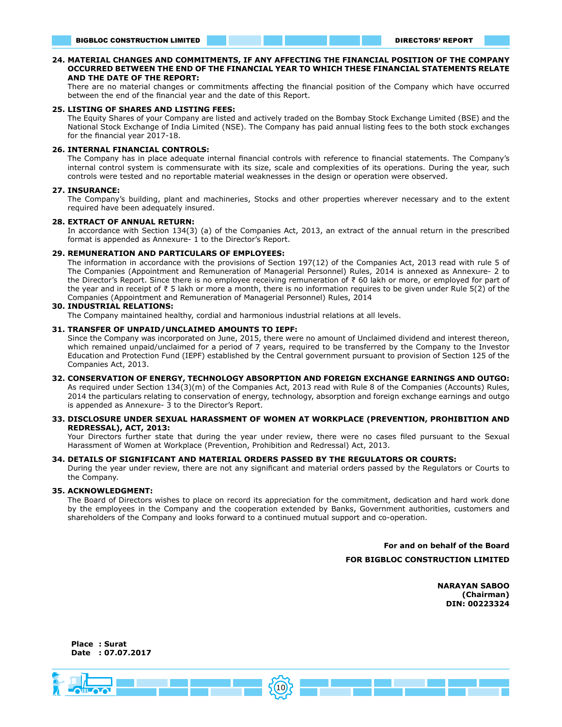**24. MATERIAL CHANGES AND COMMITMENTS, IF ANY AFFECTING THE FINANCIAL POSITION OF THE COMPANY OCCURRED BETWEEN THE END OF THE FINANCIAL YEAR TO WHICH THESE FINANCIAL STATEMENTS RELATE AND THE DATE OF THE REPORT:**

There are no material changes or commitments affecting the financial position of the Company which have occurred between the end of the financial year and the date of this Report.

**25. LISTING OF SHARES AND LISTING FEES:**

The Equity Shares of your Company are listed and actively traded on the Bombay Stock Exchange Limited (BSE) and the National Stock Exchange of India Limited (NSE). The Company has paid annual listing fees to the both stock exchanges for the financial year 2017-18.

**26. INTERNAL FINANCIAL CONTROLS:**

The Company has in place adequate internal financial controls with reference to financial statements. The Company's internal control system is commensurate with its size, scale and complexities of its operations. During the year, such controls were tested and no reportable material weaknesses in the design or operation were observed.

**27. INSURANCE:**

The Company's building, plant and machineries, Stocks and other properties wherever necessary and to the extent required have been adequately insured.

**28. EXTRACT OF ANNUAL RETURN:**

In accordance with Section 134(3) (a) of the Companies Act, 2013, an extract of the annual return in the prescribed format is appended as Annexure- 1 to the Director's Report.

**29. REMUNERATION AND PARTICULARS OF EMPLOYEES:**

The information in accordance with the provisions of Section 197(12) of the Companies Act, 2013 read with rule 5 of The Companies (Appointment and Remuneration of Managerial Personnel) Rules, 2014 is annexed as Annexure- 2 to the Director's Report. Since there is no employee receiving remuneration of ₹ 60 lakh or more, or employed for part of the year and in receipt of ₹ 5 lakh or more a month, there is no information requires to be given under Rule 5(2) of the Companies (Appointment and Remuneration of Managerial Personnel) Rules, 2014

**30. INDUSTRIAL RELATIONS:**

The Company maintained healthy, cordial and harmonious industrial relations at all levels.

**31. TRANSFER OF UNPAID/UNCLAIMED AMOUNTS TO IEPF:**

Since the Company was incorporated on June, 2015, there were no amount of Unclaimed dividend and interest thereon, which remained unpaid/unclaimed for a period of 7 years, required to be transferred by the Company to the Investor Education and Protection Fund (IEPF) established by the Central government pursuant to provision of Section 125 of the Companies Act, 2013.

**32. CONSERVATION OF ENERGY, TECHNOLOGY ABSORPTION AND FOREIGN EXCHANGE EARNINGS AND OUTGO:**

As required under Section 134(3)(m) of the Companies Act, 2013 read with Rule 8 of the Companies (Accounts) Rules, 2014 the particulars relating to conservation of energy, technology, absorption and foreign exchange earnings and outgo is appended as Annexure- 3 to the Director's Report.

**33. DISCLOSURE UNDER SEXUAL HARASSMENT OF WOMEN AT WORKPLACE (PREVENTION, PROHIBITION AND REDRESSAL), ACT, 2013:**

Your Directors further state that during the year under review, there were no cases filed pursuant to the Sexual Harassment of Women at Workplace (Prevention, Prohibition and Redressal) Act, 2013.

**34. DETAILS OF SIGNIFICANT AND MATERIAL ORDERS PASSED BY THE REGULATORS OR COURTS:**

During the year under review, there are not any significant and material orders passed by the Regulators or Courts to the Company.

**35. ACKNOWLEDGMENT:**

The Board of Directors wishes to place on record its appreciation for the commitment, dedication and hard work done by the employees in the Company and the cooperation extended by Banks, Government authorities, customers and shareholders of the Company and looks forward to a continued mutual support and co-operation.

**For and on behalf of the Board**

**FOR BIGBLOC CONSTRUCTION LIMITED**

**NARAYAN SABOO**
**(Chairman)**
**DIN: 00223324**

**Place : Surat**
**Date : 07.07.2017**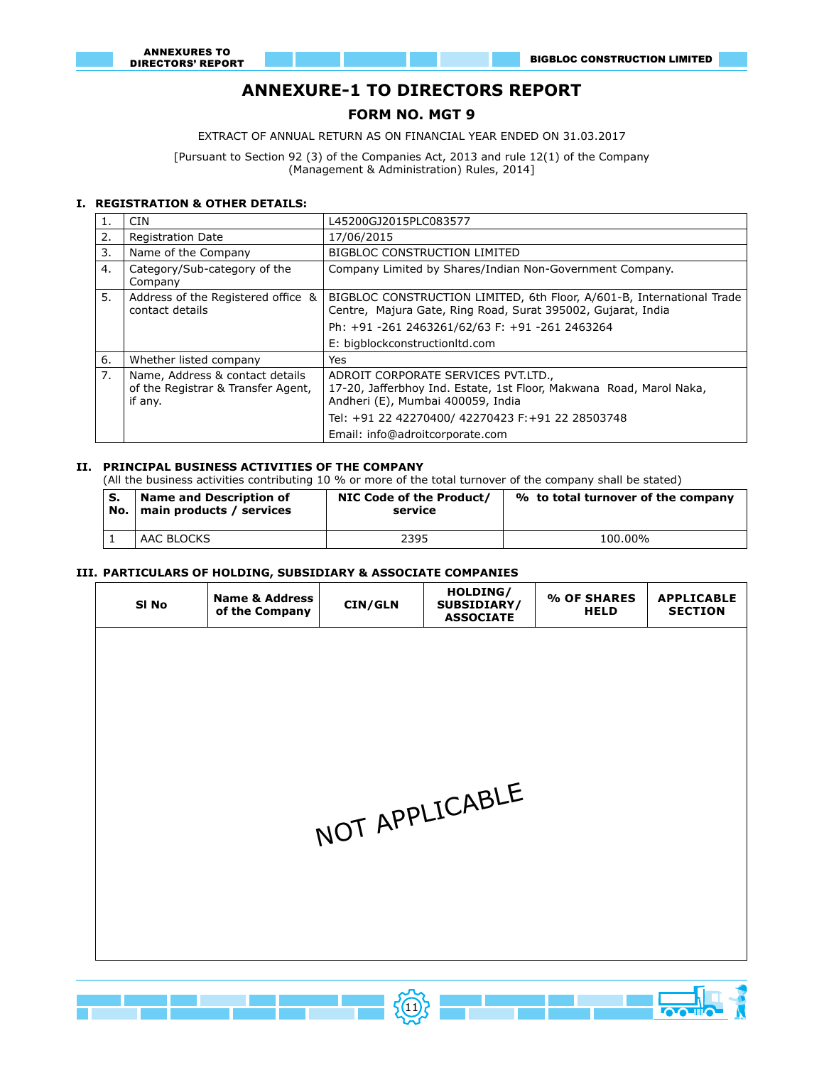# ANNEXURE-1 TO DIRECTORS REPORT

## FORM NO. MGT 9

EXTRACT OF ANNUAL RETURN AS ON FINANCIAL YEAR ENDED ON 31.03.2017

[Pursuant to Section 92 (3) of the Companies Act, 2013 and rule 12(1) of the Company (Management & Administration) Rules, 2014]

### I. REGISTRATION & OTHER DETAILS:

| | | |
|---|---|---|
| 1. | CIN | L45200GJ2015PLC083577 |
| 2. | Registration Date | 17/06/2015 |
| 3. | Name of the Company | BIGBLOC CONSTRUCTION LIMITED |
| 4. | Category/Sub-category of the Company | Company Limited by Shares/Indian Non-Government Company. |
| 5. | Address of the Registered office & contact details | BIGBLOC CONSTRUCTION LIMITED, 6th Floor, A/601-B, International Trade Centre, Majura Gate, Ring Road, Surat 395002, Gujarat, India<br>Ph: +91 -261 2463261/62/63 F: +91 -261 2463264<br>E: bigblockconstructionltd.com |
| 6. | Whether listed company | Yes |
| 7. | Name, Address & contact details of the Registrar & Transfer Agent, if any. | ADROIT CORPORATE SERVICES PVT.LTD.,<br>17-20, Jafferbhoy Ind. Estate, 1st Floor, Makwana Road, Marol Naka, Andheri (E), Mumbai 400059, India<br>Tel: +91 22 42270400/ 42270423 F:+91 22 28503748<br>Email: info@adroitcorporate.com |

### II. PRINCIPAL BUSINESS ACTIVITIES OF THE COMPANY

(All the business activities contributing 10 % or more of the total turnover of the company shall be stated)

| S. No. | Name and Description of main products / services | NIC Code of the Product/ service | % to total turnover of the company |
|---|---|---|---|
| 1 | AAC BLOCKS | 2395 | 100.00% |

### III. PARTICULARS OF HOLDING, SUBSIDIARY & ASSOCIATE COMPANIES

| Sl No | Name & Address of the Company | CIN/GLN | HOLDING/ SUBSIDIARY/ ASSOCIATE | % OF SHARES HELD | APPLICABLE SECTION |
|---|---|---|---|---|---|
| NOT APPLICABLE | | | | | |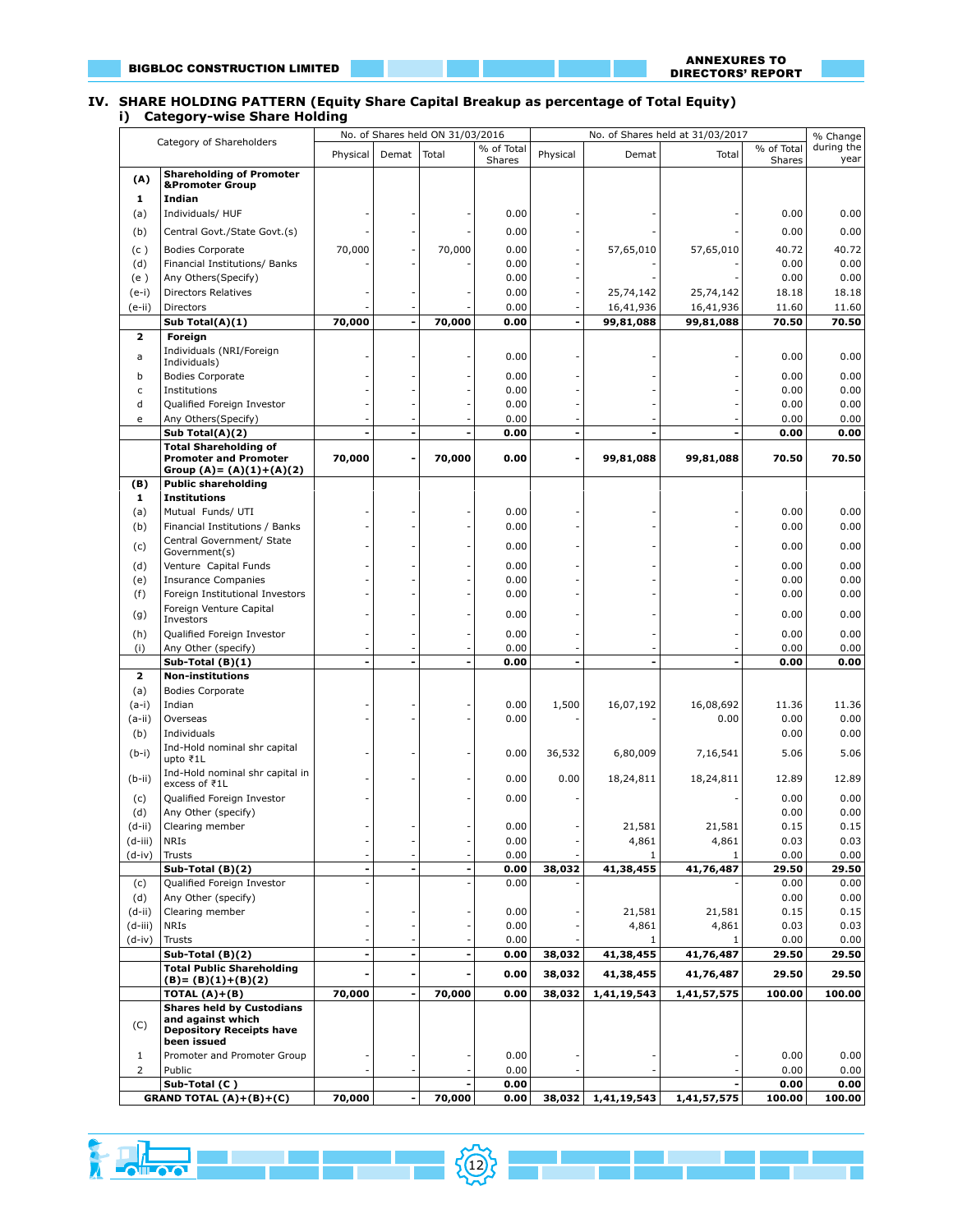## IV. SHARE HOLDING PATTERN (Equity Share Capital Breakup as percentage of Total Equity)

### i) Category-wise Share Holding

| | Category of Shareholders | No. of Shares held ON 31/03/2016 | | | | No. of Shares held at 31/03/2017 | | | | % Change during the year |
|---|---|---|---|---|---|---|---|---|---|---|
| | | Physical | Demat | Total | % of Total Shares | Physical | Demat | Total | % of Total Shares | |
| **(A)** | **Shareholding of Promoter &Promoter Group** | | | | | | | | | |
| **1** | **Indian** | | | | | | | | | |
| (a) | Individuals/ HUF | - | - | - | 0.00 | - | - | - | 0.00 | 0.00 |
| (b) | Central Govt./State Govt.(s) | - | - | - | 0.00 | - | - | - | 0.00 | 0.00 |
| (c ) | Bodies Corporate | 70,000 | - | 70,000 | 0.00 | - | 57,65,010 | 57,65,010 | 40.72 | 40.72 |
| (d) | Financial Institutions/ Banks | - | - | - | 0.00 | - | - | - | 0.00 | 0.00 |
| (e ) | Any Others(Specify) | | | | 0.00 | - | | | 0.00 | 0.00 |
| (e-i) | Directors Relatives | - | - | - | 0.00 | - | 25,74,142 | 25,74,142 | 18.18 | 18.18 |
| (e-ii) | Directors | - | - | - | 0.00 | - | 16,41,936 | 16,41,936 | 11.60 | 11.60 |
| | **Sub Total(A)(1)** | **70,000** | **-** | **70,000** | **0.00** | **-** | **99,81,088** | **99,81,088** | **70.50** | **70.50** |
| **2** | **Foreign** | | | | | | | | | |
| a | Individuals (NRI/Foreign Individuals) | - | - | - | 0.00 | - | - | - | 0.00 | 0.00 |
| b | Bodies Corporate | - | - | - | 0.00 | - | - | - | 0.00 | 0.00 |
| c | Institutions | - | - | - | 0.00 | - | - | - | 0.00 | 0.00 |
| d | Qualified Foreign Investor | - | - | - | 0.00 | - | - | - | 0.00 | 0.00 |
| e | Any Others(Specify) | - | - | - | 0.00 | - | - | - | 0.00 | 0.00 |
| | **Sub Total(A)(2)** | **-** | **-** | **-** | **0.00** | **-** | **-** | **-** | **0.00** | **0.00** |
| | **Total Shareholding of Promoter and Promoter Group (A)= (A)(1)+(A)(2)** | **70,000** | **-** | **70,000** | **0.00** | **-** | **99,81,088** | **99,81,088** | **70.50** | **70.50** |
| **(B)** | **Public shareholding** | | | | | | | | | |
| **1** | **Institutions** | | | | | | | | | |
| (a) | Mutual Funds/ UTI | - | - | - | 0.00 | - | - | - | 0.00 | 0.00 |
| (b) | Financial Institutions / Banks | - | - | - | 0.00 | - | - | - | 0.00 | 0.00 |
| (c) | Central Government/ State Government(s) | - | - | - | 0.00 | - | - | - | 0.00 | 0.00 |
| (d) | Venture Capital Funds | - | - | - | 0.00 | - | - | - | 0.00 | 0.00 |
| (e) | Insurance Companies | - | - | - | 0.00 | - | - | - | 0.00 | 0.00 |
| (f) | Foreign Institutional Investors | - | - | - | 0.00 | - | - | - | 0.00 | 0.00 |
| (g) | Foreign Venture Capital Investors | - | - | - | 0.00 | - | - | - | 0.00 | 0.00 |
| (h) | Qualified Foreign Investor | - | - | - | 0.00 | - | - | - | 0.00 | 0.00 |
| (i) | Any Other (specify) | - | - | - | 0.00 | - | - | - | 0.00 | 0.00 |
| | **Sub-Total (B)(1)** | **-** | **-** | **-** | **0.00** | **-** | **-** | **-** | **0.00** | **0.00** |
| **2** | **Non-institutions** | | | | | | | | | |
| (a) | Bodies Corporate | | | | | | | | | |
| (a-i) | Indian | - | - | - | 0.00 | 1,500 | 16,07,192 | 16,08,692 | 11.36 | 11.36 |
| (a-ii) | Overseas | - | - | - | 0.00 | - | - | 0.00 | 0.00 | 0.00 |
| (b) | Individuals | | | | | | | | 0.00 | 0.00 |
| (b-i) | Ind-Hold nominal shr capital upto ₹1L | - | - | - | 0.00 | 36,532 | 6,80,009 | 7,16,541 | 5.06 | 5.06 |
| (b-ii) | Ind-Hold nominal shr capital in excess of ₹1L | - | - | - | 0.00 | 0.00 | 18,24,811 | 18,24,811 | 12.89 | 12.89 |
| (c) | Qualified Foreign Investor | - | | - | 0.00 | - | | - | 0.00 | 0.00 |
| (d) | Any Other (specify) | | | | | | | | 0.00 | 0.00 |
| (d-ii) | Clearing member | - | - | - | 0.00 | - | 21,581 | 21,581 | 0.15 | 0.15 |
| (d-iii) | NRIs | - | - | - | 0.00 | - | 4,861 | 4,861 | 0.03 | 0.03 |
| (d-iv) | Trusts | - | - | - | 0.00 | - | 1 | 1 | 0.00 | 0.00 |
| | **Sub-Total (B)(2)** | **-** | **-** | **-** | **0.00** | **38,032** | **41,38,455** | **41,76,487** | **29.50** | **29.50** |
| (c) | Qualified Foreign Investor | - | | - | 0.00 | - | | - | 0.00 | 0.00 |
| (d) | Any Other (specify) | | | | | | | | 0.00 | 0.00 |
| (d-ii) | Clearing member | - | - | - | 0.00 | - | 21,581 | 21,581 | 0.15 | 0.15 |
| (d-iii) | NRIs | - | - | - | 0.00 | - | 4,861 | 4,861 | 0.03 | 0.03 |
| (d-iv) | Trusts | - | - | - | 0.00 | - | 1 | 1 | 0.00 | 0.00 |
| | **Sub-Total (B)(2)** | **-** | **-** | **-** | **0.00** | **38,032** | **41,38,455** | **41,76,487** | **29.50** | **29.50** |
| | **Total Public Shareholding (B)= (B)(1)+(B)(2)** | **-** | **-** | **-** | **0.00** | **38,032** | **41,38,455** | **41,76,487** | **29.50** | **29.50** |
| | **TOTAL (A)+(B)** | **70,000** | **-** | **70,000** | **0.00** | **38,032** | **1,41,19,543** | **1,41,57,575** | **100.00** | **100.00** |
| (C) | **Shares held by Custodians and against which Depository Receipts have been issued** | | | | | | | | | |
| 1 | Promoter and Promoter Group | - | - | - | 0.00 | - | - | - | 0.00 | 0.00 |
| 2 | Public | - | - | - | 0.00 | - | - | - | 0.00 | 0.00 |
| | **Sub-Total (C )** | | | **-** | **0.00** | | | **-** | **0.00** | **0.00** |
| | **GRAND TOTAL (A)+(B)+(C)** | **70,000** | **-** | **70,000** | **0.00** | **38,032** | **1,41,19,543** | **1,41,57,575** | **100.00** | **100.00** |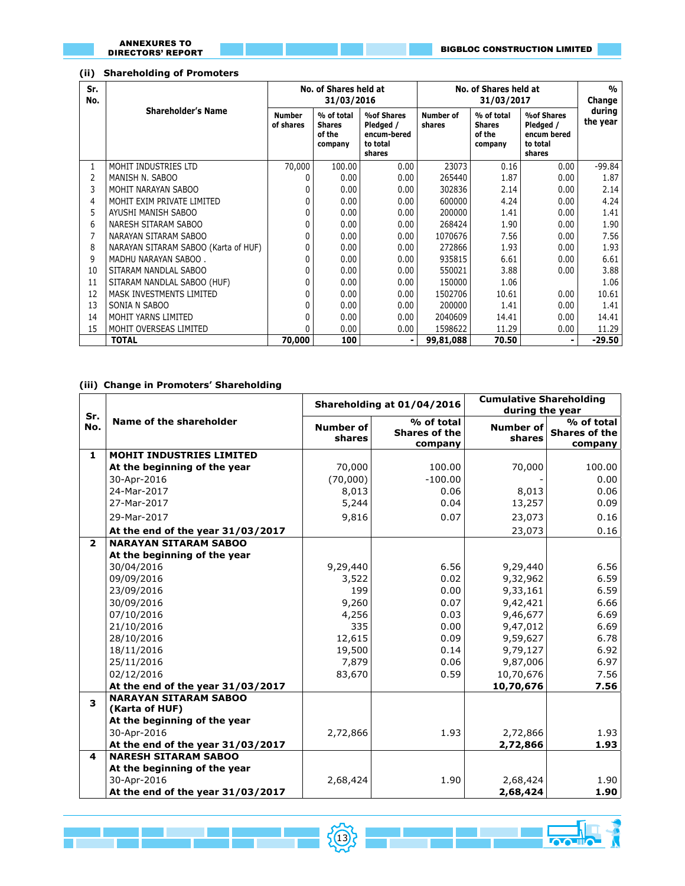### (ii) Shareholding of Promoters

| Sr. No. | Shareholder's Name | No. of Shares held at 31/03/2016 | | | No. of Shares held at 31/03/2017 | | | % Change during the year |
|---|---|---|---|---|---|---|---|---|
| | | Number of shares | % of total Shares of the company | %of Shares Pledged / encum-bered to total shares | Number of shares | % of total Shares of the company | %of Shares Pledged / encum bered to total shares | |
| 1 | MOHIT INDUSTRIES LTD | 70,000 | 100.00 | 0.00 | 23073 | 0.16 | 0.00 | -99.84 |
| 2 | MANISH N. SABOO | 0 | 0.00 | 0.00 | 265440 | 1.87 | 0.00 | 1.87 |
| 3 | MOHIT NARAYAN SABOO | 0 | 0.00 | 0.00 | 302836 | 2.14 | 0.00 | 2.14 |
| 4 | MOHIT EXIM PRIVATE LIMITED | 0 | 0.00 | 0.00 | 600000 | 4.24 | 0.00 | 4.24 |
| 5 | AYUSHI MANISH SABOO | 0 | 0.00 | 0.00 | 200000 | 1.41 | 0.00 | 1.41 |
| 6 | NARESH SITARAM SABOO | 0 | 0.00 | 0.00 | 268424 | 1.90 | 0.00 | 1.90 |
| 7 | NARAYAN SITARAM SABOO | 0 | 0.00 | 0.00 | 1070676 | 7.56 | 0.00 | 7.56 |
| 8 | NARAYAN SITARAM SABOO (Karta of HUF) | 0 | 0.00 | 0.00 | 272866 | 1.93 | 0.00 | 1.93 |
| 9 | MADHU NARAYAN SABOO . | 0 | 0.00 | 0.00 | 935815 | 6.61 | 0.00 | 6.61 |
| 10 | SITARAM NANDLAL SABOO | 0 | 0.00 | 0.00 | 550021 | 3.88 | 0.00 | 3.88 |
| 11 | SITARAM NANDLAL SABOO (HUF) | 0 | 0.00 | 0.00 | 150000 | 1.06 | | 1.06 |
| 12 | MASK INVESTMENTS LIMITED | 0 | 0.00 | 0.00 | 1502706 | 10.61 | 0.00 | 10.61 |
| 13 | SONIA N SABOO | 0 | 0.00 | 0.00 | 200000 | 1.41 | 0.00 | 1.41 |
| 14 | MOHIT YARNS LIMITED | 0 | 0.00 | 0.00 | 2040609 | 14.41 | 0.00 | 14.41 |
| 15 | MOHIT OVERSEAS LIMITED | 0 | 0.00 | 0.00 | 1598622 | 11.29 | 0.00 | 11.29 |
| | **TOTAL** | **70,000** | **100** | **-** | **99,81,088** | **70.50** | **-** | **-29.50** |

### (iii) Change in Promoters' Shareholding

| Sr. No. | Name of the shareholder | Shareholding at 01/04/2016 | | Cumulative Shareholding during the year | |
|---|---|---|---|---|---|
| | | Number of shares | % of total Shares of the company | Number of shares | % of total Shares of the company |
| **1** | **MOHIT INDUSTRIES LIMITED** | | | | |
| | **At the beginning of the year** | 70,000 | 100.00 | 70,000 | 100.00 |
| | 30-Apr-2016 | (70,000) | -100.00 | - | 0.00 |
| | 24-Mar-2017 | 8,013 | 0.06 | 8,013 | 0.06 |
| | 27-Mar-2017 | 5,244 | 0.04 | 13,257 | 0.09 |
| | 29-Mar-2017 | 9,816 | 0.07 | 23,073 | 0.16 |
| | **At the end of the year 31/03/2017** | | | 23,073 | 0.16 |
| **2** | **NARAYAN SITARAM SABOO** | | | | |
| | **At the beginning of the year** | | | | |
| | 30/04/2016 | 9,29,440 | 6.56 | 9,29,440 | 6.56 |
| | 09/09/2016 | 3,522 | 0.02 | 9,32,962 | 6.59 |
| | 23/09/2016 | 199 | 0.00 | 9,33,161 | 6.59 |
| | 30/09/2016 | 9,260 | 0.07 | 9,42,421 | 6.66 |
| | 07/10/2016 | 4,256 | 0.03 | 9,46,677 | 6.69 |
| | 21/10/2016 | 335 | 0.00 | 9,47,012 | 6.69 |
| | 28/10/2016 | 12,615 | 0.09 | 9,59,627 | 6.78 |
| | 18/11/2016 | 19,500 | 0.14 | 9,79,127 | 6.92 |
| | 25/11/2016 | 7,879 | 0.06 | 9,87,006 | 6.97 |
| | 02/12/2016 | 83,670 | 0.59 | 10,70,676 | 7.56 |
| | **At the end of the year 31/03/2017** | | | **10,70,676** | **7.56** |
| **3** | **NARAYAN SITARAM SABOO (Karta of HUF)** | | | | |
| | **At the beginning of the year** | | | | |
| | 30-Apr-2016 | 2,72,866 | 1.93 | 2,72,866 | 1.93 |
| | **At the end of the year 31/03/2017** | | | **2,72,866** | **1.93** |
| **4** | **NARESH SITARAM SABOO** | | | | |
| | **At the beginning of the year** | | | | |
| | 30-Apr-2016 | 2,68,424 | 1.90 | 2,68,424 | 1.90 |
| | **At the end of the year 31/03/2017** | | | **2,68,424** | **1.90** |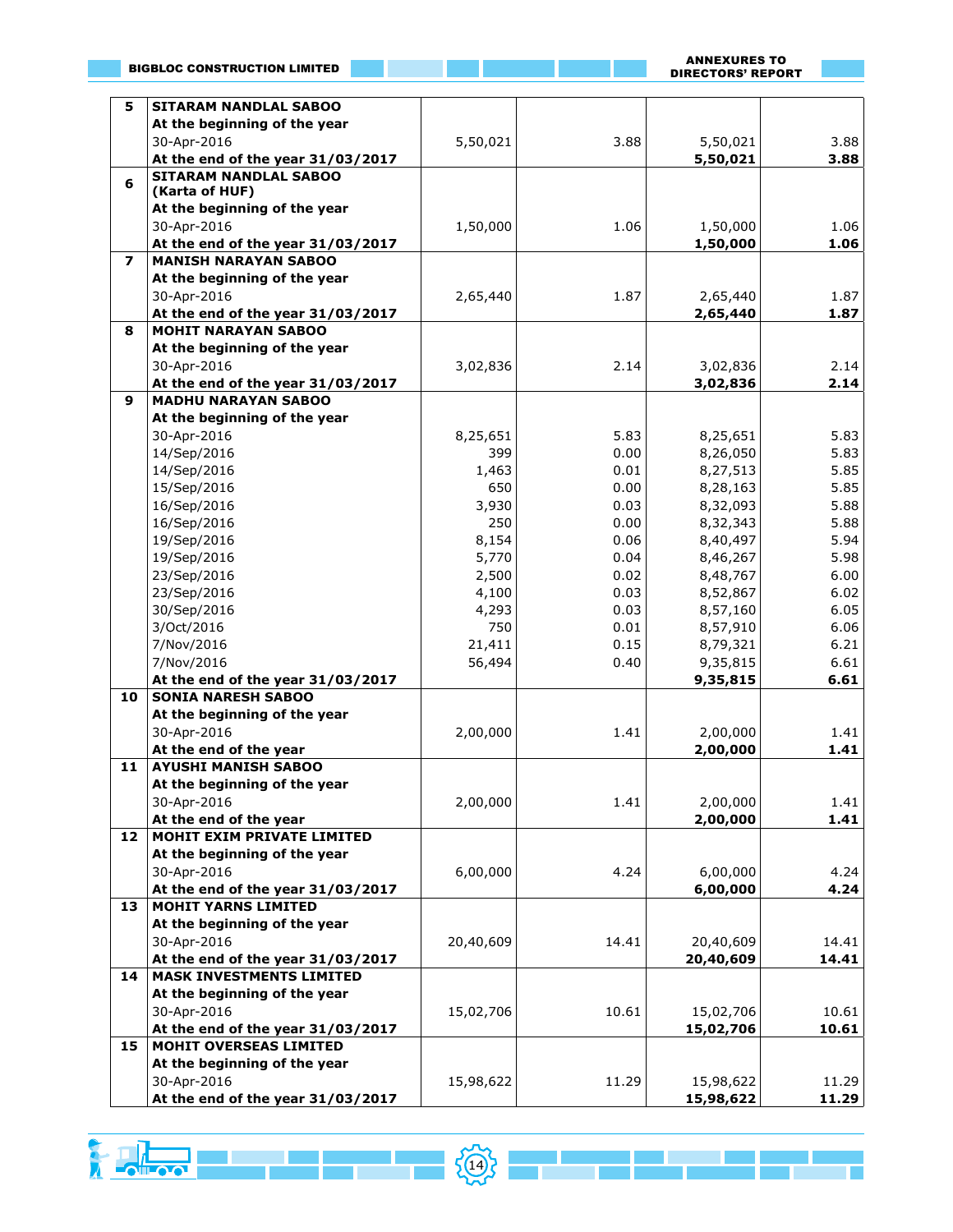| | | | | | |
|---|---|---|---|---|---|
| 5 | **SITARAM NANDLAL SABOO** | | | | |
| | **At the beginning of the year** | | | | |
| | 30-Apr-2016 | 5,50,021 | 3.88 | 5,50,021 | 3.88 |
| | **At the end of the year 31/03/2017** | | | **5,50,021** | **3.88** |
| 6 | **SITARAM NANDLAL SABOO (Karta of HUF)** | | | | |
| | **At the beginning of the year** | | | | |
| | 30-Apr-2016 | 1,50,000 | 1.06 | 1,50,000 | 1.06 |
| | **At the end of the year 31/03/2017** | | | **1,50,000** | **1.06** |
| 7 | **MANISH NARAYAN SABOO** | | | | |
| | **At the beginning of the year** | | | | |
| | 30-Apr-2016 | 2,65,440 | 1.87 | 2,65,440 | 1.87 |
| | **At the end of the year 31/03/2017** | | | **2,65,440** | **1.87** |
| 8 | **MOHIT NARAYAN SABOO** | | | | |
| | **At the beginning of the year** | | | | |
| | 30-Apr-2016 | 3,02,836 | 2.14 | 3,02,836 | 2.14 |
| | **At the end of the year 31/03/2017** | | | **3,02,836** | **2.14** |
| 9 | **MADHU NARAYAN SABOO** | | | | |
| | **At the beginning of the year** | | | | |
| | 30-Apr-2016 | 8,25,651 | 5.83 | 8,25,651 | 5.83 |
| | 14/Sep/2016 | 399 | 0.00 | 8,26,050 | 5.83 |
| | 14/Sep/2016 | 1,463 | 0.01 | 8,27,513 | 5.85 |
| | 15/Sep/2016 | 650 | 0.00 | 8,28,163 | 5.85 |
| | 16/Sep/2016 | 3,930 | 0.03 | 8,32,093 | 5.88 |
| | 16/Sep/2016 | 250 | 0.00 | 8,32,343 | 5.88 |
| | 19/Sep/2016 | 8,154 | 0.06 | 8,40,497 | 5.94 |
| | 19/Sep/2016 | 5,770 | 0.04 | 8,46,267 | 5.98 |
| | 23/Sep/2016 | 2,500 | 0.02 | 8,48,767 | 6.00 |
| | 23/Sep/2016 | 4,100 | 0.03 | 8,52,867 | 6.02 |
| | 30/Sep/2016 | 4,293 | 0.03 | 8,57,160 | 6.05 |
| | 3/Oct/2016 | 750 | 0.01 | 8,57,910 | 6.06 |
| | 7/Nov/2016 | 21,411 | 0.15 | 8,79,321 | 6.21 |
| | 7/Nov/2016 | 56,494 | 0.40 | 9,35,815 | 6.61 |
| | **At the end of the year 31/03/2017** | | | **9,35,815** | **6.61** |
| 10 | **SONIA NARESH SABOO** | | | | |
| | **At the beginning of the year** | | | | |
| | 30-Apr-2016 | 2,00,000 | 1.41 | 2,00,000 | 1.41 |
| | **At the end of the year** | | | **2,00,000** | **1.41** |
| 11 | **AYUSHI MANISH SABOO** | | | | |
| | **At the beginning of the year** | | | | |
| | 30-Apr-2016 | 2,00,000 | 1.41 | 2,00,000 | 1.41 |
| | **At the end of the year** | | | **2,00,000** | **1.41** |
| 12 | **MOHIT EXIM PRIVATE LIMITED** | | | | |
| | **At the beginning of the year** | | | | |
| | 30-Apr-2016 | 6,00,000 | 4.24 | 6,00,000 | 4.24 |
| | **At the end of the year 31/03/2017** | | | **6,00,000** | **4.24** |
| 13 | **MOHIT YARNS LIMITED** | | | | |
| | **At the beginning of the year** | | | | |
| | 30-Apr-2016 | 20,40,609 | 14.41 | 20,40,609 | 14.41 |
| | **At the end of the year 31/03/2017** | | | **20,40,609** | **14.41** |
| 14 | **MASK INVESTMENTS LIMITED** | | | | |
| | **At the beginning of the year** | | | | |
| | 30-Apr-2016 | 15,02,706 | 10.61 | 15,02,706 | 10.61 |
| | **At the end of the year 31/03/2017** | | | **15,02,706** | **10.61** |
| 15 | **MOHIT OVERSEAS LIMITED** | | | | |
| | **At the beginning of the year** | | | | |
| | 30-Apr-2016 | 15,98,622 | 11.29 | 15,98,622 | 11.29 |
| | **At the end of the year 31/03/2017** | | | **15,98,622** | **11.29** |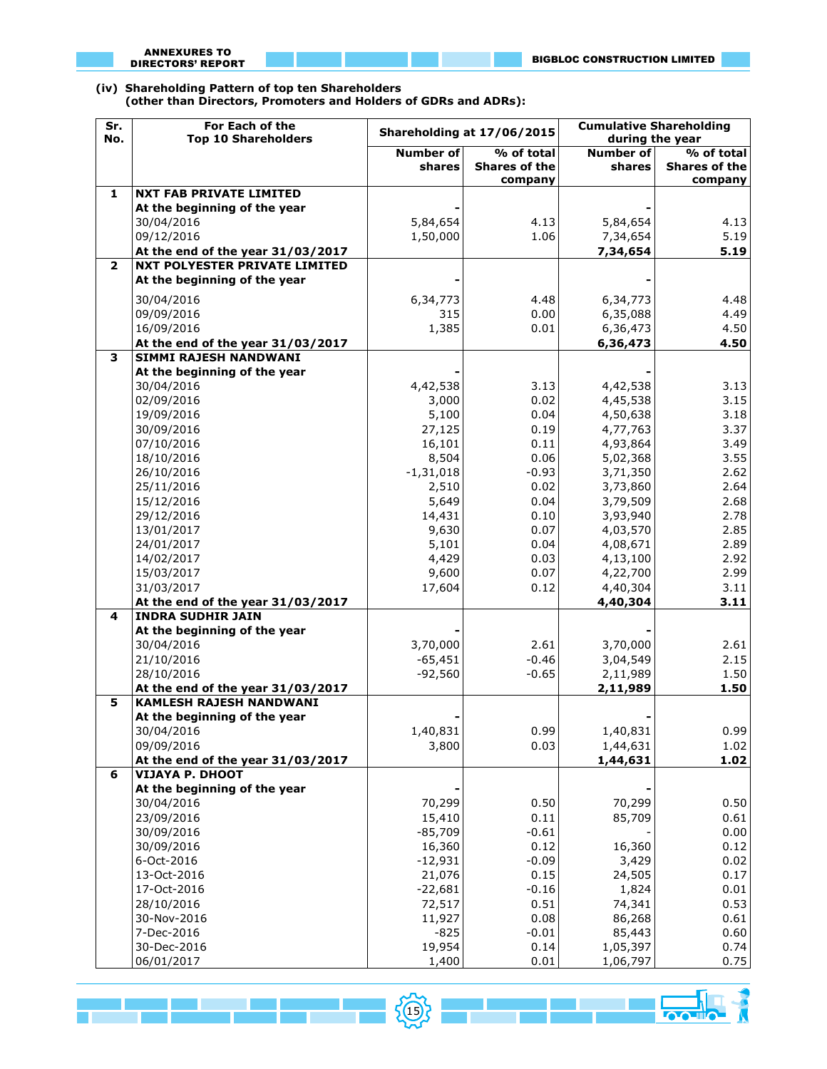**(iv) Shareholding Pattern of top ten Shareholders (other than Directors, Promoters and Holders of GDRs and ADRs):**

| Sr. No. | For Each of the Top 10 Shareholders | Shareholding at 17/06/2015 | | Cumulative Shareholding during the year | |
|---|---|---|---|---|---|
| | | Number of shares | % of total Shares of the company | Number of shares | % of total Shares of the company |
| 1 | **NXT FAB PRIVATE LIMITED** | | | | |
| | **At the beginning of the year** | - | | - | |
| | 30/04/2016 | 5,84,654 | 4.13 | 5,84,654 | 4.13 |
| | 09/12/2016 | 1,50,000 | 1.06 | 7,34,654 | 5.19 |
| | **At the end of the year 31/03/2017** | | | **7,34,654** | **5.19** |
| 2 | **NXT POLYESTER PRIVATE LIMITED** | | | | |
| | **At the beginning of the year** | - | | - | |
| | 30/04/2016 | 6,34,773 | 4.48 | 6,34,773 | 4.48 |
| | 09/09/2016 | 315 | 0.00 | 6,35,088 | 4.49 |
| | 16/09/2016 | 1,385 | 0.01 | 6,36,473 | 4.50 |
| | **At the end of the year 31/03/2017** | | | **6,36,473** | **4.50** |
| 3 | **SIMMI RAJESH NANDWANI** | | | | |
| | **At the beginning of the year** | - | | - | |
| | 30/04/2016 | 4,42,538 | 3.13 | 4,42,538 | 3.13 |
| | 02/09/2016 | 3,000 | 0.02 | 4,45,538 | 3.15 |
| | 19/09/2016 | 5,100 | 0.04 | 4,50,638 | 3.18 |
| | 30/09/2016 | 27,125 | 0.19 | 4,77,763 | 3.37 |
| | 07/10/2016 | 16,101 | 0.11 | 4,93,864 | 3.49 |
| | 18/10/2016 | 8,504 | 0.06 | 5,02,368 | 3.55 |
| | 26/10/2016 | -1,31,018 | -0.93 | 3,71,350 | 2.62 |
| | 25/11/2016 | 2,510 | 0.02 | 3,73,860 | 2.64 |
| | 15/12/2016 | 5,649 | 0.04 | 3,79,509 | 2.68 |
| | 29/12/2016 | 14,431 | 0.10 | 3,93,940 | 2.78 |
| | 13/01/2017 | 9,630 | 0.07 | 4,03,570 | 2.85 |
| | 24/01/2017 | 5,101 | 0.04 | 4,08,671 | 2.89 |
| | 14/02/2017 | 4,429 | 0.03 | 4,13,100 | 2.92 |
| | 15/03/2017 | 9,600 | 0.07 | 4,22,700 | 2.99 |
| | 31/03/2017 | 17,604 | 0.12 | 4,40,304 | 3.11 |
| | **At the end of the year 31/03/2017** | | | **4,40,304** | **3.11** |
| 4 | **INDRA SUDHIR JAIN** | | | | |
| | **At the beginning of the year** | - | | - | |
| | 30/04/2016 | 3,70,000 | 2.61 | 3,70,000 | 2.61 |
| | 21/10/2016 | -65,451 | -0.46 | 3,04,549 | 2.15 |
| | 28/10/2016 | -92,560 | -0.65 | 2,11,989 | 1.50 |
| | **At the end of the year 31/03/2017** | | | **2,11,989** | **1.50** |
| 5 | **KAMLESH RAJESH NANDWANI** | | | | |
| | **At the beginning of the year** | - | | - | |
| | 30/04/2016 | 1,40,831 | 0.99 | 1,40,831 | 0.99 |
| | 09/09/2016 | 3,800 | 0.03 | 1,44,631 | 1.02 |
| | **At the end of the year 31/03/2017** | | | **1,44,631** | **1.02** |
| 6 | **VIJAYA P. DHOOT** | | | | |
| | **At the beginning of the year** | - | | - | |
| | 30/04/2016 | 70,299 | 0.50 | 70,299 | 0.50 |
| | 23/09/2016 | 15,410 | 0.11 | 85,709 | 0.61 |
| | 30/09/2016 | -85,709 | -0.61 | - | 0.00 |
| | 30/09/2016 | 16,360 | 0.12 | 16,360 | 0.12 |
| | 6-Oct-2016 | -12,931 | -0.09 | 3,429 | 0.02 |
| | 13-Oct-2016 | 21,076 | 0.15 | 24,505 | 0.17 |
| | 17-Oct-2016 | -22,681 | -0.16 | 1,824 | 0.01 |
| | 28/10/2016 | 72,517 | 0.51 | 74,341 | 0.53 |
| | 30-Nov-2016 | 11,927 | 0.08 | 86,268 | 0.61 |
| | 7-Dec-2016 | -825 | -0.01 | 85,443 | 0.60 |
| | 30-Dec-2016 | 19,954 | 0.14 | 1,05,397 | 0.74 |
| | 06/01/2017 | 1,400 | 0.01 | 1,06,797 | 0.75 |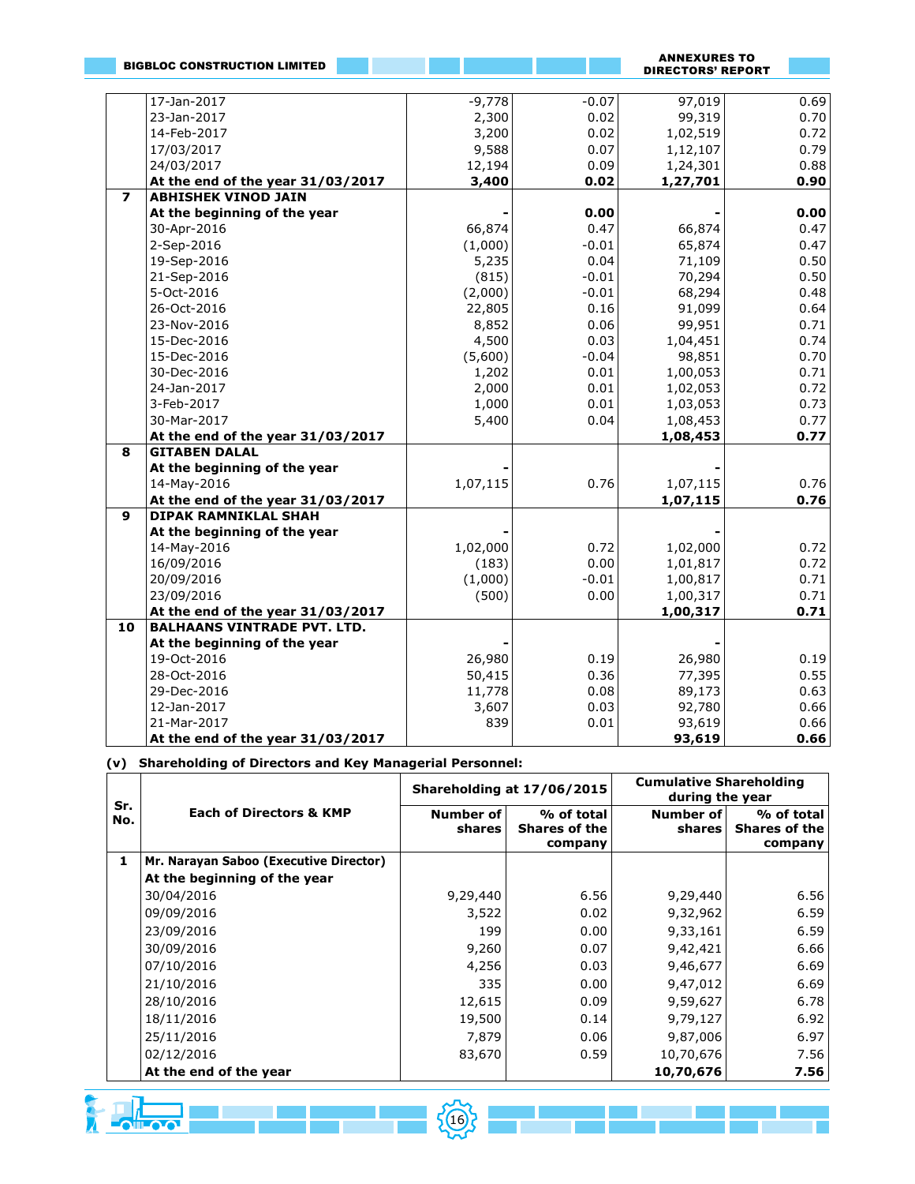| | | | | | |
|---|---|---|---|---|---|
| | 17-Jan-2017 | -9,778 | -0.07 | 97,019 | 0.69 |
| | 23-Jan-2017 | 2,300 | 0.02 | 99,319 | 0.70 |
| | 14-Feb-2017 | 3,200 | 0.02 | 1,02,519 | 0.72 |
| | 17/03/2017 | 9,588 | 0.07 | 1,12,107 | 0.79 |
| | 24/03/2017 | 12,194 | 0.09 | 1,24,301 | 0.88 |
| | **At the end of the year 31/03/2017** | **3,400** | **0.02** | **1,27,701** | **0.90** |
| **7** | **ABHISHEK VINOD JAIN** | | | | |
| | **At the beginning of the year** | **-** | **0.00** | **-** | **0.00** |
| | 30-Apr-2016 | 66,874 | 0.47 | 66,874 | 0.47 |
| | 2-Sep-2016 | (1,000) | -0.01 | 65,874 | 0.47 |
| | 19-Sep-2016 | 5,235 | 0.04 | 71,109 | 0.50 |
| | 21-Sep-2016 | (815) | -0.01 | 70,294 | 0.50 |
| | 5-Oct-2016 | (2,000) | -0.01 | 68,294 | 0.48 |
| | 26-Oct-2016 | 22,805 | 0.16 | 91,099 | 0.64 |
| | 23-Nov-2016 | 8,852 | 0.06 | 99,951 | 0.71 |
| | 15-Dec-2016 | 4,500 | 0.03 | 1,04,451 | 0.74 |
| | 15-Dec-2016 | (5,600) | -0.04 | 98,851 | 0.70 |
| | 30-Dec-2016 | 1,202 | 0.01 | 1,00,053 | 0.71 |
| | 24-Jan-2017 | 2,000 | 0.01 | 1,02,053 | 0.72 |
| | 3-Feb-2017 | 1,000 | 0.01 | 1,03,053 | 0.73 |
| | 30-Mar-2017 | 5,400 | 0.04 | 1,08,453 | 0.77 |
| | **At the end of the year 31/03/2017** | | | **1,08,453** | **0.77** |
| **8** | **GITABEN DALAL** | | | | |
| | **At the beginning of the year** | **-** | | **-** | |
| | 14-May-2016 | 1,07,115 | 0.76 | 1,07,115 | 0.76 |
| | **At the end of the year 31/03/2017** | | | **1,07,115** | **0.76** |
| **9** | **DIPAK RAMNIKLAL SHAH** | | | | |
| | **At the beginning of the year** | **-** | | **-** | |
| | 14-May-2016 | 1,02,000 | 0.72 | 1,02,000 | 0.72 |
| | 16/09/2016 | (183) | 0.00 | 1,01,817 | 0.72 |
| | 20/09/2016 | (1,000) | -0.01 | 1,00,817 | 0.71 |
| | 23/09/2016 | (500) | 0.00 | 1,00,317 | 0.71 |
| | **At the end of the year 31/03/2017** | | | **1,00,317** | **0.71** |
| **10** | **BALHAANS VINTRADE PVT. LTD.** | | | | |
| | **At the beginning of the year** | **-** | | **-** | |
| | 19-Oct-2016 | 26,980 | 0.19 | 26,980 | 0.19 |
| | 28-Oct-2016 | 50,415 | 0.36 | 77,395 | 0.55 |
| | 29-Dec-2016 | 11,778 | 0.08 | 89,173 | 0.63 |
| | 12-Jan-2017 | 3,607 | 0.03 | 92,780 | 0.66 |
| | 21-Mar-2017 | 839 | 0.01 | 93,619 | 0.66 |
| | **At the end of the year 31/03/2017** | | | **93,619** | **0.66** |

**(v) Shareholding of Directors and Key Managerial Personnel:**

| Sr. No. | Each of Directors & KMP | Shareholding at 17/06/2015 | | Cumulative Shareholding during the year | |
|---|---|---|---|---|---|
| | | Number of shares | % of total Shares of the company | Number of shares | % of total Shares of the company |
| **1** | **Mr. Narayan Saboo (Executive Director)** | | | | |
| | **At the beginning of the year** | | | | |
| | 30/04/2016 | 9,29,440 | 6.56 | 9,29,440 | 6.56 |
| | 09/09/2016 | 3,522 | 0.02 | 9,32,962 | 6.59 |
| | 23/09/2016 | 199 | 0.00 | 9,33,161 | 6.59 |
| | 30/09/2016 | 9,260 | 0.07 | 9,42,421 | 6.66 |
| | 07/10/2016 | 4,256 | 0.03 | 9,46,677 | 6.69 |
| | 21/10/2016 | 335 | 0.00 | 9,47,012 | 6.69 |
| | 28/10/2016 | 12,615 | 0.09 | 9,59,627 | 6.78 |
| | 18/11/2016 | 19,500 | 0.14 | 9,79,127 | 6.92 |
| | 25/11/2016 | 7,879 | 0.06 | 9,87,006 | 6.97 |
| | 02/12/2016 | 83,670 | 0.59 | 10,70,676 | 7.56 |
| | **At the end of the year** | | | **10,70,676** | **7.56** |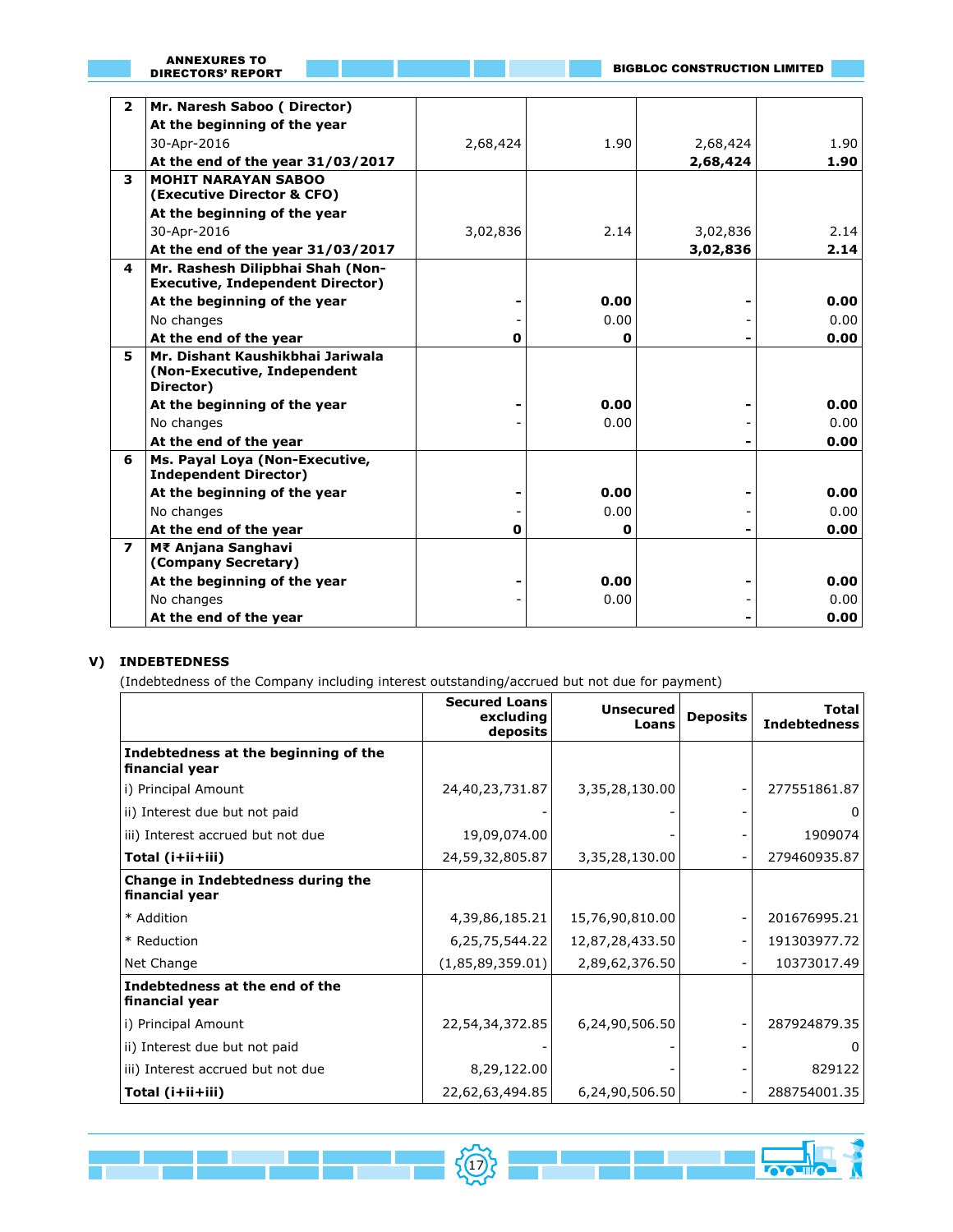| | | | | | |
|---|---|---|---|---|---|
| **2** | **Mr. Naresh Saboo ( Director)** | | | | |
| | **At the beginning of the year** | | | | |
| | 30-Apr-2016 | 2,68,424 | 1.90 | 2,68,424 | 1.90 |
| | **At the end of the year 31/03/2017** | | | **2,68,424** | **1.90** |
| **3** | **MOHIT NARAYAN SABOO (Executive Director & CFO)** | | | | |
| | **At the beginning of the year** | | | | |
| | 30-Apr-2016 | 3,02,836 | 2.14 | 3,02,836 | 2.14 |
| | **At the end of the year 31/03/2017** | | | **3,02,836** | **2.14** |
| **4** | **Mr. Rashesh Dilipbhai Shah (Non-Executive, Independent Director)** | | | | |
| | **At the beginning of the year** | **-** | **0.00** | **-** | **0.00** |
| | No changes | - | 0.00 | - | 0.00 |
| | **At the end of the year** | **0** | **0** | **-** | **0.00** |
| **5** | **Mr. Dishant Kaushikbhai Jariwala (Non-Executive, Independent Director)** | | | | |
| | **At the beginning of the year** | **-** | **0.00** | **-** | **0.00** |
| | No changes | - | 0.00 | - | 0.00 |
| | **At the end of the year** | | | **-** | **0.00** |
| **6** | **Ms. Payal Loya (Non-Executive, Independent Director)** | | | | |
| | **At the beginning of the year** | **-** | **0.00** | **-** | **0.00** |
| | No changes | - | 0.00 | - | 0.00 |
| | **At the end of the year** | **0** | **0** | **-** | **0.00** |
| **7** | **M₹ Anjana Sanghavi (Company Secretary)** | | | | |
| | **At the beginning of the year** | **-** | **0.00** | **-** | **0.00** |
| | No changes | - | 0.00 | - | 0.00 |
| | **At the end of the year** | | | **-** | **0.00** |

**V) INDEBTEDNESS**

(Indebtedness of the Company including interest outstanding/accrued but not due for payment)

| | Secured Loans excluding deposits | Unsecured Loans | Deposits | Total Indebtedness |
|---|---|---|---|---|
| **Indebtedness at the beginning of the financial year** | | | | |
| i) Principal Amount | 24,40,23,731.87 | 3,35,28,130.00 | - | 277551861.87 |
| ii) Interest due but not paid | - | - | - | 0 |
| iii) Interest accrued but not due | 19,09,074.00 | - | - | 1909074 |
| **Total (i+ii+iii)** | 24,59,32,805.87 | 3,35,28,130.00 | - | 279460935.87 |
| **Change in Indebtedness during the financial year** | | | | |
| * Addition | 4,39,86,185.21 | 15,76,90,810.00 | - | 201676995.21 |
| * Reduction | 6,25,75,544.22 | 12,87,28,433.50 | - | 191303977.72 |
| Net Change | (1,85,89,359.01) | 2,89,62,376.50 | - | 10373017.49 |
| **Indebtedness at the end of the financial year** | | | | |
| i) Principal Amount | 22,54,34,372.85 | 6,24,90,506.50 | - | 287924879.35 |
| ii) Interest due but not paid | - | - | - | 0 |
| iii) Interest accrued but not due | 8,29,122.00 | - | - | 829122 |
| **Total (i+ii+iii)** | 22,62,63,494.85 | 6,24,90,506.50 | - | 288754001.35 |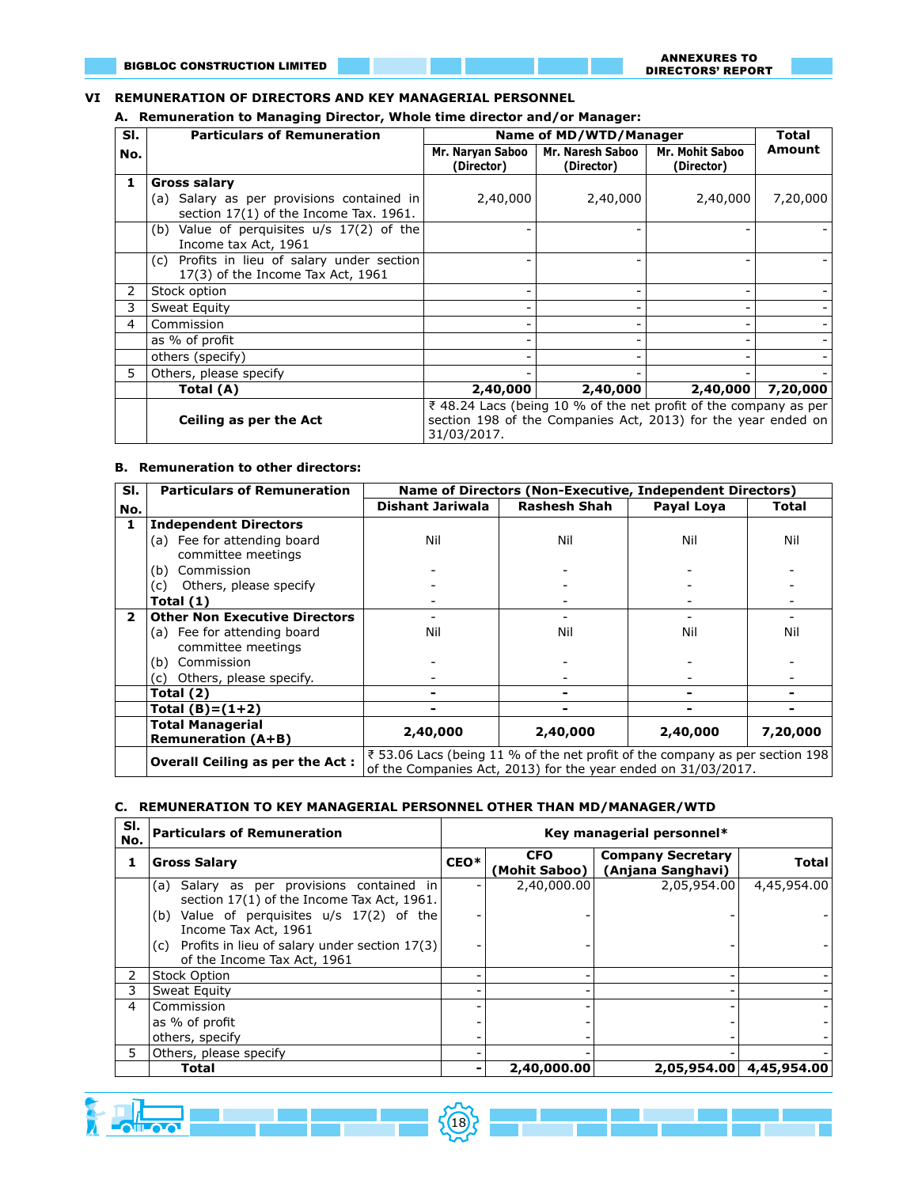## VI REMUNERATION OF DIRECTORS AND KEY MANAGERIAL PERSONNEL

### A. Remuneration to Managing Director, Whole time director and/or Manager:

| Sl. No. | Particulars of Remuneration | Name of MD/WTD/Manager | | | Total Amount |
|---|---|---|---|---|---|
| | | Mr. Naryan Saboo (Director) | Mr. Naresh Saboo (Director) | Mr. Mohit Saboo (Director) | |
| 1 | **Gross salary** | | | | |
| | (a) Salary as per provisions contained in section 17(1) of the Income Tax. 1961. | 2,40,000 | 2,40,000 | 2,40,000 | 7,20,000 |
| | (b) Value of perquisites u/s 17(2) of the Income tax Act, 1961 | - | - | - | - |
| | (c) Profits in lieu of salary under section 17(3) of the Income Tax Act, 1961 | - | - | - | - |
| 2 | Stock option | - | - | - | - |
| 3 | Sweat Equity | - | - | - | - |
| 4 | Commission | - | - | - | - |
| | as % of profit | - | - | - | - |
| | others (specify) | - | - | - | - |
| 5 | Others, please specify | - | - | - | - |
| | **Total (A)** | **2,40,000** | **2,40,000** | **2,40,000** | **7,20,000** |
| | **Ceiling as per the Act** | ₹ 48.24 Lacs (being 10 % of the net profit of the company as per section 198 of the Companies Act, 2013) for the year ended on 31/03/2017. | | | |

### B. Remuneration to other directors:

| Sl. No. | Particulars of Remuneration | Name of Directors (Non-Executive, Independent Directors) | | | |
|---|---|---|---|---|---|
| | | Dishant Jariwala | Rashesh Shah | Payal Loya | Total |
| 1 | **Independent Directors** | | | | |
| | (a) Fee for attending board committee meetings | Nil | Nil | Nil | Nil |
| | (b) Commission | - | - | - | - |
| | (c) Others, please specify | - | - | - | - |
| | **Total (1)** | - | - | - | - |
| 2 | **Other Non Executive Directors** | - | - | - | - |
| | (a) Fee for attending board committee meetings | Nil | Nil | Nil | Nil |
| | (b) Commission | - | - | - | - |
| | (c) Others, please specify. | - | - | - | - |
| | **Total (2)** | **-** | **-** | **-** | **-** |
| | **Total (B)=(1+2)** | **-** | **-** | **-** | **-** |
| | **Total Managerial Remuneration (A+B)** | **2,40,000** | **2,40,000** | **2,40,000** | **7,20,000** |
| | **Overall Ceiling as per the Act :** | ₹ 53.06 Lacs (being 11 % of the net profit of the company as per section 198 of the Companies Act, 2013) for the year ended on 31/03/2017. | | | |

### C. REMUNERATION TO KEY MANAGERIAL PERSONNEL OTHER THAN MD/MANAGER/WTD

| Sl. No. | Particulars of Remuneration | Key managerial personnel* | | | |
|---|---|---|---|---|---|
| 1 | **Gross Salary** | **CEO*** | **CFO (Mohit Saboo)** | **Company Secretary (Anjana Sanghavi)** | **Total** |
| | (a) Salary as per provisions contained in section 17(1) of the Income Tax Act, 1961. | - | 2,40,000.00 | 2,05,954.00 | 4,45,954.00 |
| | (b) Value of perquisites u/s 17(2) of the Income Tax Act, 1961 | - | - | - | - |
| | (c) Profits in lieu of salary under section 17(3) of the Income Tax Act, 1961 | - | - | - | - |
| 2 | Stock Option | - | - | - | - |
| 3 | Sweat Equity | - | - | - | - |
| 4 | Commission | - | - | - | - |
| | as % of profit | - | - | - | - |
| | others, specify | - | - | - | - |
| 5 | Others, please specify | - | - | - | - |
| | **Total** | **-** | **2,40,000.00** | **2,05,954.00** | **4,45,954.00** |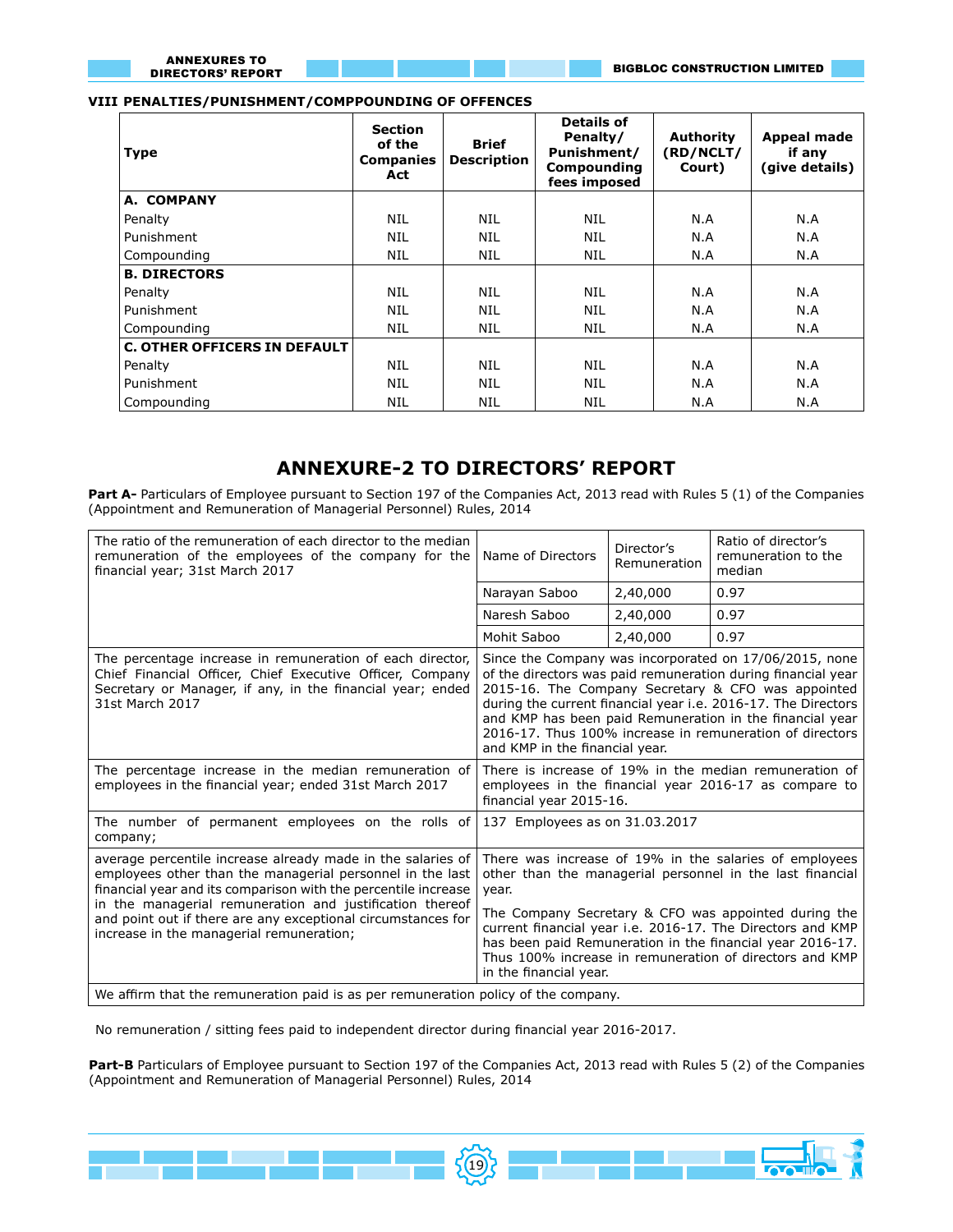### VIII PENALTIES/PUNISHMENT/COMPPOUNDING OF OFFENCES

| Type | Section of the Companies Act | Brief Description | Details of Penalty/ Punishment/ Compounding fees imposed | Authority (RD/NCLT/ Court) | Appeal made if any (give details) |
|---|---|---|---|---|---|
| **A. COMPANY** | | | | | |
| Penalty | NIL | NIL | NIL | N.A | N.A |
| Punishment | NIL | NIL | NIL | N.A | N.A |
| Compounding | NIL | NIL | NIL | N.A | N.A |
| **B. DIRECTORS** | | | | | |
| Penalty | NIL | NIL | NIL | N.A | N.A |
| Punishment | NIL | NIL | NIL | N.A | N.A |
| Compounding | NIL | NIL | NIL | N.A | N.A |
| **C. OTHER OFFICERS IN DEFAULT** | | | | | |
| Penalty | NIL | NIL | NIL | N.A | N.A |
| Punishment | NIL | NIL | NIL | N.A | N.A |
| Compounding | NIL | NIL | NIL | N.A | N.A |

## ANNEXURE-2 TO DIRECTORS' REPORT

**Part A-** Particulars of Employee pursuant to Section 197 of the Companies Act, 2013 read with Rules 5 (1) of the Companies (Appointment and Remuneration of Managerial Personnel) Rules, 2014

| The ratio of the remuneration of each director to the median remuneration of the employees of the company for the financial year; 31st March 2017 | Name of Directors | Director's Remuneration | Ratio of director's remuneration to the median |
|---|---|---|---|
| | Narayan Saboo | 2,40,000 | 0.97 |
| | Naresh Saboo | 2,40,000 | 0.97 |
| | Mohit Saboo | 2,40,000 | 0.97 |
| The percentage increase in remuneration of each director, Chief Financial Officer, Chief Executive Officer, Company Secretary or Manager, if any, in the financial year; ended 31st March 2017 | Since the Company was incorporated on 17/06/2015, none of the directors was paid remuneration during financial year 2015-16. The Company Secretary & CFO was appointed during the current financial year i.e. 2016-17. The Directors and KMP has been paid Remuneration in the financial year 2016-17. Thus 100% increase in remuneration of directors and KMP in the financial year. | | |
| The percentage increase in the median remuneration of employees in the financial year; ended 31st March 2017 | There is increase of 19% in the median remuneration of employees in the financial year 2016-17 as compare to financial year 2015-16. | | |
| The number of permanent employees on the rolls of company; | 137 Employees as on 31.03.2017 | | |
| average percentile increase already made in the salaries of employees other than the managerial personnel in the last financial year and its comparison with the percentile increase in the managerial remuneration and justification thereof and point out if there are any exceptional circumstances for increase in the managerial remuneration; | There was increase of 19% in the salaries of employees other than the managerial personnel in the last financial year. The Company Secretary & CFO was appointed during the current financial year i.e. 2016-17. The Directors and KMP has been paid Remuneration in the financial year 2016-17. Thus 100% increase in remuneration of directors and KMP in the financial year. | | |
| We affirm that the remuneration paid is as per remuneration policy of the company. | | | |

No remuneration / sitting fees paid to independent director during financial year 2016-2017.

**Part-B** Particulars of Employee pursuant to Section 197 of the Companies Act, 2013 read with Rules 5 (2) of the Companies (Appointment and Remuneration of Managerial Personnel) Rules, 2014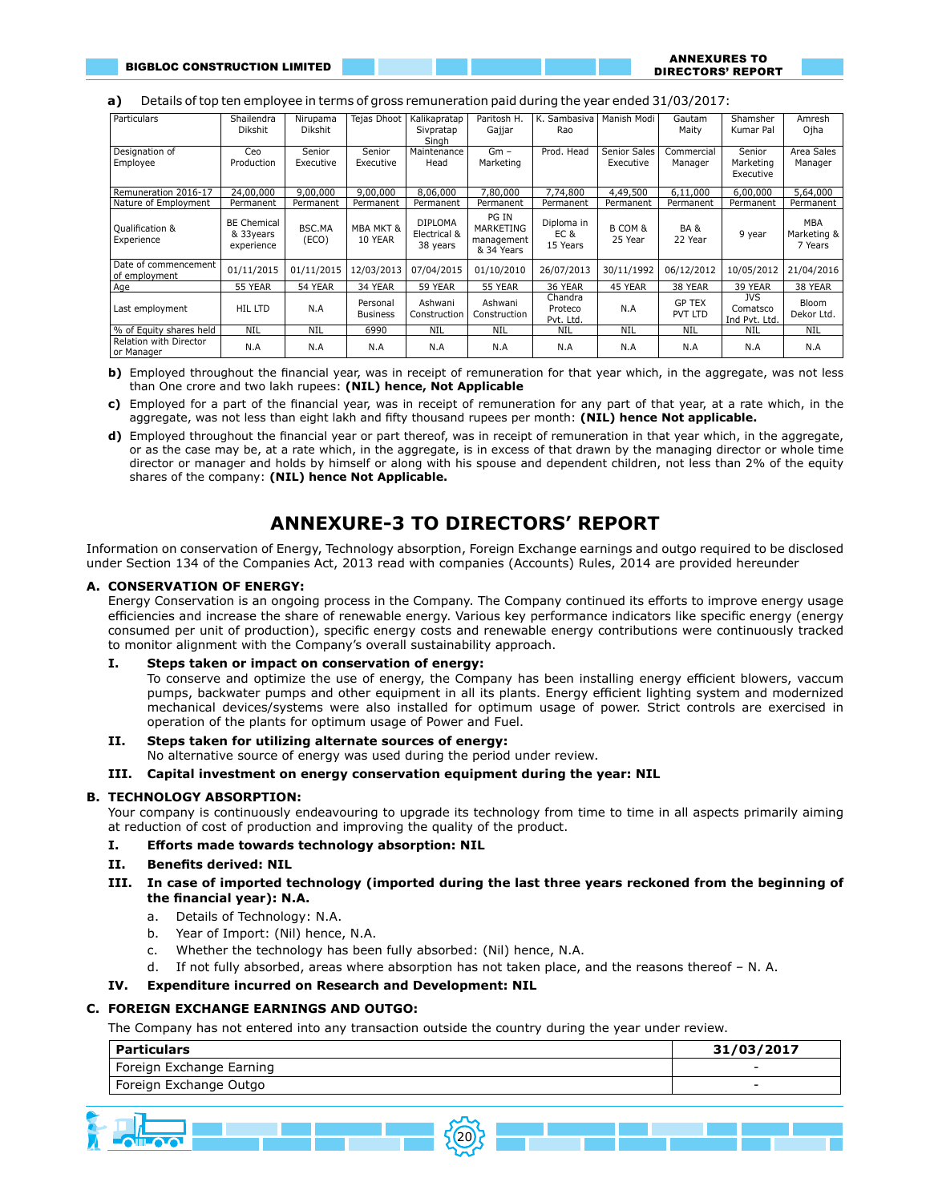**a)** Details of top ten employee in terms of gross remuneration paid during the year ended 31/03/2017:

| Particulars | Shailendra Dikshit | Nirupama Dikshit | Tejas Dhoot | Kalikapratap Sivpratap Singh | Paritosh H. Gajjar | K. Sambasiva Rao | Manish Modi | Gautam Maity | Shamsher Kumar Pal | Amresh Ojha |
|---|---|---|---|---|---|---|---|---|---|---|
| Designation of Employee | Ceo Production | Senior Executive | Senior Executive | Maintenance Head | Gm – Marketing | Prod. Head | Senior Sales Executive | Commercial Manager | Senior Marketing Executive | Area Sales Manager |
| Remuneration 2016-17 | 24,00,000 | 9,00,000 | 9,00,000 | 8,06,000 | 7,80,000 | 7,74,800 | 4,49,500 | 6,11,000 | 6,00,000 | 5,64,000 |
| Nature of Employment | Permanent | Permanent | Permanent | Permanent | Permanent | Permanent | Permanent | Permanent | Permanent | Permanent |
| Qualification & Experience | BE Chemical & 33years experience | BSC.MA (ECO) | MBA MKT & 10 YEAR | DIPLOMA Electrical & 38 years | PG IN MARKETING management & 34 Years | Diploma in EC & 15 Years | B COM & 25 Year | BA & 22 Year | 9 year | MBA Marketing & 7 Years |
| Date of commencement of employment | 01/11/2015 | 01/11/2015 | 12/03/2013 | 07/04/2015 | 01/10/2010 | 26/07/2013 | 30/11/1992 | 06/12/2012 | 10/05/2012 | 21/04/2016 |
| Age | 55 YEAR | 54 YEAR | 34 YEAR | 59 YEAR | 55 YEAR | 36 YEAR | 45 YEAR | 38 YEAR | 39 YEAR | 38 YEAR |
| Last employment | HIL LTD | N.A | Personal Business | Ashwani Construction | Ashwani Construction | Chandra Proteco Pvt. Ltd. | N.A | GP TEX PVT LTD | JVS Comatsco Ind Pvt. Ltd. | Bloom Dekor Ltd. |
| % of Equity shares held | NIL | NIL | 6990 | NIL | NIL | NIL | NIL | NIL | NIL | NIL |
| Relation with Director or Manager | N.A | N.A | N.A | N.A | N.A | N.A | N.A | N.A | N.A | N.A |

**b)** Employed throughout the financial year, was in receipt of remuneration for that year which, in the aggregate, was not less than One crore and two lakh rupees: **(NIL) hence, Not Applicable**

**c)** Employed for a part of the financial year, was in receipt of remuneration for any part of that year, at a rate which, in the aggregate, was not less than eight lakh and fifty thousand rupees per month: **(NIL) hence Not applicable.**

**d)** Employed throughout the financial year or part thereof, was in receipt of remuneration in that year which, in the aggregate, or as the case may be, at a rate which, in the aggregate, is in excess of that drawn by the managing director or whole time director or manager and holds by himself or along with his spouse and dependent children, not less than 2% of the equity shares of the company: **(NIL) hence Not Applicable.**

# ANNEXURE-3 TO DIRECTORS' REPORT

Information on conservation of Energy, Technology absorption, Foreign Exchange earnings and outgo required to be disclosed under Section 134 of the Companies Act, 2013 read with companies (Accounts) Rules, 2014 are provided hereunder

**A. CONSERVATION OF ENERGY:**

Energy Conservation is an ongoing process in the Company. The Company continued its efforts to improve energy usage efficiencies and increase the share of renewable energy. Various key performance indicators like specific energy (energy consumed per unit of production), specific energy costs and renewable energy contributions were continuously tracked to monitor alignment with the Company's overall sustainability approach.

**I. Steps taken or impact on conservation of energy:**

To conserve and optimize the use of energy, the Company has been installing energy efficient blowers, vaccum pumps, backwater pumps and other equipment in all its plants. Energy efficient lighting system and modernized mechanical devices/systems were also installed for optimum usage of power. Strict controls are exercised in operation of the plants for optimum usage of Power and Fuel.

**II. Steps taken for utilizing alternate sources of energy:**

No alternative source of energy was used during the period under review.

**III. Capital investment on energy conservation equipment during the year: NIL**

**B. TECHNOLOGY ABSORPTION:**

Your company is continuously endeavouring to upgrade its technology from time to time in all aspects primarily aiming at reduction of cost of production and improving the quality of the product.

**I. Efforts made towards technology absorption: NIL**

**II. Benefits derived: NIL**

**III. In case of imported technology (imported during the last three years reckoned from the beginning of the financial year): N.A.**

a. Details of Technology: N.A.

b. Year of Import: (Nil) hence, N.A.

c. Whether the technology has been fully absorbed: (Nil) hence, N.A.

d. If not fully absorbed, areas where absorption has not taken place, and the reasons thereof – N. A.

**IV. Expenditure incurred on Research and Development: NIL**

**C. FOREIGN EXCHANGE EARNINGS AND OUTGO:**

The Company has not entered into any transaction outside the country during the year under review.

| **Particulars** | **31/03/2017** |
|---|---|
| Foreign Exchange Earning | - |
| Foreign Exchange Outgo | - |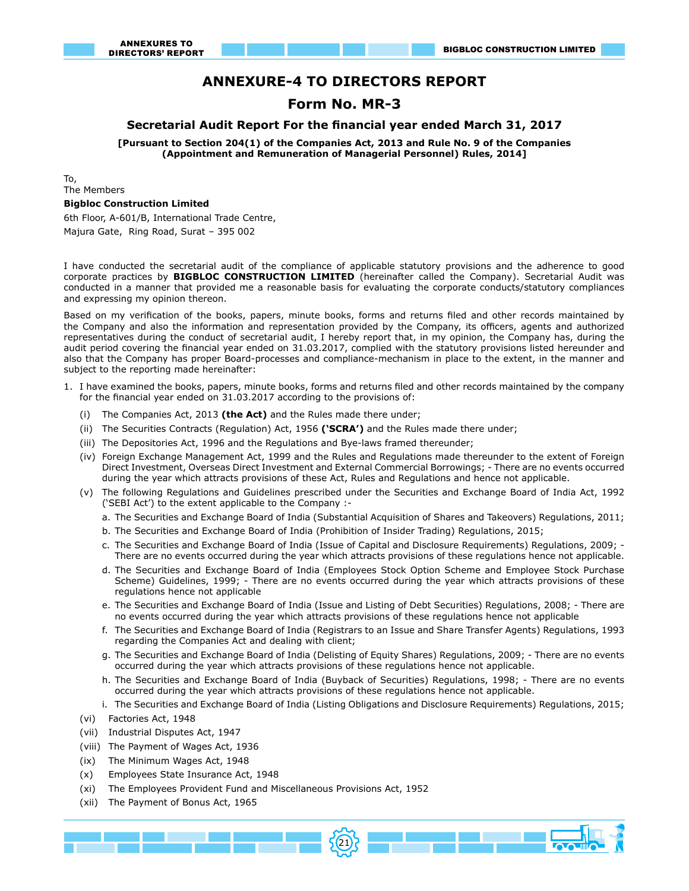# ANNEXURE-4 TO DIRECTORS REPORT

## Form No. MR-3

### Secretarial Audit Report For the financial year ended March 31, 2017

**[Pursuant to Section 204(1) of the Companies Act, 2013 and Rule No. 9 of the Companies (Appointment and Remuneration of Managerial Personnel) Rules, 2014]**

To,
The Members
**Bigbloc Construction Limited**
6th Floor, A-601/B, International Trade Centre,
Majura Gate, Ring Road, Surat – 395 002

I have conducted the secretarial audit of the compliance of applicable statutory provisions and the adherence to good corporate practices by **BIGBLOC CONSTRUCTION LIMITED** (hereinafter called the Company). Secretarial Audit was conducted in a manner that provided me a reasonable basis for evaluating the corporate conducts/statutory compliances and expressing my opinion thereon.

Based on my verification of the books, papers, minute books, forms and returns filed and other records maintained by the Company and also the information and representation provided by the Company, its officers, agents and authorized representatives during the conduct of secretarial audit, I hereby report that, in my opinion, the Company has, during the audit period covering the financial year ended on 31.03.2017, complied with the statutory provisions listed hereunder and also that the Company has proper Board-processes and compliance-mechanism in place to the extent, in the manner and subject to the reporting made hereinafter:

1. I have examined the books, papers, minute books, forms and returns filed and other records maintained by the company for the financial year ended on 31.03.2017 according to the provisions of:
   - (i) The Companies Act, 2013 **(the Act)** and the Rules made there under;
   - (ii) The Securities Contracts (Regulation) Act, 1956 **('SCRA')** and the Rules made there under;
   - (iii) The Depositories Act, 1996 and the Regulations and Bye-laws framed thereunder;
   - (iv) Foreign Exchange Management Act, 1999 and the Rules and Regulations made thereunder to the extent of Foreign Direct Investment, Overseas Direct Investment and External Commercial Borrowings; - There are no events occurred during the year which attracts provisions of these Act, Rules and Regulations and hence not applicable.
   - (v) The following Regulations and Guidelines prescribed under the Securities and Exchange Board of India Act, 1992 ('SEBI Act') to the extent applicable to the Company :-
     - a. The Securities and Exchange Board of India (Substantial Acquisition of Shares and Takeovers) Regulations, 2011;
     - b. The Securities and Exchange Board of India (Prohibition of Insider Trading) Regulations, 2015;
     - c. The Securities and Exchange Board of India (Issue of Capital and Disclosure Requirements) Regulations, 2009; - There are no events occurred during the year which attracts provisions of these regulations hence not applicable.
     - d. The Securities and Exchange Board of India (Employees Stock Option Scheme and Employee Stock Purchase Scheme) Guidelines, 1999; - There are no events occurred during the year which attracts provisions of these regulations hence not applicable
     - e. The Securities and Exchange Board of India (Issue and Listing of Debt Securities) Regulations, 2008; - There are no events occurred during the year which attracts provisions of these regulations hence not applicable
     - f. The Securities and Exchange Board of India (Registrars to an Issue and Share Transfer Agents) Regulations, 1993 regarding the Companies Act and dealing with client;
     - g. The Securities and Exchange Board of India (Delisting of Equity Shares) Regulations, 2009; - There are no events occurred during the year which attracts provisions of these regulations hence not applicable.
     - h. The Securities and Exchange Board of India (Buyback of Securities) Regulations, 1998; - There are no events occurred during the year which attracts provisions of these regulations hence not applicable.
     - i. The Securities and Exchange Board of India (Listing Obligations and Disclosure Requirements) Regulations, 2015;
   - (vi) Factories Act, 1948
   - (vii) Industrial Disputes Act, 1947
   - (viii) The Payment of Wages Act, 1936
   - (ix) The Minimum Wages Act, 1948
   - (x) Employees State Insurance Act, 1948
   - (xi) The Employees Provident Fund and Miscellaneous Provisions Act, 1952
   - (xii) The Payment of Bonus Act, 1965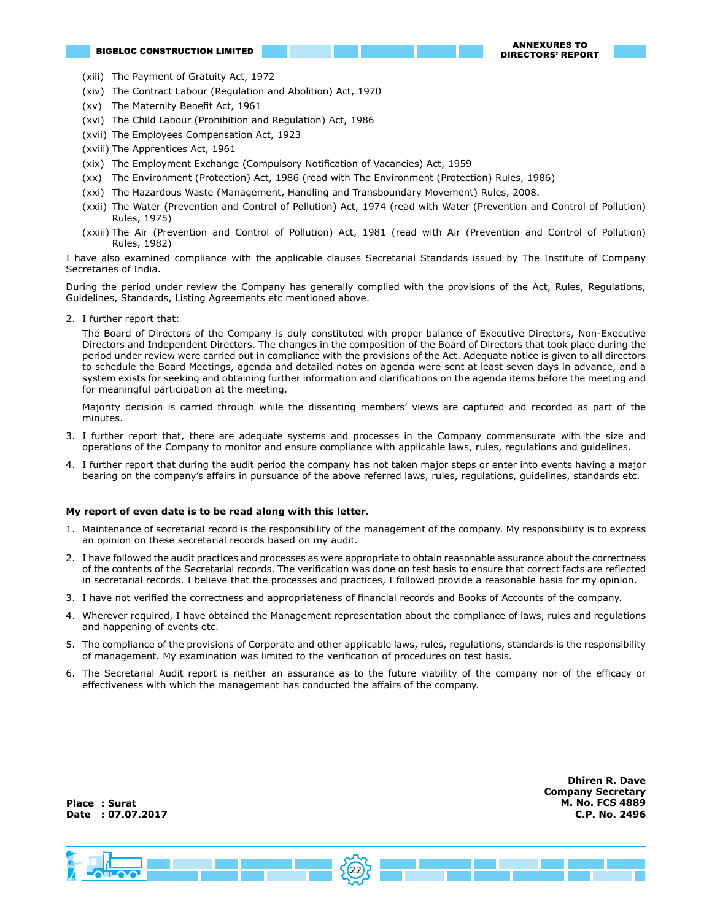(xiii) The Payment of Gratuity Act, 1972

(xiv) The Contract Labour (Regulation and Abolition) Act, 1970

(xv) The Maternity Benefit Act, 1961

(xvi) The Child Labour (Prohibition and Regulation) Act, 1986

(xvii) The Employees Compensation Act, 1923

(xviii) The Apprentices Act, 1961

(xix) The Employment Exchange (Compulsory Notification of Vacancies) Act, 1959

(xx) The Environment (Protection) Act, 1986 (read with The Environment (Protection) Rules, 1986)

(xxi) The Hazardous Waste (Management, Handling and Transboundary Movement) Rules, 2008.

(xxii) The Water (Prevention and Control of Pollution) Act, 1974 (read with Water (Prevention and Control of Pollution) Rules, 1975)

(xxiii) The Air (Prevention and Control of Pollution) Act, 1981 (read with Air (Prevention and Control of Pollution) Rules, 1982)

I have also examined compliance with the applicable clauses Secretarial Standards issued by The Institute of Company Secretaries of India.

During the period under review the Company has generally complied with the provisions of the Act, Rules, Regulations, Guidelines, Standards, Listing Agreements etc mentioned above.

2. I further report that:

   The Board of Directors of the Company is duly constituted with proper balance of Executive Directors, Non-Executive Directors and Independent Directors. The changes in the composition of the Board of Directors that took place during the period under review were carried out in compliance with the provisions of the Act. Adequate notice is given to all directors to schedule the Board Meetings, agenda and detailed notes on agenda were sent at least seven days in advance, and a system exists for seeking and obtaining further information and clarifications on the agenda items before the meeting and for meaningful participation at the meeting.

   Majority decision is carried through while the dissenting members' views are captured and recorded as part of the minutes.

3. I further report that, there are adequate systems and processes in the Company commensurate with the size and operations of the Company to monitor and ensure compliance with applicable laws, rules, regulations and guidelines.

4. I further report that during the audit period the company has not taken major steps or enter into events having a major bearing on the company's affairs in pursuance of the above referred laws, rules, regulations, guidelines, standards etc.

**My report of even date is to be read along with this letter.**

1. Maintenance of secretarial record is the responsibility of the management of the company. My responsibility is to express an opinion on these secretarial records based on my audit.
2. I have followed the audit practices and processes as were appropriate to obtain reasonable assurance about the correctness of the contents of the Secretarial records. The verification was done on test basis to ensure that correct facts are reflected in secretarial records. I believe that the processes and practices, I followed provide a reasonable basis for my opinion.
3. I have not verified the correctness and appropriateness of financial records and Books of Accounts of the company.
4. Wherever required, I have obtained the Management representation about the compliance of laws, rules and regulations and happening of events etc.
5. The compliance of the provisions of Corporate and other applicable laws, rules, regulations, standards is the responsibility of management. My examination was limited to the verification of procedures on test basis.
6. The Secretarial Audit report is neither an assurance as to the future viability of the company nor of the efficacy or effectiveness with which the management has conducted the affairs of the company.

**Dhiren R. Dave**
**Company Secretary**
**M. No. FCS 4889**
**C.P. No. 2496**

**Place : Surat**
**Date : 07.07.2017**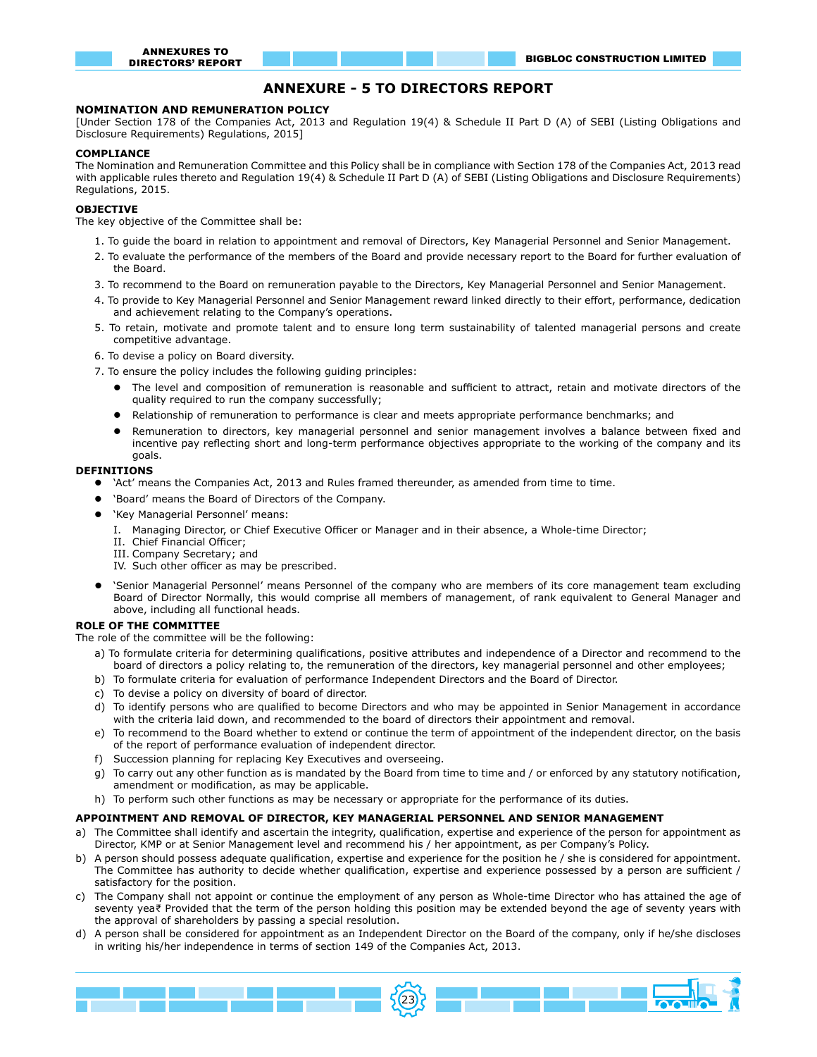# ANNEXURE - 5 TO DIRECTORS REPORT

## NOMINATION AND REMUNERATION POLICY

[Under Section 178 of the Companies Act, 2013 and Regulation 19(4) & Schedule II Part D (A) of SEBI (Listing Obligations and Disclosure Requirements) Regulations, 2015]

### COMPLIANCE

The Nomination and Remuneration Committee and this Policy shall be in compliance with Section 178 of the Companies Act, 2013 read with applicable rules thereto and Regulation 19(4) & Schedule II Part D (A) of SEBI (Listing Obligations and Disclosure Requirements) Regulations, 2015.

### OBJECTIVE

The key objective of the Committee shall be:

1. To guide the board in relation to appointment and removal of Directors, Key Managerial Personnel and Senior Management.
2. To evaluate the performance of the members of the Board and provide necessary report to the Board for further evaluation of the Board.
3. To recommend to the Board on remuneration payable to the Directors, Key Managerial Personnel and Senior Management.
4. To provide to Key Managerial Personnel and Senior Management reward linked directly to their effort, performance, dedication and achievement relating to the Company's operations.
5. To retain, motivate and promote talent and to ensure long term sustainability of talented managerial persons and create competitive advantage.
6. To devise a policy on Board diversity.
7. To ensure the policy includes the following guiding principles:
   - The level and composition of remuneration is reasonable and sufficient to attract, retain and motivate directors of the quality required to run the company successfully;
   - Relationship of remuneration to performance is clear and meets appropriate performance benchmarks; and
   - Remuneration to directors, key managerial personnel and senior management involves a balance between fixed and incentive pay reflecting short and long-term performance objectives appropriate to the working of the company and its goals.

### DEFINITIONS

- 'Act' means the Companies Act, 2013 and Rules framed thereunder, as amended from time to time.
- 'Board' means the Board of Directors of the Company.
- 'Key Managerial Personnel' means:
  - I. Managing Director, or Chief Executive Officer or Manager and in their absence, a Whole-time Director;
  - II. Chief Financial Officer;
  - III. Company Secretary; and
  - IV. Such other officer as may be prescribed.
- 'Senior Managerial Personnel' means Personnel of the company who are members of its core management team excluding Board of Director Normally, this would comprise all members of management, of rank equivalent to General Manager and above, including all functional heads.

### ROLE OF THE COMMITTEE

The role of the committee will be the following:

a) To formulate criteria for determining qualifications, positive attributes and independence of a Director and recommend to the board of directors a policy relating to, the remuneration of the directors, key managerial personnel and other employees;

b) To formulate criteria for evaluation of performance Independent Directors and the Board of Director.

c) To devise a policy on diversity of board of director.

d) To identify persons who are qualified to become Directors and who may be appointed in Senior Management in accordance with the criteria laid down, and recommended to the board of directors their appointment and removal.

e) To recommend to the Board whether to extend or continue the term of appointment of the independent director, on the basis of the report of performance evaluation of independent director.

f) Succession planning for replacing Key Executives and overseeing.

g) To carry out any other function as is mandated by the Board from time to time and / or enforced by any statutory notification, amendment or modification, as may be applicable.

h) To perform such other functions as may be necessary or appropriate for the performance of its duties.

### APPOINTMENT AND REMOVAL OF DIRECTOR, KEY MANAGERIAL PERSONNEL AND SENIOR MANAGEMENT

a) The Committee shall identify and ascertain the integrity, qualification, expertise and experience of the person for appointment as Director, KMP or at Senior Management level and recommend his / her appointment, as per Company's Policy.

b) A person should possess adequate qualification, expertise and experience for the position he / she is considered for appointment. The Committee has authority to decide whether qualification, expertise and experience possessed by a person are sufficient / satisfactory for the position.

c) The Company shall not appoint or continue the employment of any person as Whole-time Director who has attained the age of seventy yea₹ Provided that the term of the person holding this position may be extended beyond the age of seventy years with the approval of shareholders by passing a special resolution.

d) A person shall be considered for appointment as an Independent Director on the Board of the company, only if he/she discloses in writing his/her independence in terms of section 149 of the Companies Act, 2013.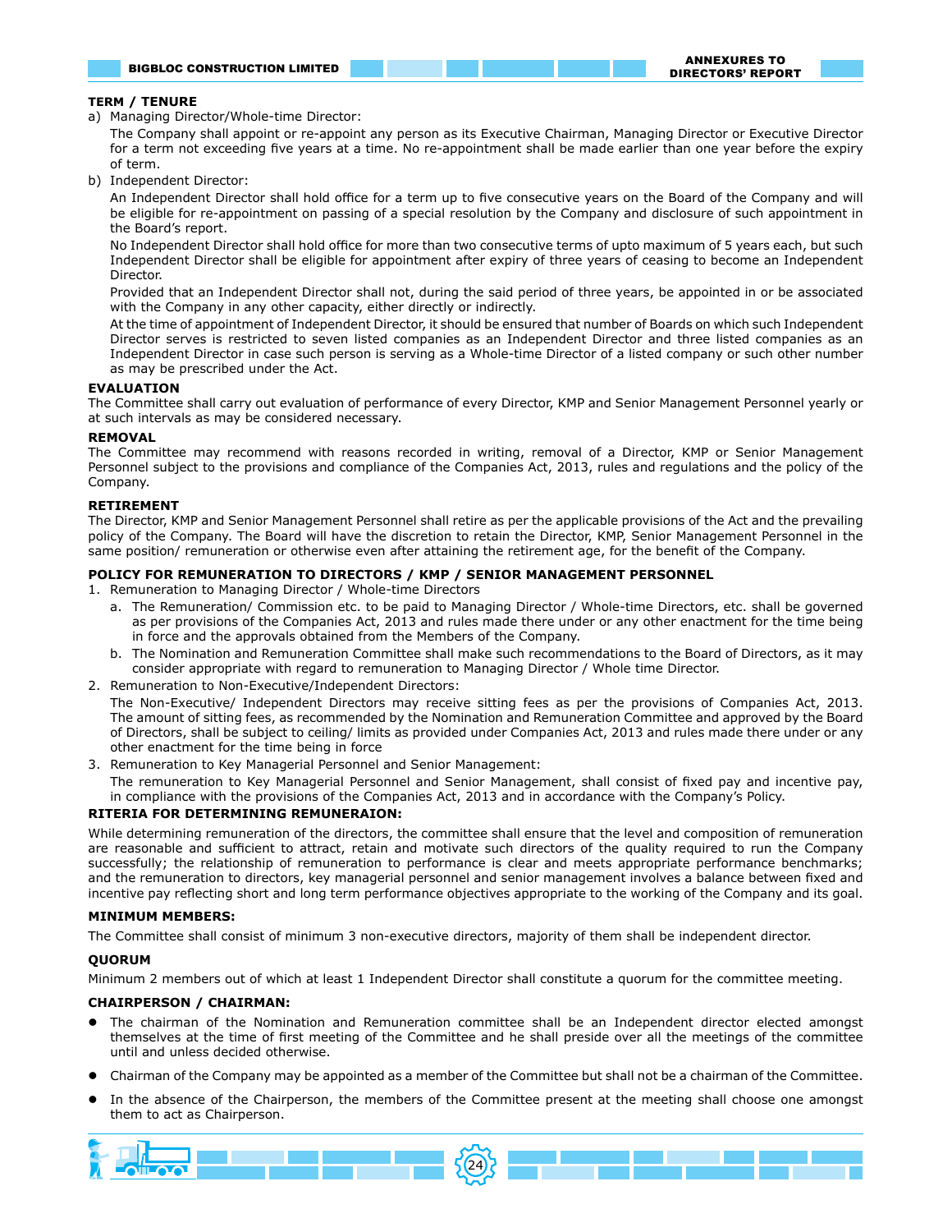**TERM / TENURE**

a) Managing Director/Whole-time Director:

The Company shall appoint or re-appoint any person as its Executive Chairman, Managing Director or Executive Director for a term not exceeding five years at a time. No re-appointment shall be made earlier than one year before the expiry of term.

b) Independent Director:

An Independent Director shall hold office for a term up to five consecutive years on the Board of the Company and will be eligible for re-appointment on passing of a special resolution by the Company and disclosure of such appointment in the Board's report.

No Independent Director shall hold office for more than two consecutive terms of upto maximum of 5 years each, but such Independent Director shall be eligible for appointment after expiry of three years of ceasing to become an Independent Director.

Provided that an Independent Director shall not, during the said period of three years, be appointed in or be associated with the Company in any other capacity, either directly or indirectly.

At the time of appointment of Independent Director, it should be ensured that number of Boards on which such Independent Director serves is restricted to seven listed companies as an Independent Director and three listed companies as an Independent Director in case such person is serving as a Whole-time Director of a listed company or such other number as may be prescribed under the Act.

**EVALUATION**

The Committee shall carry out evaluation of performance of every Director, KMP and Senior Management Personnel yearly or at such intervals as may be considered necessary.

**REMOVAL**

The Committee may recommend with reasons recorded in writing, removal of a Director, KMP or Senior Management Personnel subject to the provisions and compliance of the Companies Act, 2013, rules and regulations and the policy of the Company.

**RETIREMENT**

The Director, KMP and Senior Management Personnel shall retire as per the applicable provisions of the Act and the prevailing policy of the Company. The Board will have the discretion to retain the Director, KMP, Senior Management Personnel in the same position/ remuneration or otherwise even after attaining the retirement age, for the benefit of the Company.

**POLICY FOR REMUNERATION TO DIRECTORS / KMP / SENIOR MANAGEMENT PERSONNEL**

1. Remuneration to Managing Director / Whole-time Directors
   a. The Remuneration/ Commission etc. to be paid to Managing Director / Whole-time Directors, etc. shall be governed as per provisions of the Companies Act, 2013 and rules made there under or any other enactment for the time being in force and the approvals obtained from the Members of the Company.
   b. The Nomination and Remuneration Committee shall make such recommendations to the Board of Directors, as it may consider appropriate with regard to remuneration to Managing Director / Whole time Director.
2. Remuneration to Non-Executive/Independent Directors:

   The Non-Executive/ Independent Directors may receive sitting fees as per the provisions of Companies Act, 2013. The amount of sitting fees, as recommended by the Nomination and Remuneration Committee and approved by the Board of Directors, shall be subject to ceiling/ limits as provided under Companies Act, 2013 and rules made there under or any other enactment for the time being in force
3. Remuneration to Key Managerial Personnel and Senior Management:

   The remuneration to Key Managerial Personnel and Senior Management, shall consist of fixed pay and incentive pay, in compliance with the provisions of the Companies Act, 2013 and in accordance with the Company's Policy.

**RITERIA FOR DETERMINING REMUNERAION:**

While determining remuneration of the directors, the committee shall ensure that the level and composition of remuneration are reasonable and sufficient to attract, retain and motivate such directors of the quality required to run the Company successfully; the relationship of remuneration to performance is clear and meets appropriate performance benchmarks; and the remuneration to directors, key managerial personnel and senior management involves a balance between fixed and incentive pay reflecting short and long term performance objectives appropriate to the working of the Company and its goal.

**MINIMUM MEMBERS:**

The Committee shall consist of minimum 3 non-executive directors, majority of them shall be independent director.

**QUORUM**

Minimum 2 members out of which at least 1 Independent Director shall constitute a quorum for the committee meeting.

**CHAIRPERSON / CHAIRMAN:**

- The chairman of the Nomination and Remuneration committee shall be an Independent director elected amongst themselves at the time of first meeting of the Committee and he shall preside over all the meetings of the committee until and unless decided otherwise.
- Chairman of the Company may be appointed as a member of the Committee but shall not be a chairman of the Committee.
- In the absence of the Chairperson, the members of the Committee present at the meeting shall choose one amongst them to act as Chairperson.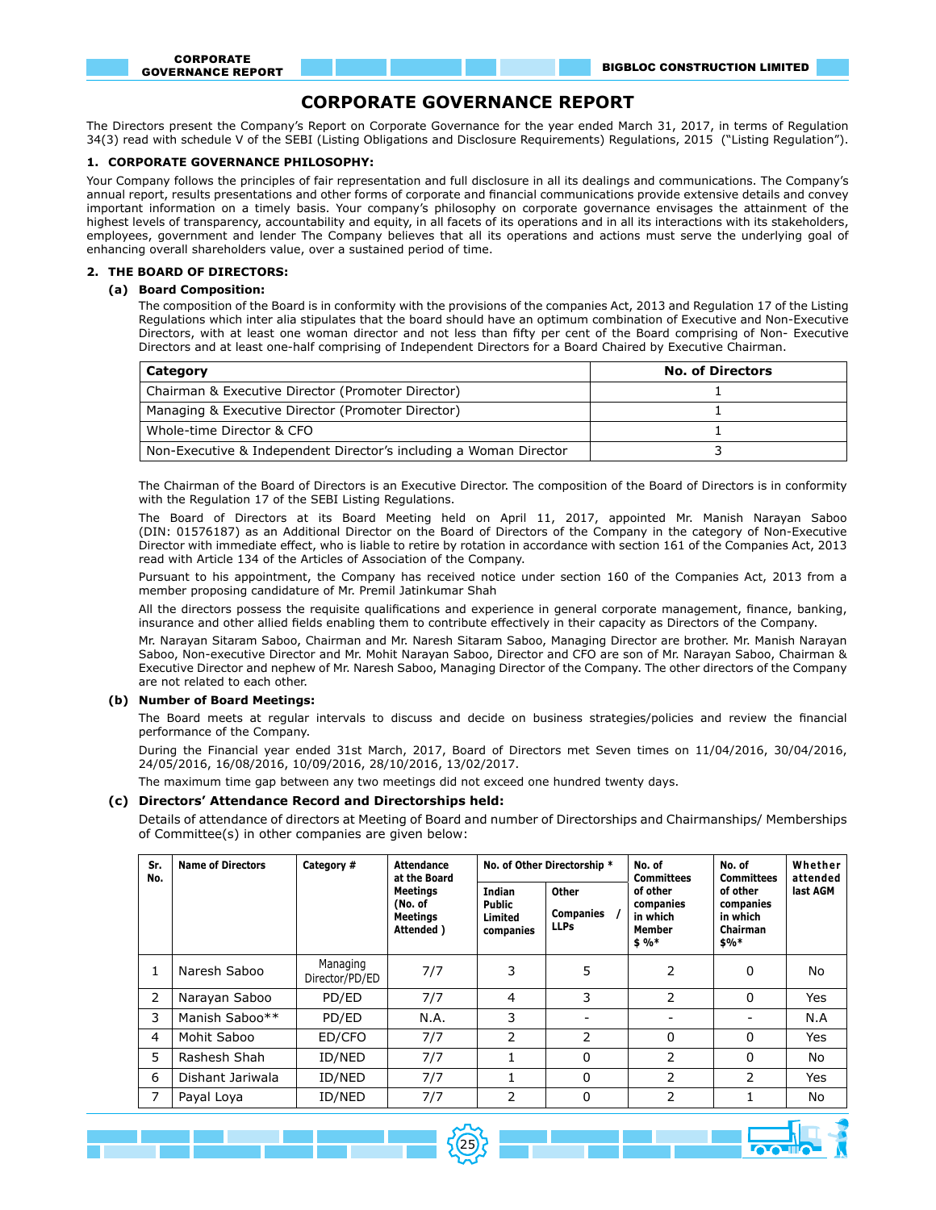# CORPORATE GOVERNANCE REPORT

The Directors present the Company's Report on Corporate Governance for the year ended March 31, 2017, in terms of Regulation 34(3) read with schedule V of the SEBI (Listing Obligations and Disclosure Requirements) Regulations, 2015 ("Listing Regulation").

## 1. CORPORATE GOVERNANCE PHILOSOPHY:

Your Company follows the principles of fair representation and full disclosure in all its dealings and communications. The Company's annual report, results presentations and other forms of corporate and financial communications provide extensive details and convey important information on a timely basis. Your company's philosophy on corporate governance envisages the attainment of the highest levels of transparency, accountability and equity, in all facets of its operations and in all its interactions with its stakeholders, employees, government and lender The Company believes that all its operations and actions must serve the underlying goal of enhancing overall shareholders value, over a sustained period of time.

## 2. THE BOARD OF DIRECTORS:

### (a) Board Composition:

The composition of the Board is in conformity with the provisions of the companies Act, 2013 and Regulation 17 of the Listing Regulations which inter alia stipulates that the board should have an optimum combination of Executive and Non-Executive Directors, with at least one woman director and not less than fifty per cent of the Board comprising of Non- Executive Directors and at least one-half comprising of Independent Directors for a Board Chaired by Executive Chairman.

| Category | No. of Directors |
|---|---|
| Chairman & Executive Director (Promoter Director) | 1 |
| Managing & Executive Director (Promoter Director) | 1 |
| Whole-time Director & CFO | 1 |
| Non-Executive & Independent Director's including a Woman Director | 3 |

The Chairman of the Board of Directors is an Executive Director. The composition of the Board of Directors is in conformity with the Regulation 17 of the SEBI Listing Regulations.

The Board of Directors at its Board Meeting held on April 11, 2017, appointed Mr. Manish Narayan Saboo (DIN: 01576187) as an Additional Director on the Board of Directors of the Company in the category of Non-Executive Director with immediate effect, who is liable to retire by rotation in accordance with section 161 of the Companies Act, 2013 read with Article 134 of the Articles of Association of the Company.

Pursuant to his appointment, the Company has received notice under section 160 of the Companies Act, 2013 from a member proposing candidature of Mr. Premil Jatinkumar Shah

All the directors possess the requisite qualifications and experience in general corporate management, finance, banking, insurance and other allied fields enabling them to contribute effectively in their capacity as Directors of the Company.

Mr. Narayan Sitaram Saboo, Chairman and Mr. Naresh Sitaram Saboo, Managing Director are brother. Mr. Manish Narayan Saboo, Non-executive Director and Mr. Mohit Narayan Saboo, Director and CFO are son of Mr. Narayan Saboo, Chairman & Executive Director and nephew of Mr. Naresh Saboo, Managing Director of the Company. The other directors of the Company are not related to each other.

### (b) Number of Board Meetings:

The Board meets at regular intervals to discuss and decide on business strategies/policies and review the financial performance of the Company.

During the Financial year ended 31st March, 2017, Board of Directors met Seven times on 11/04/2016, 30/04/2016, 24/05/2016, 16/08/2016, 10/09/2016, 28/10/2016, 13/02/2017.

The maximum time gap between any two meetings did not exceed one hundred twenty days.

### (c) Directors' Attendance Record and Directorships held:

Details of attendance of directors at Meeting of Board and number of Directorships and Chairmanships/ Memberships of Committee(s) in other companies are given below:

| Sr. No. | Name of Directors | Category # | Attendance at the Board Meetings (No. of Meetings Attended ) | No. of Other Directorship * | | No. of Committees of other companies in which Member $ %* | No. of Committees of other companies in which Chairman $%* | Whether attended last AGM |
|---|---|---|---|---|---|---|---|---|
| | | | | Indian Public Limited companies | Other Companies / LLPs | | | |
| 1 | Naresh Saboo | Managing Director/PD/ED | 7/7 | 3 | 5 | 2 | 0 | No |
| 2 | Narayan Saboo | PD/ED | 7/7 | 4 | 3 | 2 | 0 | Yes |
| 3 | Manish Saboo** | PD/ED | N.A. | 3 | - | - | - | N.A |
| 4 | Mohit Saboo | ED/CFO | 7/7 | 2 | 2 | 0 | 0 | Yes |
| 5 | Rashesh Shah | ID/NED | 7/7 | 1 | 0 | 2 | 0 | No |
| 6 | Dishant Jariwala | ID/NED | 7/7 | 1 | 0 | 2 | 2 | Yes |
| 7 | Payal Loya | ID/NED | 7/7 | 2 | 0 | 2 | 1 | No |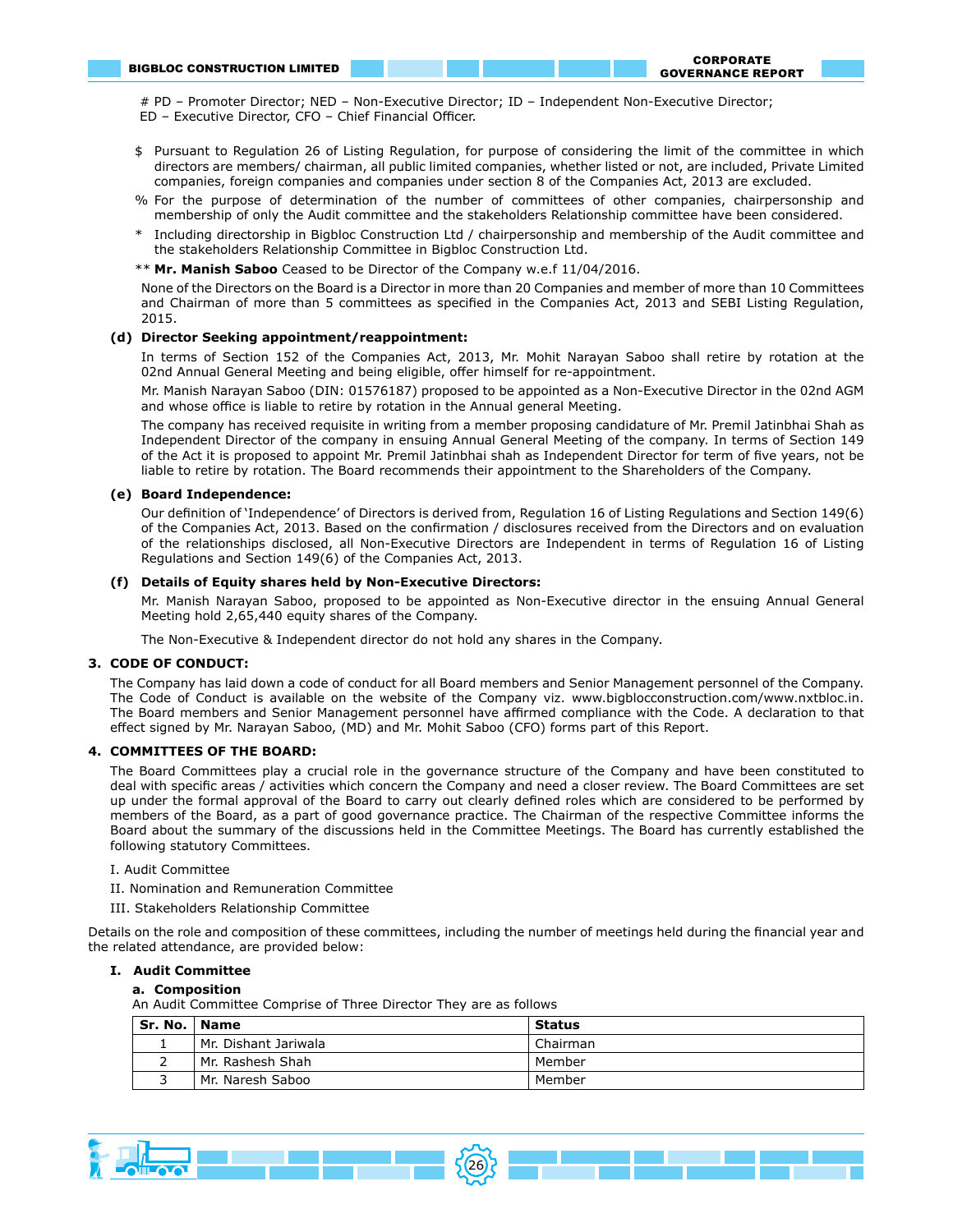# PD – Promoter Director; NED – Non-Executive Director; ID – Independent Non-Executive Director; ED – Executive Director, CFO – Chief Financial Officer.

$ Pursuant to Regulation 26 of Listing Regulation, for purpose of considering the limit of the committee in which directors are members/ chairman, all public limited companies, whether listed or not, are included, Private Limited companies, foreign companies and companies under section 8 of the Companies Act, 2013 are excluded.

% For the purpose of determination of the number of committees of other companies, chairpersonship and membership of only the Audit committee and the stakeholders Relationship committee have been considered.

* Including directorship in Bigbloc Construction Ltd / chairpersonship and membership of the Audit committee and the stakeholders Relationship Committee in Bigbloc Construction Ltd.

** **Mr. Manish Saboo** Ceased to be Director of the Company w.e.f 11/04/2016.

None of the Directors on the Board is a Director in more than 20 Companies and member of more than 10 Committees and Chairman of more than 5 committees as specified in the Companies Act, 2013 and SEBI Listing Regulation, 2015.

**(d) Director Seeking appointment/reappointment:**

In terms of Section 152 of the Companies Act, 2013, Mr. Mohit Narayan Saboo shall retire by rotation at the 02nd Annual General Meeting and being eligible, offer himself for re-appointment.

Mr. Manish Narayan Saboo (DIN: 01576187) proposed to be appointed as a Non-Executive Director in the 02nd AGM and whose office is liable to retire by rotation in the Annual general Meeting.

The company has received requisite in writing from a member proposing candidature of Mr. Premil Jatinbhai Shah as Independent Director of the company in ensuing Annual General Meeting of the company. In terms of Section 149 of the Act it is proposed to appoint Mr. Premil Jatinbhai shah as Independent Director for term of five years, not be liable to retire by rotation. The Board recommends their appointment to the Shareholders of the Company.

**(e) Board Independence:**

Our definition of 'Independence' of Directors is derived from, Regulation 16 of Listing Regulations and Section 149(6) of the Companies Act, 2013. Based on the confirmation / disclosures received from the Directors and on evaluation of the relationships disclosed, all Non-Executive Directors are Independent in terms of Regulation 16 of Listing Regulations and Section 149(6) of the Companies Act, 2013.

**(f) Details of Equity shares held by Non-Executive Directors:**

Mr. Manish Narayan Saboo, proposed to be appointed as Non-Executive director in the ensuing Annual General Meeting hold 2,65,440 equity shares of the Company.

The Non-Executive & Independent director do not hold any shares in the Company.

## 3. CODE OF CONDUCT:

The Company has laid down a code of conduct for all Board members and Senior Management personnel of the Company. The Code of Conduct is available on the website of the Company viz. www.bigblocconstruction.com/www.nxtbloc.in. The Board members and Senior Management personnel have affirmed compliance with the Code. A declaration to that effect signed by Mr. Narayan Saboo, (MD) and Mr. Mohit Saboo (CFO) forms part of this Report.

## 4. COMMITTEES OF THE BOARD:

The Board Committees play a crucial role in the governance structure of the Company and have been constituted to deal with specific areas / activities which concern the Company and need a closer review. The Board Committees are set up under the formal approval of the Board to carry out clearly defined roles which are considered to be performed by members of the Board, as a part of good governance practice. The Chairman of the respective Committee informs the Board about the summary of the discussions held in the Committee Meetings. The Board has currently established the following statutory Committees.

I. Audit Committee

II. Nomination and Remuneration Committee

III. Stakeholders Relationship Committee

Details on the role and composition of these committees, including the number of meetings held during the financial year and the related attendance, are provided below:

### I. Audit Committee

**a. Composition**

An Audit Committee Comprise of Three Director They are as follows

| Sr. No. | Name | Status |
|---|---|---|
| 1 | Mr. Dishant Jariwala | Chairman |
| 2 | Mr. Rashesh Shah | Member |
| 3 | Mr. Naresh Saboo | Member |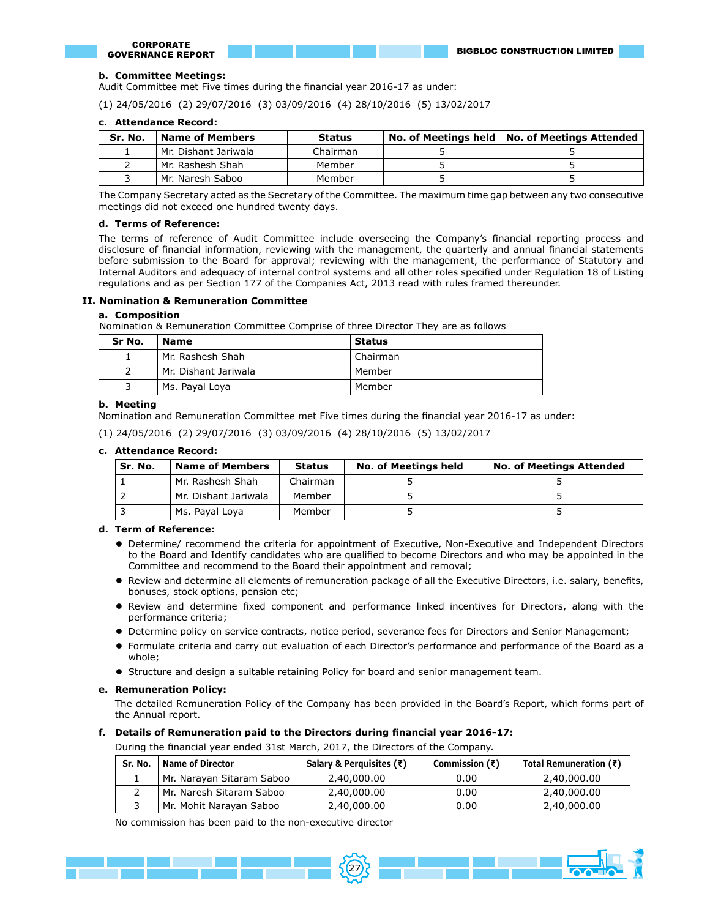### b. Committee Meetings:

Audit Committee met Five times during the financial year 2016-17 as under:

(1) 24/05/2016 (2) 29/07/2016 (3) 03/09/2016 (4) 28/10/2016 (5) 13/02/2017

### c. Attendance Record:

| Sr. No. | Name of Members | Status | No. of Meetings held | No. of Meetings Attended |
|---|---|---|---|---|
| 1 | Mr. Dishant Jariwala | Chairman | 5 | 5 |
| 2 | Mr. Rashesh Shah | Member | 5 | 5 |
| 3 | Mr. Naresh Saboo | Member | 5 | 5 |

The Company Secretary acted as the Secretary of the Committee. The maximum time gap between any two consecutive meetings did not exceed one hundred twenty days.

### d. Terms of Reference:

The terms of reference of Audit Committee include overseeing the Company's financial reporting process and disclosure of financial information, reviewing with the management, the quarterly and annual financial statements before submission to the Board for approval; reviewing with the management, the performance of Statutory and Internal Auditors and adequacy of internal control systems and all other roles specified under Regulation 18 of Listing regulations and as per Section 177 of the Companies Act, 2013 read with rules framed thereunder.

## II. Nomination & Remuneration Committee

### a. Composition

Nomination & Remuneration Committee Comprise of three Director They are as follows

| Sr No. | Name | Status |
|---|---|---|
| 1 | Mr. Rashesh Shah | Chairman |
| 2 | Mr. Dishant Jariwala | Member |
| 3 | Ms. Payal Loya | Member |

### b. Meeting

Nomination and Remuneration Committee met Five times during the financial year 2016-17 as under:

(1) 24/05/2016 (2) 29/07/2016 (3) 03/09/2016 (4) 28/10/2016 (5) 13/02/2017

### c. Attendance Record:

| Sr. No. | Name of Members | Status | No. of Meetings held | No. of Meetings Attended |
|---|---|---|---|---|
| 1 | Mr. Rashesh Shah | Chairman | 5 | 5 |
| 2 | Mr. Dishant Jariwala | Member | 5 | 5 |
| 3 | Ms. Payal Loya | Member | 5 | 5 |

### d. Term of Reference:

- Determine/ recommend the criteria for appointment of Executive, Non-Executive and Independent Directors to the Board and Identify candidates who are qualified to become Directors and who may be appointed in the Committee and recommend to the Board their appointment and removal;
- Review and determine all elements of remuneration package of all the Executive Directors, i.e. salary, benefits, bonuses, stock options, pension etc;
- Review and determine fixed component and performance linked incentives for Directors, along with the performance criteria;
- Determine policy on service contracts, notice period, severance fees for Directors and Senior Management;
- Formulate criteria and carry out evaluation of each Director's performance and performance of the Board as a whole;
- Structure and design a suitable retaining Policy for board and senior management team.

### e. Remuneration Policy:

The detailed Remuneration Policy of the Company has been provided in the Board's Report, which forms part of the Annual report.

### f. Details of Remuneration paid to the Directors during financial year 2016-17:

During the financial year ended 31st March, 2017, the Directors of the Company.

| Sr. No. | Name of Director | Salary & Perquisites (₹) | Commission (₹) | Total Remuneration (₹) |
|---|---|---|---|---|
| 1 | Mr. Narayan Sitaram Saboo | 2,40,000.00 | 0.00 | 2,40,000.00 |
| 2 | Mr. Naresh Sitaram Saboo | 2,40,000.00 | 0.00 | 2,40,000.00 |
| 3 | Mr. Mohit Narayan Saboo | 2,40,000.00 | 0.00 | 2,40,000.00 |

No commission has been paid to the non-executive director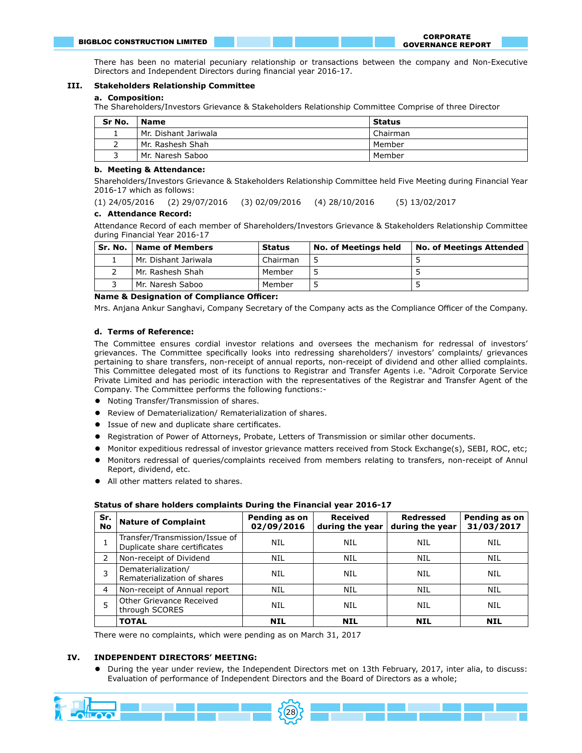There has been no material pecuniary relationship or transactions between the company and Non-Executive Directors and Independent Directors during financial year 2016-17.

## III. Stakeholders Relationship Committee

**a. Composition:**

The Shareholders/Investors Grievance & Stakeholders Relationship Committee Comprise of three Director

| Sr No. | Name | Status |
|---|---|---|
| 1 | Mr. Dishant Jariwala | Chairman |
| 2 | Mr. Rashesh Shah | Member |
| 3 | Mr. Naresh Saboo | Member |

**b. Meeting & Attendance:**

Shareholders/Investors Grievance & Stakeholders Relationship Committee held Five Meeting during Financial Year 2016-17 which as follows:

(1) 24/05/2016 (2) 29/07/2016 (3) 02/09/2016 (4) 28/10/2016 (5) 13/02/2017

**c. Attendance Record:**

Attendance Record of each member of Shareholders/Investors Grievance & Stakeholders Relationship Committee during Financial Year 2016-17

| Sr. No. | Name of Members | Status | No. of Meetings held | No. of Meetings Attended |
|---|---|---|---|---|
| 1 | Mr. Dishant Jariwala | Chairman | 5 | 5 |
| 2 | Mr. Rashesh Shah | Member | 5 | 5 |
| 3 | Mr. Naresh Saboo | Member | 5 | 5 |

**Name & Designation of Compliance Officer:**

Mrs. Anjana Ankur Sanghavi, Company Secretary of the Company acts as the Compliance Officer of the Company.

**d. Terms of Reference:**

The Committee ensures cordial investor relations and oversees the mechanism for redressal of investors' grievances. The Committee specifically looks into redressing shareholders'/ investors' complaints/ grievances pertaining to share transfers, non-receipt of annual reports, non-receipt of dividend and other allied complaints. This Committee delegated most of its functions to Registrar and Transfer Agents i.e. "Adroit Corporate Service Private Limited and has periodic interaction with the representatives of the Registrar and Transfer Agent of the Company. The Committee performs the following functions:-

- Noting Transfer/Transmission of shares.
- Review of Dematerialization/ Rematerialization of shares.
- Issue of new and duplicate share certificates.
- Registration of Power of Attorneys, Probate, Letters of Transmission or similar other documents.
- Monitor expeditious redressal of investor grievance matters received from Stock Exchange(s), SEBI, ROC, etc;
- Monitors redressal of queries/complaints received from members relating to transfers, non-receipt of Annul Report, dividend, etc.
- All other matters related to shares.

**Status of share holders complaints During the Financial year 2016-17**

| Sr. No | Nature of Complaint | Pending as on 02/09/2016 | Received during the year | Redressed during the year | Pending as on 31/03/2017 |
|---|---|---|---|---|---|
| 1 | Transfer/Transmission/Issue of Duplicate share certificates | NIL | NIL | NIL | NIL |
| 2 | Non-receipt of Dividend | NIL | NIL | NIL | NIL |
| 3 | Dematerialization/ Rematerialization of shares | NIL | NIL | NIL | NIL |
| 4 | Non-receipt of Annual report | NIL | NIL | NIL | NIL |
| 5 | Other Grievance Received through SCORES | NIL | NIL | NIL | NIL |
| | **TOTAL** | **NIL** | **NIL** | **NIL** | **NIL** |

There were no complaints, which were pending as on March 31, 2017

## IV. INDEPENDENT DIRECTORS' MEETING:

- During the year under review, the Independent Directors met on 13th February, 2017, inter alia, to discuss: Evaluation of performance of Independent Directors and the Board of Directors as a whole;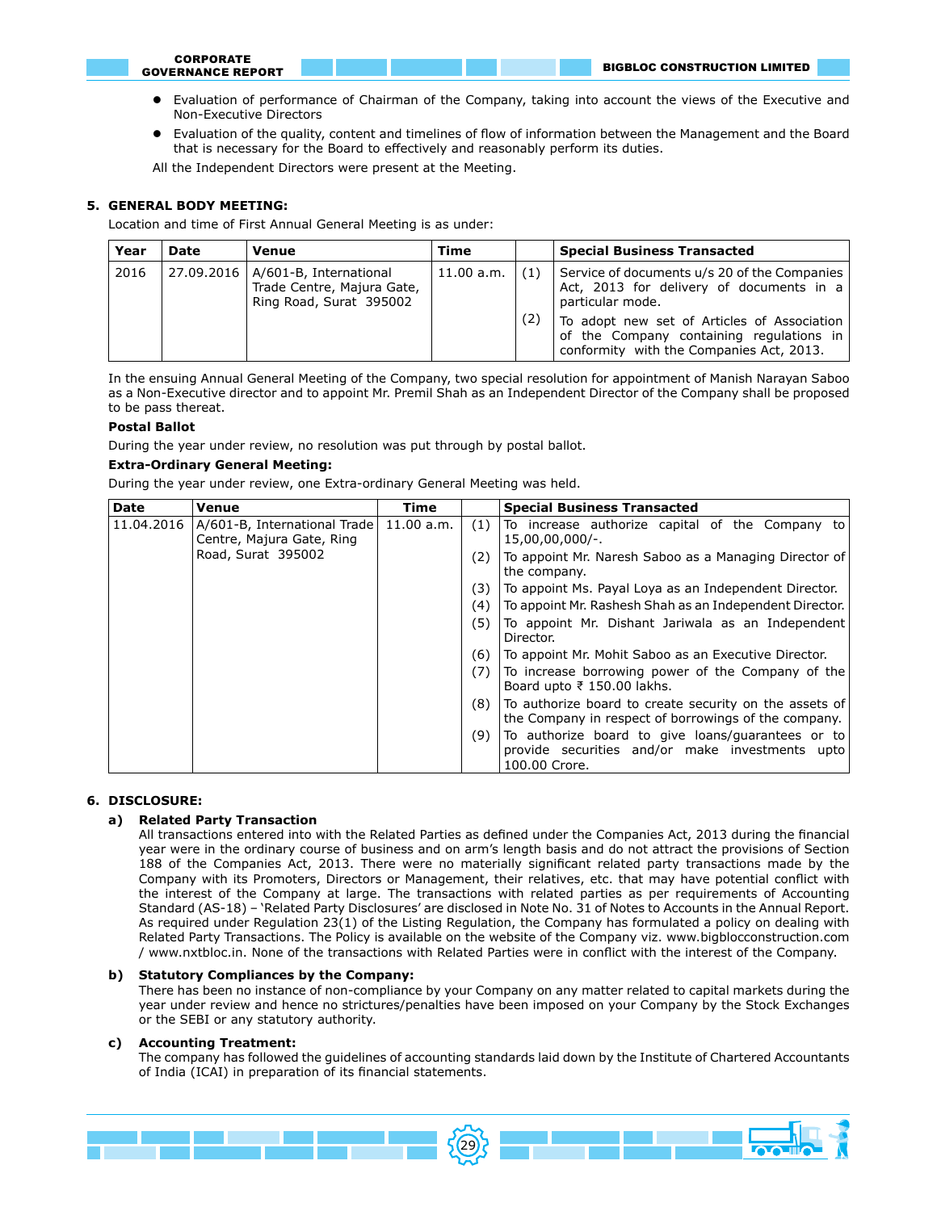- Evaluation of performance of Chairman of the Company, taking into account the views of the Executive and Non-Executive Directors
- Evaluation of the quality, content and timelines of flow of information between the Management and the Board that is necessary for the Board to effectively and reasonably perform its duties.

All the Independent Directors were present at the Meeting.

## 5. GENERAL BODY MEETING:

Location and time of First Annual General Meeting is as under:

| Year | Date | Venue | Time | | Special Business Transacted |
|---|---|---|---|---|---|
| 2016 | 27.09.2016 | A/601-B, International Trade Centre, Majura Gate, Ring Road, Surat 395002 | 11.00 a.m. | (1) | Service of documents u/s 20 of the Companies Act, 2013 for delivery of documents in a particular mode. |
| | | | | (2) | To adopt new set of Articles of Association of the Company containing regulations in conformity with the Companies Act, 2013. |

In the ensuing Annual General Meeting of the Company, two special resolution for appointment of Manish Narayan Saboo as a Non-Executive director and to appoint Mr. Premil Shah as an Independent Director of the Company shall be proposed to be pass thereat.

**Postal Ballot**

During the year under review, no resolution was put through by postal ballot.

**Extra-Ordinary General Meeting:**

During the year under review, one Extra-ordinary General Meeting was held.

| Date | Venue | Time | | Special Business Transacted |
|---|---|---|---|---|
| 11.04.2016 | A/601-B, International Trade Centre, Majura Gate, Ring Road, Surat 395002 | 11.00 a.m. | (1) | To increase authorize capital of the Company to 15,00,00,000/-. |
| | | | (2) | To appoint Mr. Naresh Saboo as a Managing Director of the company. |
| | | | (3) | To appoint Ms. Payal Loya as an Independent Director. |
| | | | (4) | To appoint Mr. Rashesh Shah as an Independent Director. |
| | | | (5) | To appoint Mr. Dishant Jariwala as an Independent Director. |
| | | | (6) | To appoint Mr. Mohit Saboo as an Executive Director. |
| | | | (7) | To increase borrowing power of the Company of the Board upto ₹ 150.00 lakhs. |
| | | | (8) | To authorize board to create security on the assets of the Company in respect of borrowings of the company. |
| | | | (9) | To authorize board to give loans/guarantees or to provide securities and/or make investments upto 100.00 Crore. |

## 6. DISCLOSURE:

### a) Related Party Transaction

All transactions entered into with the Related Parties as defined under the Companies Act, 2013 during the financial year were in the ordinary course of business and on arm's length basis and do not attract the provisions of Section 188 of the Companies Act, 2013. There were no materially significant related party transactions made by the Company with its Promoters, Directors or Management, their relatives, etc. that may have potential conflict with the interest of the Company at large. The transactions with related parties as per requirements of Accounting Standard (AS-18) – 'Related Party Disclosures' are disclosed in Note No. 31 of Notes to Accounts in the Annual Report. As required under Regulation 23(1) of the Listing Regulation, the Company has formulated a policy on dealing with Related Party Transactions. The Policy is available on the website of the Company viz. www.bigblocconstruction.com / www.nxtbloc.in. None of the transactions with Related Parties were in conflict with the interest of the Company.

### b) Statutory Compliances by the Company:

There has been no instance of non-compliance by your Company on any matter related to capital markets during the year under review and hence no strictures/penalties have been imposed on your Company by the Stock Exchanges or the SEBI or any statutory authority.

### c) Accounting Treatment:

The company has followed the guidelines of accounting standards laid down by the Institute of Chartered Accountants of India (ICAI) in preparation of its financial statements.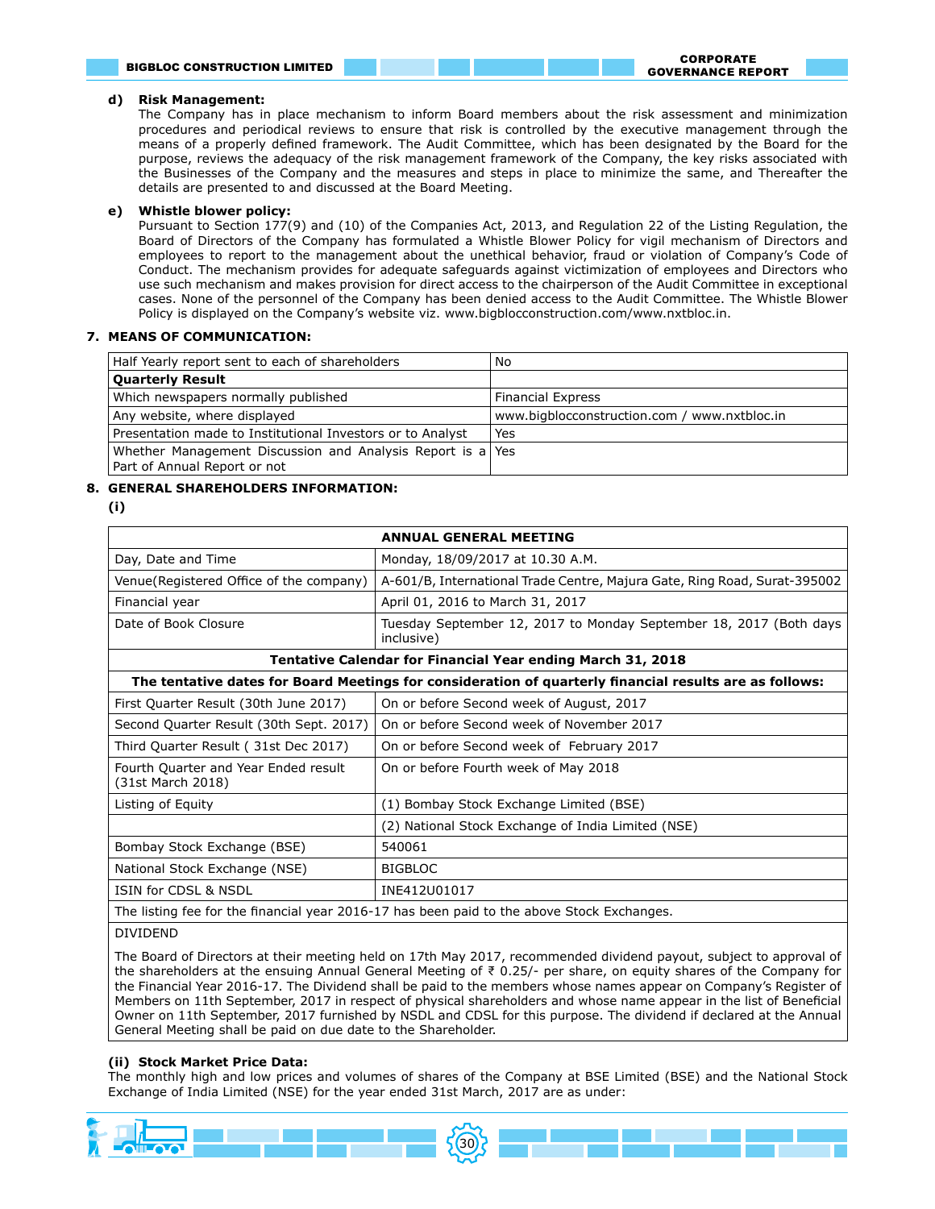**d) Risk Management:**

The Company has in place mechanism to inform Board members about the risk assessment and minimization procedures and periodical reviews to ensure that risk is controlled by the executive management through the means of a properly defined framework. The Audit Committee, which has been designated by the Board for the purpose, reviews the adequacy of the risk management framework of the Company, the key risks associated with the Businesses of the Company and the measures and steps in place to minimize the same, and Thereafter the details are presented to and discussed at the Board Meeting.

**e) Whistle blower policy:**

Pursuant to Section 177(9) and (10) of the Companies Act, 2013, and Regulation 22 of the Listing Regulation, the Board of Directors of the Company has formulated a Whistle Blower Policy for vigil mechanism of Directors and employees to report to the management about the unethical behavior, fraud or violation of Company's Code of Conduct. The mechanism provides for adequate safeguards against victimization of employees and Directors who use such mechanism and makes provision for direct access to the chairperson of the Audit Committee in exceptional cases. None of the personnel of the Company has been denied access to the Audit Committee. The Whistle Blower Policy is displayed on the Company's website viz. www.bigblocconstruction.com/www.nxtbloc.in.

## 7. MEANS OF COMMUNICATION:

| Half Yearly report sent to each of shareholders | No |
|---|---|
| **Quarterly Result** | |
| Which newspapers normally published | Financial Express |
| Any website, where displayed | www.bigblocconstruction.com / www.nxtbloc.in |
| Presentation made to Institutional Investors or to Analyst | Yes |
| Whether Management Discussion and Analysis Report is a Part of Annual Report or not | Yes |

## 8. GENERAL SHAREHOLDERS INFORMATION:

**(i)**

| **ANNUAL GENERAL MEETING** | |
|---|---|
| Day, Date and Time | Monday, 18/09/2017 at 10.30 A.M. |
| Venue(Registered Office of the company) | A-601/B, International Trade Centre, Majura Gate, Ring Road, Surat-395002 |
| Financial year | April 01, 2016 to March 31, 2017 |
| Date of Book Closure | Tuesday September 12, 2017 to Monday September 18, 2017 (Both days inclusive) |
| **Tentative Calendar for Financial Year ending March 31, 2018** | |
| **The tentative dates for Board Meetings for consideration of quarterly financial results are as follows:** | |
| First Quarter Result (30th June 2017) | On or before Second week of August, 2017 |
| Second Quarter Result (30th Sept. 2017) | On or before Second week of November 2017 |
| Third Quarter Result ( 31st Dec 2017) | On or before Second week of February 2017 |
| Fourth Quarter and Year Ended result (31st March 2018) | On or before Fourth week of May 2018 |
| Listing of Equity | (1) Bombay Stock Exchange Limited (BSE) |
| | (2) National Stock Exchange of India Limited (NSE) |
| Bombay Stock Exchange (BSE) | 540061 |
| National Stock Exchange (NSE) | BIGBLOC |
| ISIN for CDSL & NSDL | INE412U01017 |
| The listing fee for the financial year 2016-17 has been paid to the above Stock Exchanges. | |
| DIVIDEND | |
| The Board of Directors at their meeting held on 17th May 2017, recommended dividend payout, subject to approval of the shareholders at the ensuing Annual General Meeting of ₹ 0.25/- per share, on equity shares of the Company for the Financial Year 2016-17. The Dividend shall be paid to the members whose names appear on Company's Register of Members on 11th September, 2017 in respect of physical shareholders and whose name appear in the list of Beneficial Owner on 11th September, 2017 furnished by NSDL and CDSL for this purpose. The dividend if declared at the Annual General Meeting shall be paid on due date to the Shareholder. | |

**(ii) Stock Market Price Data:**

The monthly high and low prices and volumes of shares of the Company at BSE Limited (BSE) and the National Stock Exchange of India Limited (NSE) for the year ended 31st March, 2017 are as under: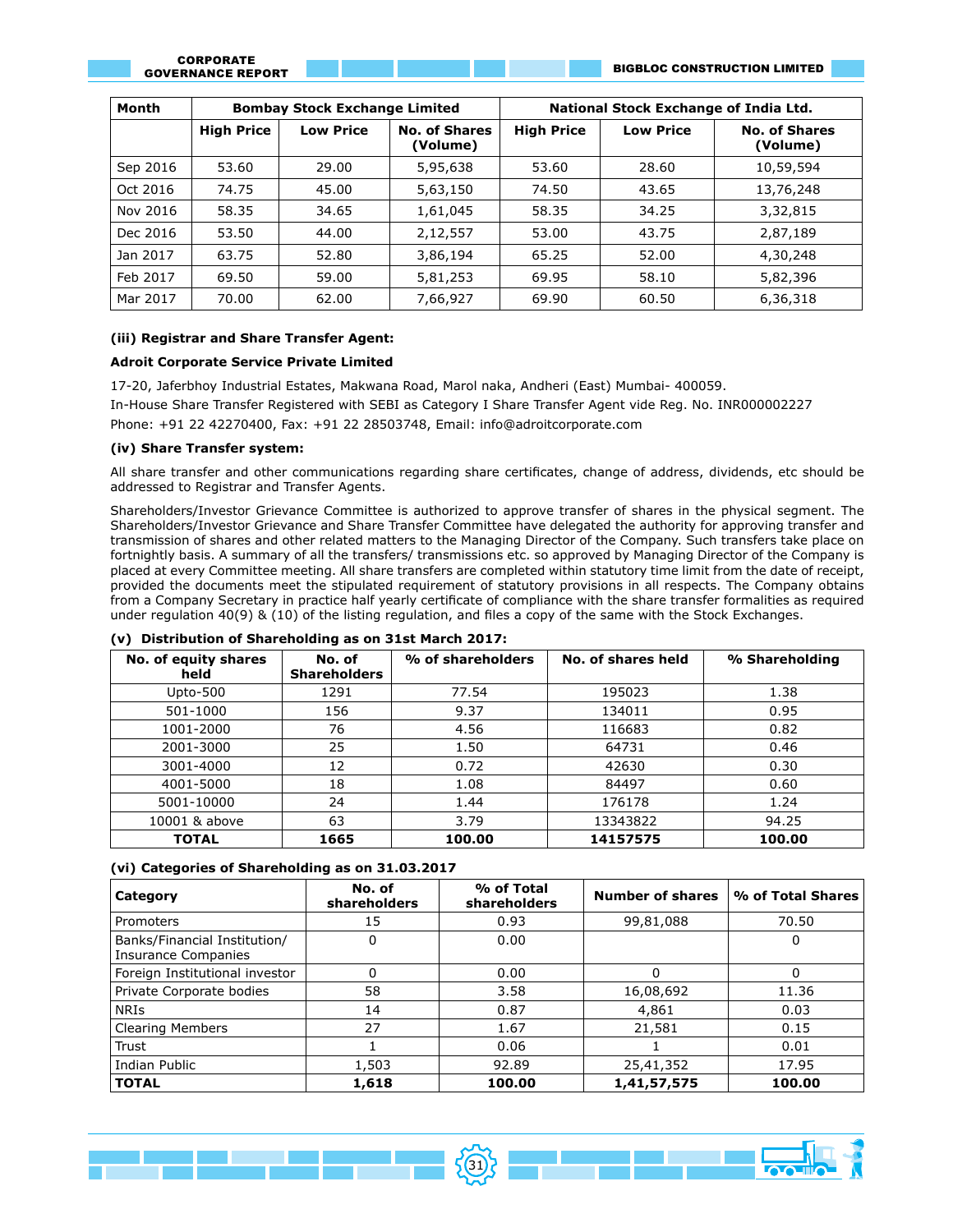| Month | Bombay Stock Exchange Limited | | | National Stock Exchange of India Ltd. | | |
|---|---|---|---|---|---|---|
| | High Price | Low Price | No. of Shares (Volume) | High Price | Low Price | No. of Shares (Volume) |
| Sep 2016 | 53.60 | 29.00 | 5,95,638 | 53.60 | 28.60 | 10,59,594 |
| Oct 2016 | 74.75 | 45.00 | 5,63,150 | 74.50 | 43.65 | 13,76,248 |
| Nov 2016 | 58.35 | 34.65 | 1,61,045 | 58.35 | 34.25 | 3,32,815 |
| Dec 2016 | 53.50 | 44.00 | 2,12,557 | 53.00 | 43.75 | 2,87,189 |
| Jan 2017 | 63.75 | 52.80 | 3,86,194 | 65.25 | 52.00 | 4,30,248 |
| Feb 2017 | 69.50 | 59.00 | 5,81,253 | 69.95 | 58.10 | 5,82,396 |
| Mar 2017 | 70.00 | 62.00 | 7,66,927 | 69.90 | 60.50 | 6,36,318 |

**(iii) Registrar and Share Transfer Agent:**

**Adroit Corporate Service Private Limited**

17-20, Jaferbhoy Industrial Estates, Makwana Road, Marol naka, Andheri (East) Mumbai- 400059.

In-House Share Transfer Registered with SEBI as Category I Share Transfer Agent vide Reg. No. INR000002227

Phone: +91 22 42270400, Fax: +91 22 28503748, Email: info@adroitcorporate.com

**(iv) Share Transfer system:**

All share transfer and other communications regarding share certificates, change of address, dividends, etc should be addressed to Registrar and Transfer Agents.

Shareholders/Investor Grievance Committee is authorized to approve transfer of shares in the physical segment. The Shareholders/Investor Grievance and Share Transfer Committee have delegated the authority for approving transfer and transmission of shares and other related matters to the Managing Director of the Company. Such transfers take place on fortnightly basis. A summary of all the transfers/ transmissions etc. so approved by Managing Director of the Company is placed at every Committee meeting. All share transfers are completed within statutory time limit from the date of receipt, provided the documents meet the stipulated requirement of statutory provisions in all respects. The Company obtains from a Company Secretary in practice half yearly certificate of compliance with the share transfer formalities as required under regulation 40(9) & (10) of the listing regulation, and files a copy of the same with the Stock Exchanges.

**(v) Distribution of Shareholding as on 31st March 2017:**

| No. of equity shares held | No. of Shareholders | % of shareholders | No. of shares held | % Shareholding |
|---|---|---|---|---|
| Upto-500 | 1291 | 77.54 | 195023 | 1.38 |
| 501-1000 | 156 | 9.37 | 134011 | 0.95 |
| 1001-2000 | 76 | 4.56 | 116683 | 0.82 |
| 2001-3000 | 25 | 1.50 | 64731 | 0.46 |
| 3001-4000 | 12 | 0.72 | 42630 | 0.30 |
| 4001-5000 | 18 | 1.08 | 84497 | 0.60 |
| 5001-10000 | 24 | 1.44 | 176178 | 1.24 |
| 10001 & above | 63 | 3.79 | 13343822 | 94.25 |
| **TOTAL** | **1665** | **100.00** | **14157575** | **100.00** |

**(vi) Categories of Shareholding as on 31.03.2017**

| Category | No. of shareholders | % of Total shareholders | Number of shares | % of Total Shares |
|---|---|---|---|---|
| Promoters | 15 | 0.93 | 99,81,088 | 70.50 |
| Banks/Financial Institution/ Insurance Companies | 0 | 0.00 | | 0 |
| Foreign Institutional investor | 0 | 0.00 | 0 | 0 |
| Private Corporate bodies | 58 | 3.58 | 16,08,692 | 11.36 |
| NRIs | 14 | 0.87 | 4,861 | 0.03 |
| Clearing Members | 27 | 1.67 | 21,581 | 0.15 |
| Trust | 1 | 0.06 | 1 | 0.01 |
| Indian Public | 1,503 | 92.89 | 25,41,352 | 17.95 |
| **TOTAL** | **1,618** | **100.00** | **1,41,57,575** | **100.00** |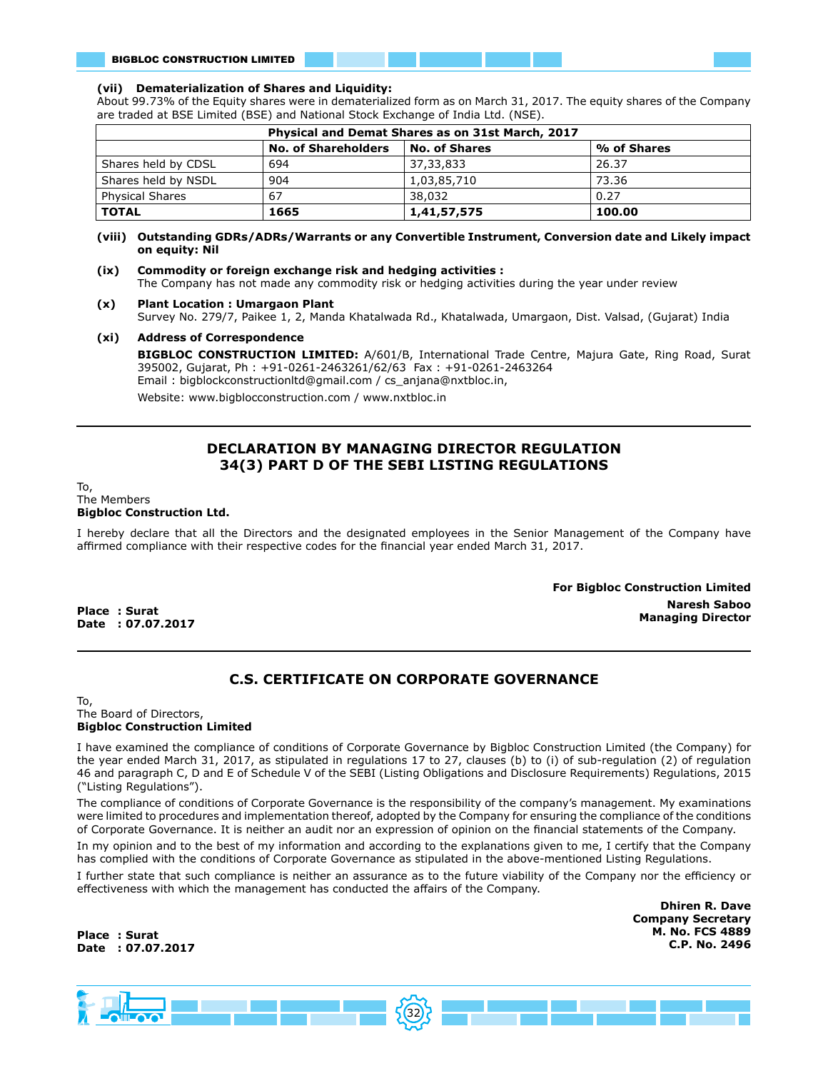**(vii) Dematerialization of Shares and Liquidity:**

About 99.73% of the Equity shares were in dematerialized form as on March 31, 2017. The equity shares of the Company are traded at BSE Limited (BSE) and National Stock Exchange of India Ltd. (NSE).

| Physical and Demat Shares as on 31st March, 2017 | | | |
|---|---|---|---|
| | **No. of Shareholders** | **No. of Shares** | **% of Shares** |
| Shares held by CDSL | 694 | 37,33,833 | 26.37 |
| Shares held by NSDL | 904 | 1,03,85,710 | 73.36 |
| Physical Shares | 67 | 38,032 | 0.27 |
| **TOTAL** | **1665** | **1,41,57,575** | **100.00** |

**(viii) Outstanding GDRs/ADRs/Warrants or any Convertible Instrument, Conversion date and Likely impact on equity: Nil**

**(ix) Commodity or foreign exchange risk and hedging activities :**

The Company has not made any commodity risk or hedging activities during the year under review

**(x) Plant Location : Umargaon Plant**

Survey No. 279/7, Paikee 1, 2, Manda Khatalwada Rd., Khatalwada, Umargaon, Dist. Valsad, (Gujarat) India

**(xi) Address of Correspondence**

**BIGBLOC CONSTRUCTION LIMITED:** A/601/B, International Trade Centre, Majura Gate, Ring Road, Surat 395002, Gujarat, Ph : +91-0261-2463261/62/63 Fax : +91-0261-2463264

Email : bigblockconstructionltd@gmail.com / cs_anjana@nxtbloc.in,

Website: www.bigblocconstruction.com / www.nxtbloc.in

## DECLARATION BY MANAGING DIRECTOR REGULATION 34(3) PART D OF THE SEBI LISTING REGULATIONS

To,
The Members
**Bigbloc Construction Ltd.**

I hereby declare that all the Directors and the designated employees in the Senior Management of the Company have affirmed compliance with their respective codes for the financial year ended March 31, 2017.

**For Bigbloc Construction Limited**

**Naresh Saboo**
**Managing Director**

**Place : Surat**
**Date : 07.07.2017**

## C.S. CERTIFICATE ON CORPORATE GOVERNANCE

To,
The Board of Directors,
**Bigbloc Construction Limited**

I have examined the compliance of conditions of Corporate Governance by Bigbloc Construction Limited (the Company) for the year ended March 31, 2017, as stipulated in regulations 17 to 27, clauses (b) to (i) of sub-regulation (2) of regulation 46 and paragraph C, D and E of Schedule V of the SEBI (Listing Obligations and Disclosure Requirements) Regulations, 2015 ("Listing Regulations").

The compliance of conditions of Corporate Governance is the responsibility of the company's management. My examinations were limited to procedures and implementation thereof, adopted by the Company for ensuring the compliance of the conditions of Corporate Governance. It is neither an audit nor an expression of opinion on the financial statements of the Company.

In my opinion and to the best of my information and according to the explanations given to me, I certify that the Company has complied with the conditions of Corporate Governance as stipulated in the above-mentioned Listing Regulations.

I further state that such compliance is neither an assurance as to the future viability of the Company nor the efficiency or effectiveness with which the management has conducted the affairs of the Company.

**Dhiren R. Dave**
**Company Secretary**
**M. No. FCS 4889**
**C.P. No. 2496**

**Place : Surat**
**Date : 07.07.2017**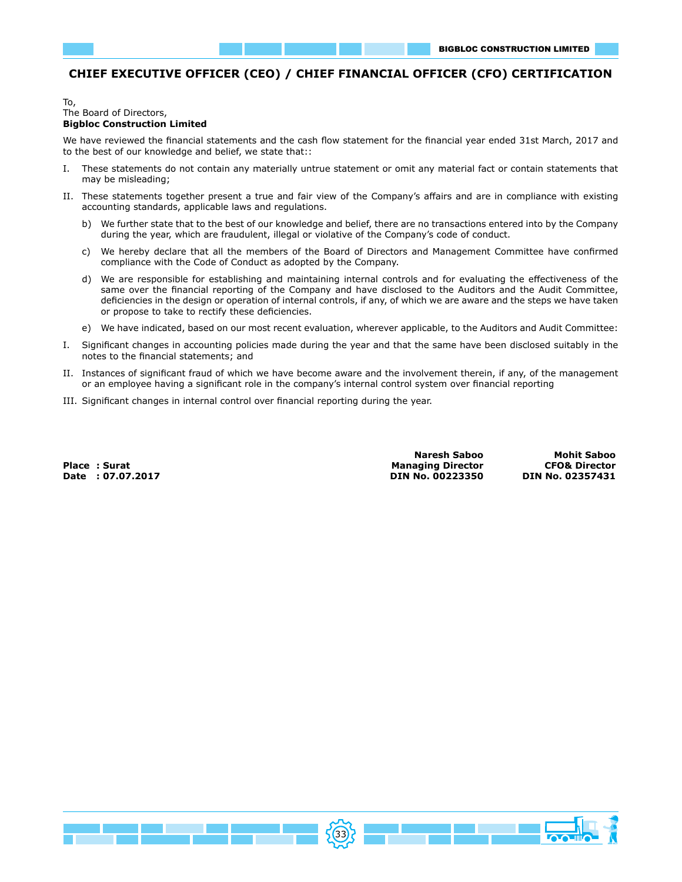# CHIEF EXECUTIVE OFFICER (CEO) / CHIEF FINANCIAL OFFICER (CFO) CERTIFICATION

To,
The Board of Directors,
**Bigbloc Construction Limited**

We have reviewed the financial statements and the cash flow statement for the financial year ended 31st March, 2017 and to the best of our knowledge and belief, we state that::

I. These statements do not contain any materially untrue statement or omit any material fact or contain statements that may be misleading;

II. These statements together present a true and fair view of the Company's affairs and are in compliance with existing accounting standards, applicable laws and regulations.

   b) We further state that to the best of our knowledge and belief, there are no transactions entered into by the Company during the year, which are fraudulent, illegal or violative of the Company's code of conduct.

   c) We hereby declare that all the members of the Board of Directors and Management Committee have confirmed compliance with the Code of Conduct as adopted by the Company.

   d) We are responsible for establishing and maintaining internal controls and for evaluating the effectiveness of the same over the financial reporting of the Company and have disclosed to the Auditors and the Audit Committee, deficiencies in the design or operation of internal controls, if any, of which we are aware and the steps we have taken or propose to take to rectify these deficiencies.

   e) We have indicated, based on our most recent evaluation, wherever applicable, to the Auditors and Audit Committee:

I. Significant changes in accounting policies made during the year and that the same have been disclosed suitably in the notes to the financial statements; and

II. Instances of significant fraud of which we have become aware and the involvement therein, if any, of the management or an employee having a significant role in the company's internal control system over financial reporting

III. Significant changes in internal control over financial reporting during the year.

**Place : Surat**
**Date : 07.07.2017**

**Naresh Saboo**
**Managing Director**
**DIN No. 00223350**

**Mohit Saboo**
**CFO& Director**
**DIN No. 02357431**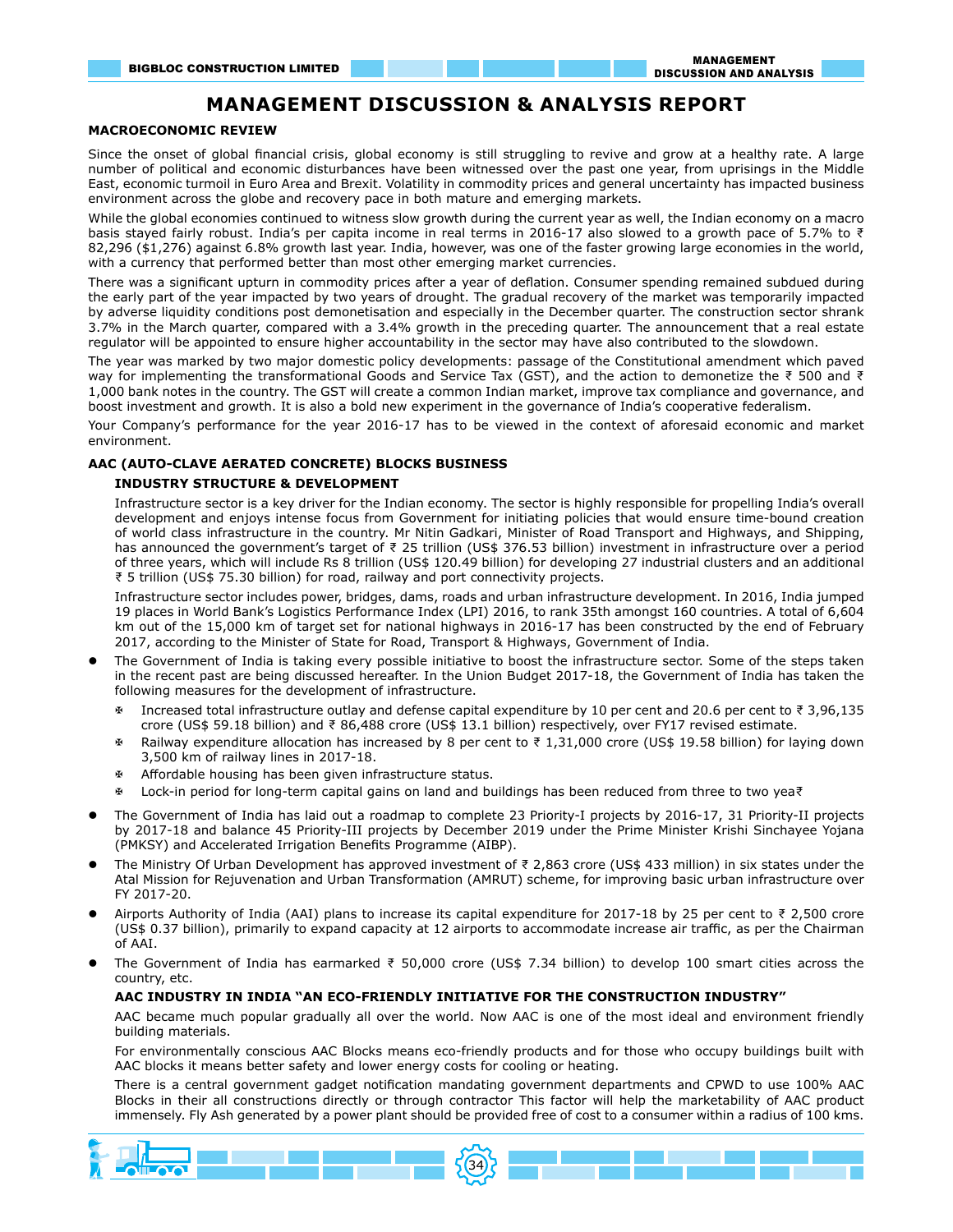# MANAGEMENT DISCUSSION & ANALYSIS REPORT

## MACROECONOMIC REVIEW

Since the onset of global financial crisis, global economy is still struggling to revive and grow at a healthy rate. A large number of political and economic disturbances have been witnessed over the past one year, from uprisings in the Middle East, economic turmoil in Euro Area and Brexit. Volatility in commodity prices and general uncertainty has impacted business environment across the globe and recovery pace in both mature and emerging markets.

While the global economies continued to witness slow growth during the current year as well, the Indian economy on a macro basis stayed fairly robust. India's per capita income in real terms in 2016-17 also slowed to a growth pace of 5.7% to ₹ 82,296 ($1,276) against 6.8% growth last year. India, however, was one of the faster growing large economies in the world, with a currency that performed better than most other emerging market currencies.

There was a significant upturn in commodity prices after a year of deflation. Consumer spending remained subdued during the early part of the year impacted by two years of drought. The gradual recovery of the market was temporarily impacted by adverse liquidity conditions post demonetisation and especially in the December quarter. The construction sector shrank 3.7% in the March quarter, compared with a 3.4% growth in the preceding quarter. The announcement that a real estate regulator will be appointed to ensure higher accountability in the sector may have also contributed to the slowdown.

The year was marked by two major domestic policy developments: passage of the Constitutional amendment which paved way for implementing the transformational Goods and Service Tax (GST), and the action to demonetize the ₹ 500 and ₹ 1,000 bank notes in the country. The GST will create a common Indian market, improve tax compliance and governance, and boost investment and growth. It is also a bold new experiment in the governance of India's cooperative federalism.

Your Company's performance for the year 2016-17 has to be viewed in the context of aforesaid economic and market environment.

## AAC (AUTO-CLAVE AERATED CONCRETE) BLOCKS BUSINESS

### INDUSTRY STRUCTURE & DEVELOPMENT

Infrastructure sector is a key driver for the Indian economy. The sector is highly responsible for propelling India's overall development and enjoys intense focus from Government for initiating policies that would ensure time-bound creation of world class infrastructure in the country. Mr Nitin Gadkari, Minister of Road Transport and Highways, and Shipping, has announced the government's target of ₹ 25 trillion (US$ 376.53 billion) investment in infrastructure over a period of three years, which will include Rs 8 trillion (US$ 120.49 billion) for developing 27 industrial clusters and an additional ₹ 5 trillion (US$ 75.30 billion) for road, railway and port connectivity projects.

Infrastructure sector includes power, bridges, dams, roads and urban infrastructure development. In 2016, India jumped 19 places in World Bank's Logistics Performance Index (LPI) 2016, to rank 35th amongst 160 countries. A total of 6,604 km out of the 15,000 km of target set for national highways in 2016-17 has been constructed by the end of February 2017, according to the Minister of State for Road, Transport & Highways, Government of India.

- The Government of India is taking every possible initiative to boost the infrastructure sector. Some of the steps taken in the recent past are being discussed hereafter. In the Union Budget 2017-18, the Government of India has taken the following measures for the development of infrastructure.
  - Increased total infrastructure outlay and defense capital expenditure by 10 per cent and 20.6 per cent to ₹ 3,96,135 crore (US$ 59.18 billion) and ₹ 86,488 crore (US$ 13.1 billion) respectively, over FY17 revised estimate.
  - Railway expenditure allocation has increased by 8 per cent to ₹ 1,31,000 crore (US$ 19.58 billion) for laying down 3,500 km of railway lines in 2017-18.
  - Affordable housing has been given infrastructure status.
  - Lock-in period for long-term capital gains on land and buildings has been reduced from three to two yea₹
- The Government of India has laid out a roadmap to complete 23 Priority-I projects by 2016-17, 31 Priority-II projects by 2017-18 and balance 45 Priority-III projects by December 2019 under the Prime Minister Krishi Sinchayee Yojana (PMKSY) and Accelerated Irrigation Benefits Programme (AIBP).
- The Ministry Of Urban Development has approved investment of ₹ 2,863 crore (US$ 433 million) in six states under the Atal Mission for Rejuvenation and Urban Transformation (AMRUT) scheme, for improving basic urban infrastructure over FY 2017-20.
- Airports Authority of India (AAI) plans to increase its capital expenditure for 2017-18 by 25 per cent to ₹ 2,500 crore (US$ 0.37 billion), primarily to expand capacity at 12 airports to accommodate increase air traffic, as per the Chairman of AAI.
- The Government of India has earmarked ₹ 50,000 crore (US$ 7.34 billion) to develop 100 smart cities across the country, etc.

### AAC INDUSTRY IN INDIA "AN ECO-FRIENDLY INITIATIVE FOR THE CONSTRUCTION INDUSTRY"

AAC became much popular gradually all over the world. Now AAC is one of the most ideal and environment friendly building materials.

For environmentally conscious AAC Blocks means eco-friendly products and for those who occupy buildings built with AAC blocks it means better safety and lower energy costs for cooling or heating.

There is a central government gadget notification mandating government departments and CPWD to use 100% AAC Blocks in their all constructions directly or through contractor This factor will help the marketability of AAC product immensely. Fly Ash generated by a power plant should be provided free of cost to a consumer within a radius of 100 kms.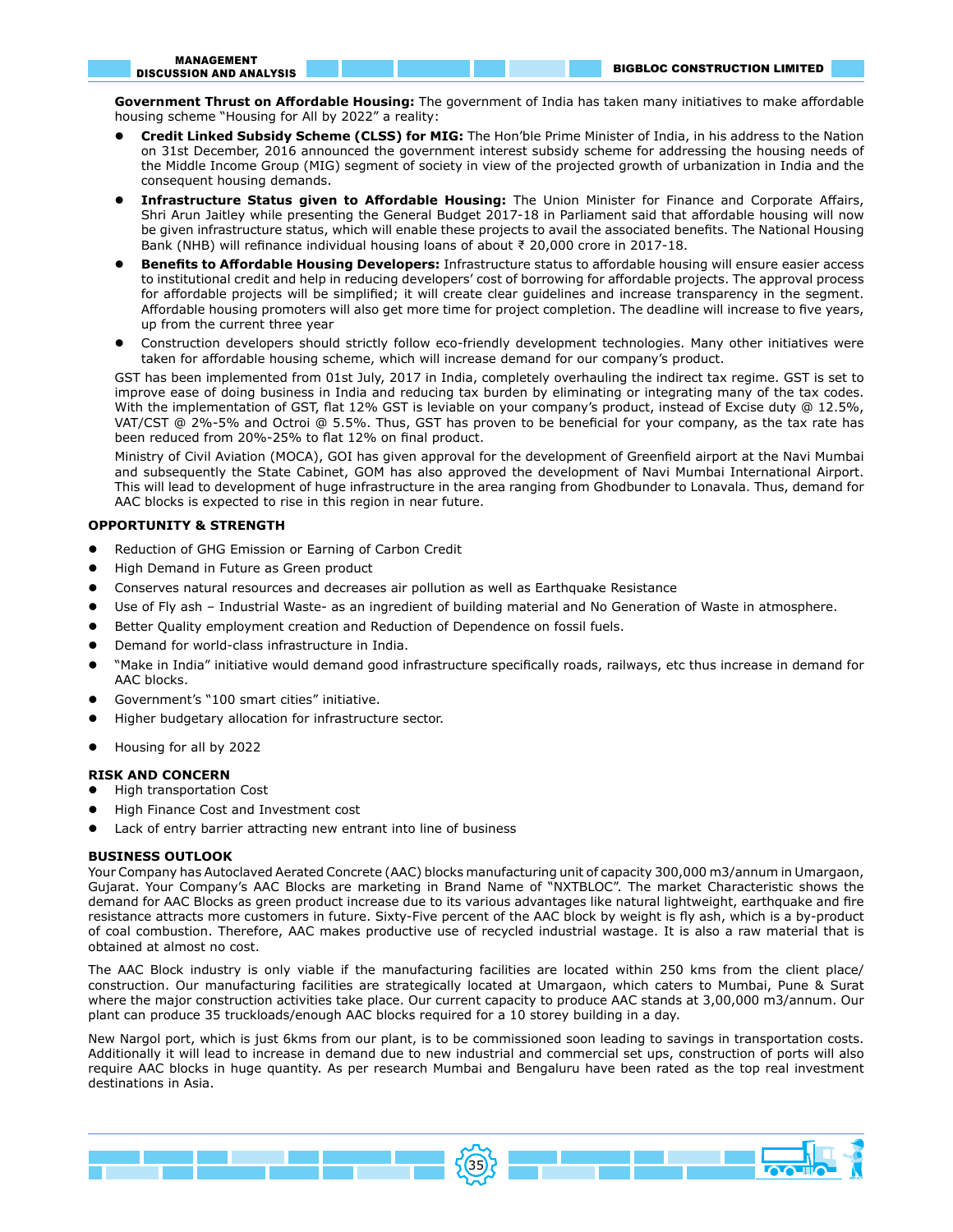**Government Thrust on Affordable Housing:** The government of India has taken many initiatives to make affordable housing scheme "Housing for All by 2022" a reality:

- **Credit Linked Subsidy Scheme (CLSS) for MIG:** The Hon'ble Prime Minister of India, in his address to the Nation on 31st December, 2016 announced the government interest subsidy scheme for addressing the housing needs of the Middle Income Group (MIG) segment of society in view of the projected growth of urbanization in India and the consequent housing demands.
- **Infrastructure Status given to Affordable Housing:** The Union Minister for Finance and Corporate Affairs, Shri Arun Jaitley while presenting the General Budget 2017-18 in Parliament said that affordable housing will now be given infrastructure status, which will enable these projects to avail the associated benefits. The National Housing Bank (NHB) will refinance individual housing loans of about ₹ 20,000 crore in 2017-18.
- **Benefits to Affordable Housing Developers:** Infrastructure status to affordable housing will ensure easier access to institutional credit and help in reducing developers' cost of borrowing for affordable projects. The approval process for affordable projects will be simplified; it will create clear guidelines and increase transparency in the segment. Affordable housing promoters will also get more time for project completion. The deadline will increase to five years, up from the current three year
- Construction developers should strictly follow eco-friendly development technologies. Many other initiatives were taken for affordable housing scheme, which will increase demand for our company's product.

GST has been implemented from 01st July, 2017 in India, completely overhauling the indirect tax regime. GST is set to improve ease of doing business in India and reducing tax burden by eliminating or integrating many of the tax codes. With the implementation of GST, flat 12% GST is leviable on your company's product, instead of Excise duty @ 12.5%, VAT/CST @ 2%-5% and Octroi @ 5.5%. Thus, GST has proven to be beneficial for your company, as the tax rate has been reduced from 20%-25% to flat 12% on final product.

Ministry of Civil Aviation (MOCA), GOI has given approval for the development of Greenfield airport at the Navi Mumbai and subsequently the State Cabinet, GOM has also approved the development of Navi Mumbai International Airport. This will lead to development of huge infrastructure in the area ranging from Ghodbunder to Lonavala. Thus, demand for AAC blocks is expected to rise in this region in near future.

## OPPORTUNITY & STRENGTH

- Reduction of GHG Emission or Earning of Carbon Credit
- High Demand in Future as Green product
- Conserves natural resources and decreases air pollution as well as Earthquake Resistance
- Use of Fly ash – Industrial Waste- as an ingredient of building material and No Generation of Waste in atmosphere.
- Better Quality employment creation and Reduction of Dependence on fossil fuels.
- Demand for world-class infrastructure in India.
- "Make in India" initiative would demand good infrastructure specifically roads, railways, etc thus increase in demand for AAC blocks.
- Government's "100 smart cities" initiative.
- Higher budgetary allocation for infrastructure sector.
- Housing for all by 2022

## RISK AND CONCERN

- High transportation Cost
- High Finance Cost and Investment cost
- Lack of entry barrier attracting new entrant into line of business

## BUSINESS OUTLOOK

Your Company has Autoclaved Aerated Concrete (AAC) blocks manufacturing unit of capacity 300,000 m3/annum in Umargaon, Gujarat. Your Company's AAC Blocks are marketing in Brand Name of "NXTBLOC". The market Characteristic shows the demand for AAC Blocks as green product increase due to its various advantages like natural lightweight, earthquake and fire resistance attracts more customers in future. Sixty-Five percent of the AAC block by weight is fly ash, which is a by-product of coal combustion. Therefore, AAC makes productive use of recycled industrial wastage. It is also a raw material that is obtained at almost no cost.

The AAC Block industry is only viable if the manufacturing facilities are located within 250 kms from the client place/ construction. Our manufacturing facilities are strategically located at Umargaon, which caters to Mumbai, Pune & Surat where the major construction activities take place. Our current capacity to produce AAC stands at 3,00,000 m3/annum. Our plant can produce 35 truckloads/enough AAC blocks required for a 10 storey building in a day.

New Nargol port, which is just 6kms from our plant, is to be commissioned soon leading to savings in transportation costs. Additionally it will lead to increase in demand due to new industrial and commercial set ups, construction of ports will also require AAC blocks in huge quantity. As per research Mumbai and Bengaluru have been rated as the top real investment destinations in Asia.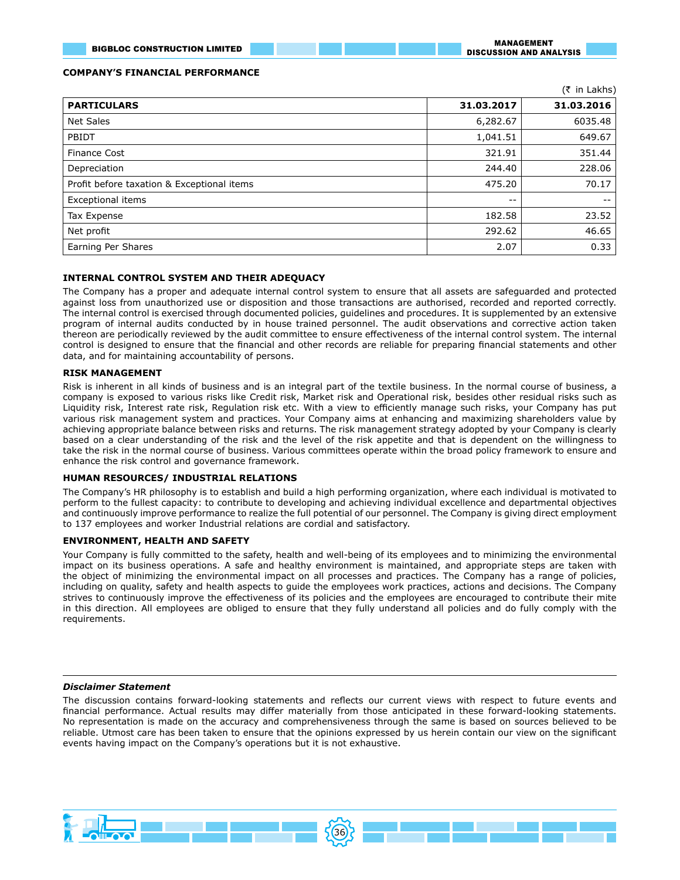## COMPANY'S FINANCIAL PERFORMANCE

(₹ in Lakhs)

| PARTICULARS | 31.03.2017 | 31.03.2016 |
|---|---|---|
| Net Sales | 6,282.67 | 6035.48 |
| PBIDT | 1,041.51 | 649.67 |
| Finance Cost | 321.91 | 351.44 |
| Depreciation | 244.40 | 228.06 |
| Profit before taxation & Exceptional items | 475.20 | 70.17 |
| Exceptional items | -- | -- |
| Tax Expense | 182.58 | 23.52 |
| Net profit | 292.62 | 46.65 |
| Earning Per Shares | 2.07 | 0.33 |

### INTERNAL CONTROL SYSTEM AND THEIR ADEQUACY

The Company has a proper and adequate internal control system to ensure that all assets are safeguarded and protected against loss from unauthorized use or disposition and those transactions are authorised, recorded and reported correctly. The internal control is exercised through documented policies, guidelines and procedures. It is supplemented by an extensive program of internal audits conducted by in house trained personnel. The audit observations and corrective action taken thereon are periodically reviewed by the audit committee to ensure effectiveness of the internal control system. The internal control is designed to ensure that the financial and other records are reliable for preparing financial statements and other data, and for maintaining accountability of persons.

### RISK MANAGEMENT

Risk is inherent in all kinds of business and is an integral part of the textile business. In the normal course of business, a company is exposed to various risks like Credit risk, Market risk and Operational risk, besides other residual risks such as Liquidity risk, Interest rate risk, Regulation risk etc. With a view to efficiently manage such risks, your Company has put various risk management system and practices. Your Company aims at enhancing and maximizing shareholders value by achieving appropriate balance between risks and returns. The risk management strategy adopted by your Company is clearly based on a clear understanding of the risk and the level of the risk appetite and that is dependent on the willingness to take the risk in the normal course of business. Various committees operate within the broad policy framework to ensure and enhance the risk control and governance framework.

### HUMAN RESOURCES/ INDUSTRIAL RELATIONS

The Company's HR philosophy is to establish and build a high performing organization, where each individual is motivated to perform to the fullest capacity: to contribute to developing and achieving individual excellence and departmental objectives and continuously improve performance to realize the full potential of our personnel. The Company is giving direct employment to 137 employees and worker Industrial relations are cordial and satisfactory.

### ENVIRONMENT, HEALTH AND SAFETY

Your Company is fully committed to the safety, health and well-being of its employees and to minimizing the environmental impact on its business operations. A safe and healthy environment is maintained, and appropriate steps are taken with the object of minimizing the environmental impact on all processes and practices. The Company has a range of policies, including on quality, safety and health aspects to guide the employees work practices, actions and decisions. The Company strives to continuously improve the effectiveness of its policies and the employees are encouraged to contribute their mite in this direction. All employees are obliged to ensure that they fully understand all policies and do fully comply with the requirements.

---

***Disclaimer Statement***

The discussion contains forward-looking statements and reflects our current views with respect to future events and financial performance. Actual results may differ materially from those anticipated in these forward-looking statements. No representation is made on the accuracy and comprehensiveness through the same is based on sources believed to be reliable. Utmost care has been taken to ensure that the opinions expressed by us herein contain our view on the significant events having impact on the Company's operations but it is not exhaustive.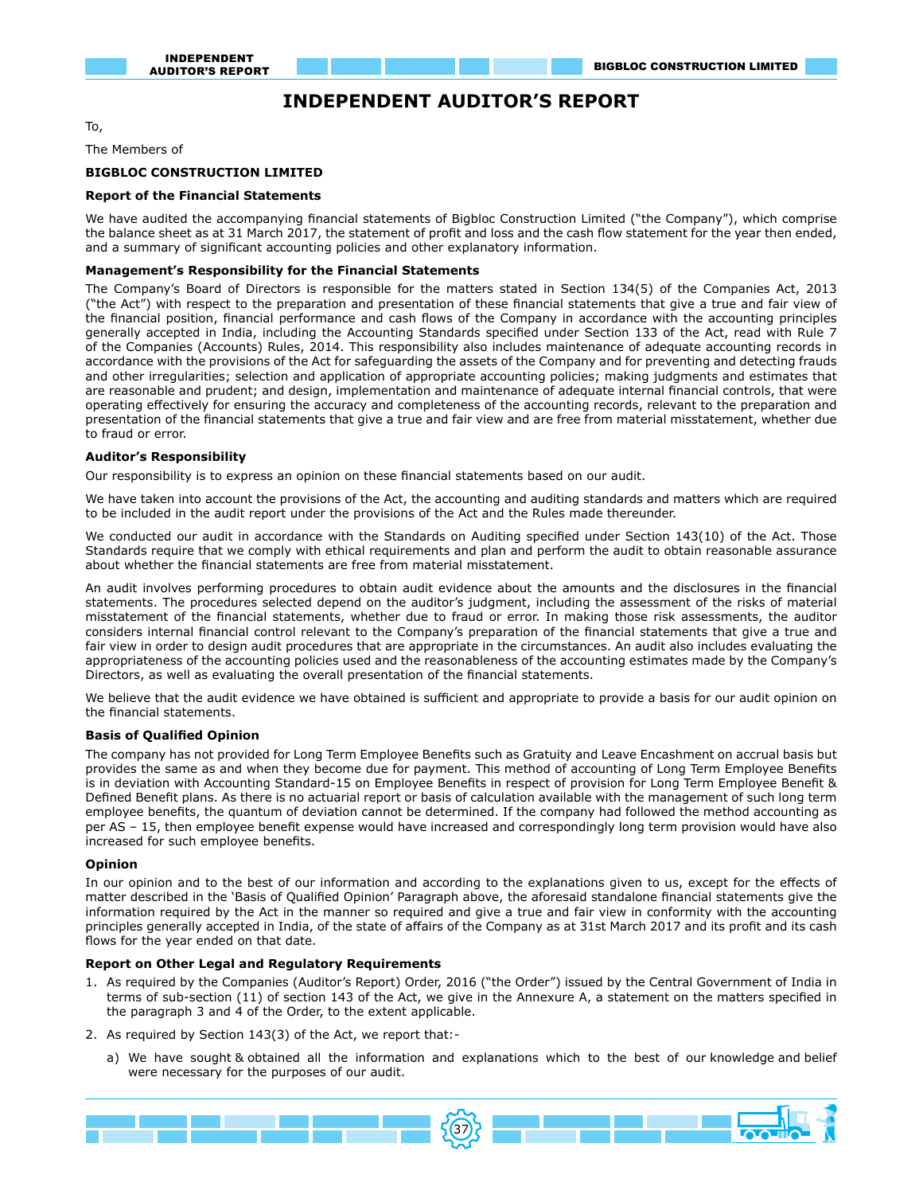# INDEPENDENT AUDITOR'S REPORT

To,

The Members of

**BIGBLOC CONSTRUCTION LIMITED**

**Report of the Financial Statements**

We have audited the accompanying financial statements of Bigbloc Construction Limited ("the Company"), which comprise the balance sheet as at 31 March 2017, the statement of profit and loss and the cash flow statement for the year then ended, and a summary of significant accounting policies and other explanatory information.

**Management's Responsibility for the Financial Statements**

The Company's Board of Directors is responsible for the matters stated in Section 134(5) of the Companies Act, 2013 ("the Act") with respect to the preparation and presentation of these financial statements that give a true and fair view of the financial position, financial performance and cash flows of the Company in accordance with the accounting principles generally accepted in India, including the Accounting Standards specified under Section 133 of the Act, read with Rule 7 of the Companies (Accounts) Rules, 2014. This responsibility also includes maintenance of adequate accounting records in accordance with the provisions of the Act for safeguarding the assets of the Company and for preventing and detecting frauds and other irregularities; selection and application of appropriate accounting policies; making judgments and estimates that are reasonable and prudent; and design, implementation and maintenance of adequate internal financial controls, that were operating effectively for ensuring the accuracy and completeness of the accounting records, relevant to the preparation and presentation of the financial statements that give a true and fair view and are free from material misstatement, whether due to fraud or error.

**Auditor's Responsibility**

Our responsibility is to express an opinion on these financial statements based on our audit.

We have taken into account the provisions of the Act, the accounting and auditing standards and matters which are required to be included in the audit report under the provisions of the Act and the Rules made thereunder.

We conducted our audit in accordance with the Standards on Auditing specified under Section 143(10) of the Act. Those Standards require that we comply with ethical requirements and plan and perform the audit to obtain reasonable assurance about whether the financial statements are free from material misstatement.

An audit involves performing procedures to obtain audit evidence about the amounts and the disclosures in the financial statements. The procedures selected depend on the auditor's judgment, including the assessment of the risks of material misstatement of the financial statements, whether due to fraud or error. In making those risk assessments, the auditor considers internal financial control relevant to the Company's preparation of the financial statements that give a true and fair view in order to design audit procedures that are appropriate in the circumstances. An audit also includes evaluating the appropriateness of the accounting policies used and the reasonableness of the accounting estimates made by the Company's Directors, as well as evaluating the overall presentation of the financial statements.

We believe that the audit evidence we have obtained is sufficient and appropriate to provide a basis for our audit opinion on the financial statements.

**Basis of Qualified Opinion**

The company has not provided for Long Term Employee Benefits such as Gratuity and Leave Encashment on accrual basis but provides the same as and when they become due for payment. This method of accounting of Long Term Employee Benefits is in deviation with Accounting Standard-15 on Employee Benefits in respect of provision for Long Term Employee Benefit & Defined Benefit plans. As there is no actuarial report or basis of calculation available with the management of such long term employee benefits, the quantum of deviation cannot be determined. If the company had followed the method accounting as per AS – 15, then employee benefit expense would have increased and correspondingly long term provision would have also increased for such employee benefits.

**Opinion**

In our opinion and to the best of our information and according to the explanations given to us, except for the effects of matter described in the 'Basis of Qualified Opinion' Paragraph above, the aforesaid standalone financial statements give the information required by the Act in the manner so required and give a true and fair view in conformity with the accounting principles generally accepted in India, of the state of affairs of the Company as at 31st March 2017 and its profit and its cash flows for the year ended on that date.

**Report on Other Legal and Regulatory Requirements**

1. As required by the Companies (Auditor's Report) Order, 2016 ("the Order") issued by the Central Government of India in terms of sub-section (11) of section 143 of the Act, we give in the Annexure A, a statement on the matters specified in the paragraph 3 and 4 of the Order, to the extent applicable.

2. As required by Section 143(3) of the Act, we report that:-

   a) We have sought & obtained all the information and explanations which to the best of our knowledge and belief were necessary for the purposes of our audit.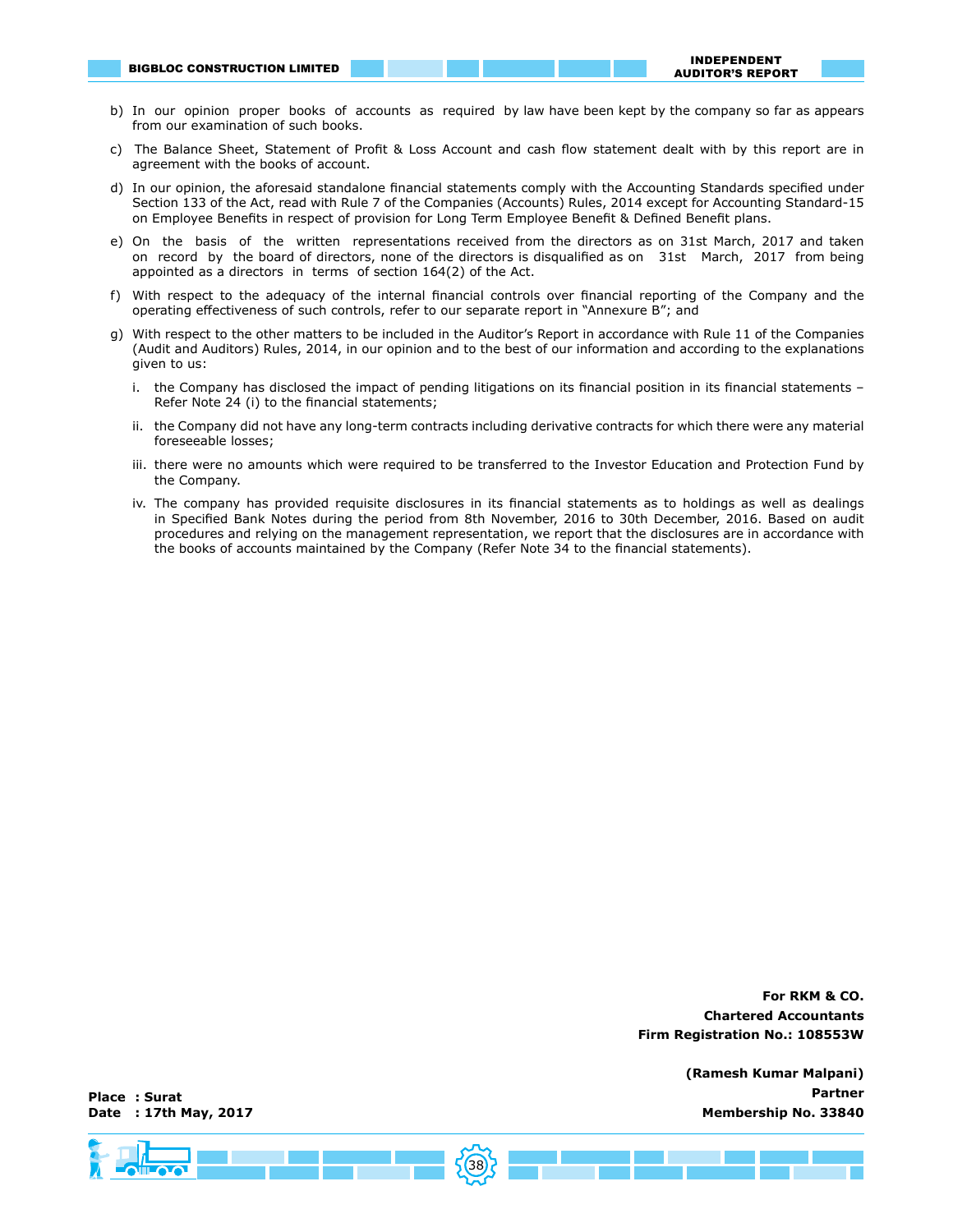b) In our opinion proper books of accounts as required by law have been kept by the company so far as appears from our examination of such books.

c) The Balance Sheet, Statement of Profit & Loss Account and cash flow statement dealt with by this report are in agreement with the books of account.

d) In our opinion, the aforesaid standalone financial statements comply with the Accounting Standards specified under Section 133 of the Act, read with Rule 7 of the Companies (Accounts) Rules, 2014 except for Accounting Standard-15 on Employee Benefits in respect of provision for Long Term Employee Benefit & Defined Benefit plans.

e) On the basis of the written representations received from the directors as on 31st March, 2017 and taken on record by the board of directors, none of the directors is disqualified as on 31st March, 2017 from being appointed as a directors in terms of section 164(2) of the Act.

f) With respect to the adequacy of the internal financial controls over financial reporting of the Company and the operating effectiveness of such controls, refer to our separate report in "Annexure B"; and

g) With respect to the other matters to be included in the Auditor's Report in accordance with Rule 11 of the Companies (Audit and Auditors) Rules, 2014, in our opinion and to the best of our information and according to the explanations given to us:

   i. the Company has disclosed the impact of pending litigations on its financial position in its financial statements – Refer Note 24 (i) to the financial statements;

   ii. the Company did not have any long-term contracts including derivative contracts for which there were any material foreseeable losses;

   iii. there were no amounts which were required to be transferred to the Investor Education and Protection Fund by the Company.

   iv. The company has provided requisite disclosures in its financial statements as to holdings as well as dealings in Specified Bank Notes during the period from 8th November, 2016 to 30th December, 2016. Based on audit procedures and relying on the management representation, we report that the disclosures are in accordance with the books of accounts maintained by the Company (Refer Note 34 to the financial statements).

**For RKM & CO.**
**Chartered Accountants**
**Firm Registration No.: 108553W**

**(Ramesh Kumar Malpani)**
**Partner**
**Membership No. 33840**

**Place : Surat**
**Date : 17th May, 2017**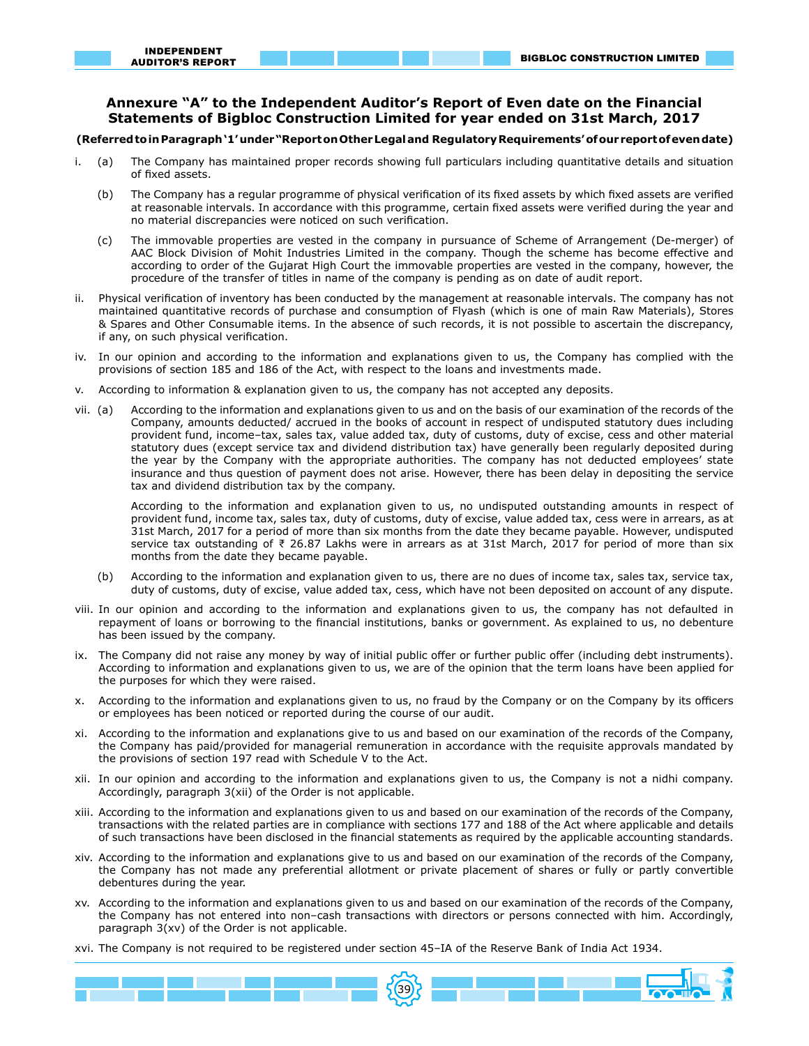## Annexure "A" to the Independent Auditor's Report of Even date on the Financial Statements of Bigbloc Construction Limited for year ended on 31st March, 2017

**(Referred to in Paragraph '1' under "Report on Other Legal and Regulatory Requirements' of our report of even date)**

i. (a) The Company has maintained proper records showing full particulars including quantitative details and situation of fixed assets.

(b) The Company has a regular programme of physical verification of its fixed assets by which fixed assets are verified at reasonable intervals. In accordance with this programme, certain fixed assets were verified during the year and no material discrepancies were noticed on such verification.

(c) The immovable properties are vested in the company in pursuance of Scheme of Arrangement (De-merger) of AAC Block Division of Mohit Industries Limited in the company. Though the scheme has become effective and according to order of the Gujarat High Court the immovable properties are vested in the company, however, the procedure of the transfer of titles in name of the company is pending as on date of audit report.

ii. Physical verification of inventory has been conducted by the management at reasonable intervals. The company has not maintained quantitative records of purchase and consumption of Flyash (which is one of main Raw Materials), Stores & Spares and Other Consumable items. In the absence of such records, it is not possible to ascertain the discrepancy, if any, on such physical verification.

iv. In our opinion and according to the information and explanations given to us, the Company has complied with the provisions of section 185 and 186 of the Act, with respect to the loans and investments made.

v. According to information & explanation given to us, the company has not accepted any deposits.

vii. (a) According to the information and explanations given to us and on the basis of our examination of the records of the Company, amounts deducted/ accrued in the books of account in respect of undisputed statutory dues including provident fund, income–tax, sales tax, value added tax, duty of customs, duty of excise, cess and other material statutory dues (except service tax and dividend distribution tax) have generally been regularly deposited during the year by the Company with the appropriate authorities. The company has not deducted employees' state insurance and thus question of payment does not arise. However, there has been delay in depositing the service tax and dividend distribution tax by the company.

According to the information and explanation given to us, no undisputed outstanding amounts in respect of provident fund, income tax, sales tax, duty of customs, duty of excise, value added tax, cess were in arrears, as at 31st March, 2017 for a period of more than six months from the date they became payable. However, undisputed service tax outstanding of ₹ 26.87 Lakhs were in arrears as at 31st March, 2017 for period of more than six months from the date they became payable.

(b) According to the information and explanation given to us, there are no dues of income tax, sales tax, service tax, duty of customs, duty of excise, value added tax, cess, which have not been deposited on account of any dispute.

viii. In our opinion and according to the information and explanations given to us, the company has not defaulted in repayment of loans or borrowing to the financial institutions, banks or government. As explained to us, no debenture has been issued by the company.

ix. The Company did not raise any money by way of initial public offer or further public offer (including debt instruments). According to information and explanations given to us, we are of the opinion that the term loans have been applied for the purposes for which they were raised.

x. According to the information and explanations given to us, no fraud by the Company or on the Company by its officers or employees has been noticed or reported during the course of our audit.

xi. According to the information and explanations give to us and based on our examination of the records of the Company, the Company has paid/provided for managerial remuneration in accordance with the requisite approvals mandated by the provisions of section 197 read with Schedule V to the Act.

xii. In our opinion and according to the information and explanations given to us, the Company is not a nidhi company. Accordingly, paragraph 3(xii) of the Order is not applicable.

xiii. According to the information and explanations given to us and based on our examination of the records of the Company, transactions with the related parties are in compliance with sections 177 and 188 of the Act where applicable and details of such transactions have been disclosed in the financial statements as required by the applicable accounting standards.

xiv. According to the information and explanations give to us and based on our examination of the records of the Company, the Company has not made any preferential allotment or private placement of shares or fully or partly convertible debentures during the year.

xv. According to the information and explanations given to us and based on our examination of the records of the Company, the Company has not entered into non–cash transactions with directors or persons connected with him. Accordingly, paragraph 3(xv) of the Order is not applicable.

xvi. The Company is not required to be registered under section 45–IA of the Reserve Bank of India Act 1934.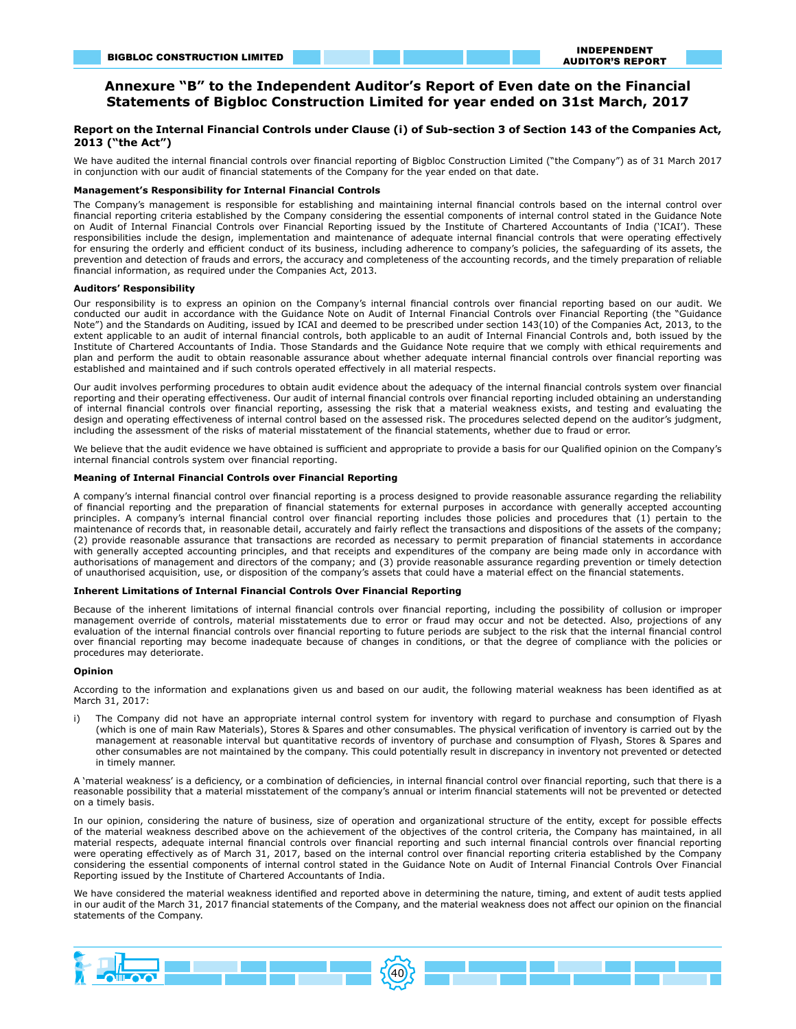# Annexure "B" to the Independent Auditor's Report of Even date on the Financial Statements of Bigbloc Construction Limited for year ended on 31st March, 2017

## Report on the Internal Financial Controls under Clause (i) of Sub-section 3 of Section 143 of the Companies Act, 2013 ("the Act")

We have audited the internal financial controls over financial reporting of Bigbloc Construction Limited ("the Company") as of 31 March 2017 in conjunction with our audit of financial statements of the Company for the year ended on that date.

### Management's Responsibility for Internal Financial Controls

The Company's management is responsible for establishing and maintaining internal financial controls based on the internal control over financial reporting criteria established by the Company considering the essential components of internal control stated in the Guidance Note on Audit of Internal Financial Controls over Financial Reporting issued by the Institute of Chartered Accountants of India ('ICAI'). These responsibilities include the design, implementation and maintenance of adequate internal financial controls that were operating effectively for ensuring the orderly and efficient conduct of its business, including adherence to company's policies, the safeguarding of its assets, the prevention and detection of frauds and errors, the accuracy and completeness of the accounting records, and the timely preparation of reliable financial information, as required under the Companies Act, 2013.

### Auditors' Responsibility

Our responsibility is to express an opinion on the Company's internal financial controls over financial reporting based on our audit. We conducted our audit in accordance with the Guidance Note on Audit of Internal Financial Controls over Financial Reporting (the "Guidance Note") and the Standards on Auditing, issued by ICAI and deemed to be prescribed under section 143(10) of the Companies Act, 2013, to the extent applicable to an audit of internal financial controls, both applicable to an audit of Internal Financial Controls and, both issued by the Institute of Chartered Accountants of India. Those Standards and the Guidance Note require that we comply with ethical requirements and plan and perform the audit to obtain reasonable assurance about whether adequate internal financial controls over financial reporting was established and maintained and if such controls operated effectively in all material respects.

Our audit involves performing procedures to obtain audit evidence about the adequacy of the internal financial controls system over financial reporting and their operating effectiveness. Our audit of internal financial controls over financial reporting included obtaining an understanding of internal financial controls over financial reporting, assessing the risk that a material weakness exists, and testing and evaluating the design and operating effectiveness of internal control based on the assessed risk. The procedures selected depend on the auditor's judgment, including the assessment of the risks of material misstatement of the financial statements, whether due to fraud or error.

We believe that the audit evidence we have obtained is sufficient and appropriate to provide a basis for our Qualified opinion on the Company's internal financial controls system over financial reporting.

### Meaning of Internal Financial Controls over Financial Reporting

A company's internal financial control over financial reporting is a process designed to provide reasonable assurance regarding the reliability of financial reporting and the preparation of financial statements for external purposes in accordance with generally accepted accounting principles. A company's internal financial control over financial reporting includes those policies and procedures that (1) pertain to the maintenance of records that, in reasonable detail, accurately and fairly reflect the transactions and dispositions of the assets of the company; (2) provide reasonable assurance that transactions are recorded as necessary to permit preparation of financial statements in accordance with generally accepted accounting principles, and that receipts and expenditures of the company are being made only in accordance with authorisations of management and directors of the company; and (3) provide reasonable assurance regarding prevention or timely detection of unauthorised acquisition, use, or disposition of the company's assets that could have a material effect on the financial statements.

### Inherent Limitations of Internal Financial Controls Over Financial Reporting

Because of the inherent limitations of internal financial controls over financial reporting, including the possibility of collusion or improper management override of controls, material misstatements due to error or fraud may occur and not be detected. Also, projections of any evaluation of the internal financial controls over financial reporting to future periods are subject to the risk that the internal financial control over financial reporting may become inadequate because of changes in conditions, or that the degree of compliance with the policies or procedures may deteriorate.

### Opinion

According to the information and explanations given us and based on our audit, the following material weakness has been identified as at March 31, 2017:

i) The Company did not have an appropriate internal control system for inventory with regard to purchase and consumption of Flyash (which is one of main Raw Materials), Stores & Spares and other consumables. The physical verification of inventory is carried out by the management at reasonable interval but quantitative records of inventory of purchase and consumption of Flyash, Stores & Spares and other consumables are not maintained by the company. This could potentially result in discrepancy in inventory not prevented or detected in timely manner.

A 'material weakness' is a deficiency, or a combination of deficiencies, in internal financial control over financial reporting, such that there is a reasonable possibility that a material misstatement of the company's annual or interim financial statements will not be prevented or detected on a timely basis.

In our opinion, considering the nature of business, size of operation and organizational structure of the entity, except for possible effects of the material weakness described above on the achievement of the objectives of the control criteria, the Company has maintained, in all material respects, adequate internal financial controls over financial reporting and such internal financial controls over financial reporting were operating effectively as of March 31, 2017, based on the internal control over financial reporting criteria established by the Company considering the essential components of internal control stated in the Guidance Note on Audit of Internal Financial Controls Over Financial Reporting issued by the Institute of Chartered Accountants of India.

We have considered the material weakness identified and reported above in determining the nature, timing, and extent of audit tests applied in our audit of the March 31, 2017 financial statements of the Company, and the material weakness does not affect our opinion on the financial statements of the Company.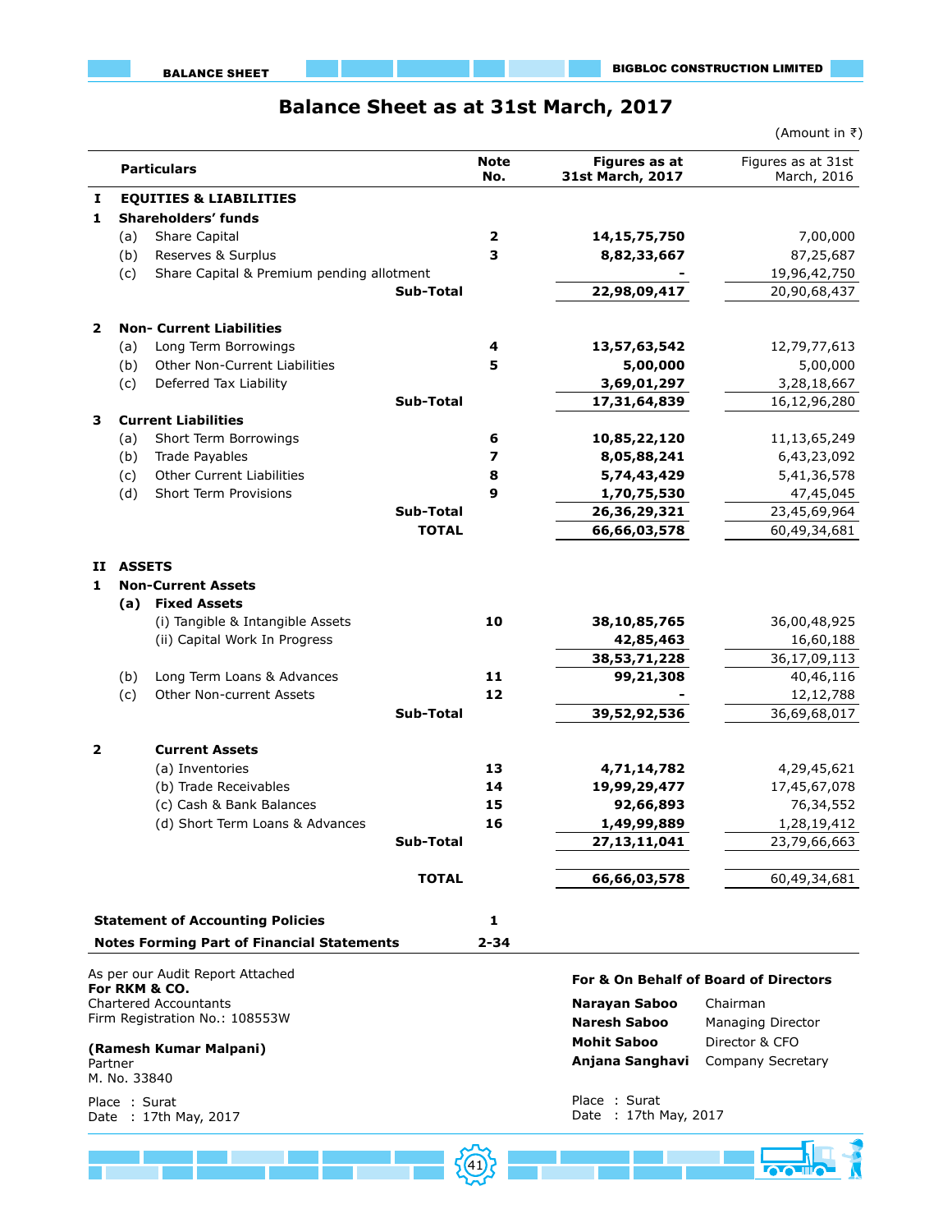# Balance Sheet as at 31st March, 2017

(Amount in ₹)

| | | Particulars | Note No. | Figures as at 31st March, 2017 | Figures as at 31st March, 2016 |
|---|---|---|---|---|---|
| **I** | | **EQUITIES & LIABILITIES** | | | |
| **1** | | **Shareholders' funds** | | | |
| | (a) | Share Capital | **2** | **14,15,75,750** | 7,00,000 |
| | (b) | Reserves & Surplus | **3** | **8,82,33,667** | 87,25,687 |
| | (c) | Share Capital & Premium pending allotment | | **-** | 19,96,42,750 |
| | | **Sub-Total** | | **22,98,09,417** | 20,90,68,437 |
| **2** | | **Non- Current Liabilities** | | | |
| | (a) | Long Term Borrowings | **4** | **13,57,63,542** | 12,79,77,613 |
| | (b) | Other Non-Current Liabilities | **5** | **5,00,000** | 5,00,000 |
| | (c) | Deferred Tax Liability | | **3,69,01,297** | 3,28,18,667 |
| | | **Sub-Total** | | **17,31,64,839** | 16,12,96,280 |
| **3** | | **Current Liabilities** | | | |
| | (a) | Short Term Borrowings | **6** | **10,85,22,120** | 11,13,65,249 |
| | (b) | Trade Payables | **7** | **8,05,88,241** | 6,43,23,092 |
| | (c) | Other Current Liabilities | **8** | **5,74,43,429** | 5,41,36,578 |
| | (d) | Short Term Provisions | **9** | **1,70,75,530** | 47,45,045 |
| | | **Sub-Total** | | **26,36,29,321** | 23,45,69,964 |
| | | **TOTAL** | | **66,66,03,578** | 60,49,34,681 |
| **II** | | **ASSETS** | | | |
| **1** | | **Non-Current Assets** | | | |
| | **(a)** | **Fixed Assets** | | | |
| | | (i) Tangible & Intangible Assets | **10** | **38,10,85,765** | 36,00,48,925 |
| | | (ii) Capital Work In Progress | | **42,85,463** | 16,60,188 |
| | | | | **38,53,71,228** | 36,17,09,113 |
| | (b) | Long Term Loans & Advances | **11** | **99,21,308** | 40,46,116 |
| | (c) | Other Non-current Assets | **12** | **-** | 12,12,788 |
| | | **Sub-Total** | | **39,52,92,536** | 36,69,68,017 |
| **2** | | **Current Assets** | | | |
| | | (a) Inventories | **13** | **4,71,14,782** | 4,29,45,621 |
| | | (b) Trade Receivables | **14** | **19,99,29,477** | 17,45,67,078 |
| | | (c) Cash & Bank Balances | **15** | **92,66,893** | 76,34,552 |
| | | (d) Short Term Loans & Advances | **16** | **1,49,99,889** | 1,28,19,412 |
| | | **Sub-Total** | | **27,13,11,041** | 23,79,66,663 |
| | | **TOTAL** | | **66,66,03,578** | 60,49,34,681 |

**Statement of Accounting Policies** — **1**

**Notes Forming Part of Financial Statements** — **2-34**

As per our Audit Report Attached
**For RKM & CO.**
Chartered Accountants
Firm Registration No.: 108553W

**(Ramesh Kumar Malpani)**
Partner
M. No. 33840

Place : Surat
Date : 17th May, 2017

**For & On Behalf of Board of Directors**

**Narayan Saboo** Chairman
**Naresh Saboo** Managing Director
**Mohit Saboo** Director & CFO
**Anjana Sanghavi** Company Secretary

Place : Surat
Date : 17th May, 2017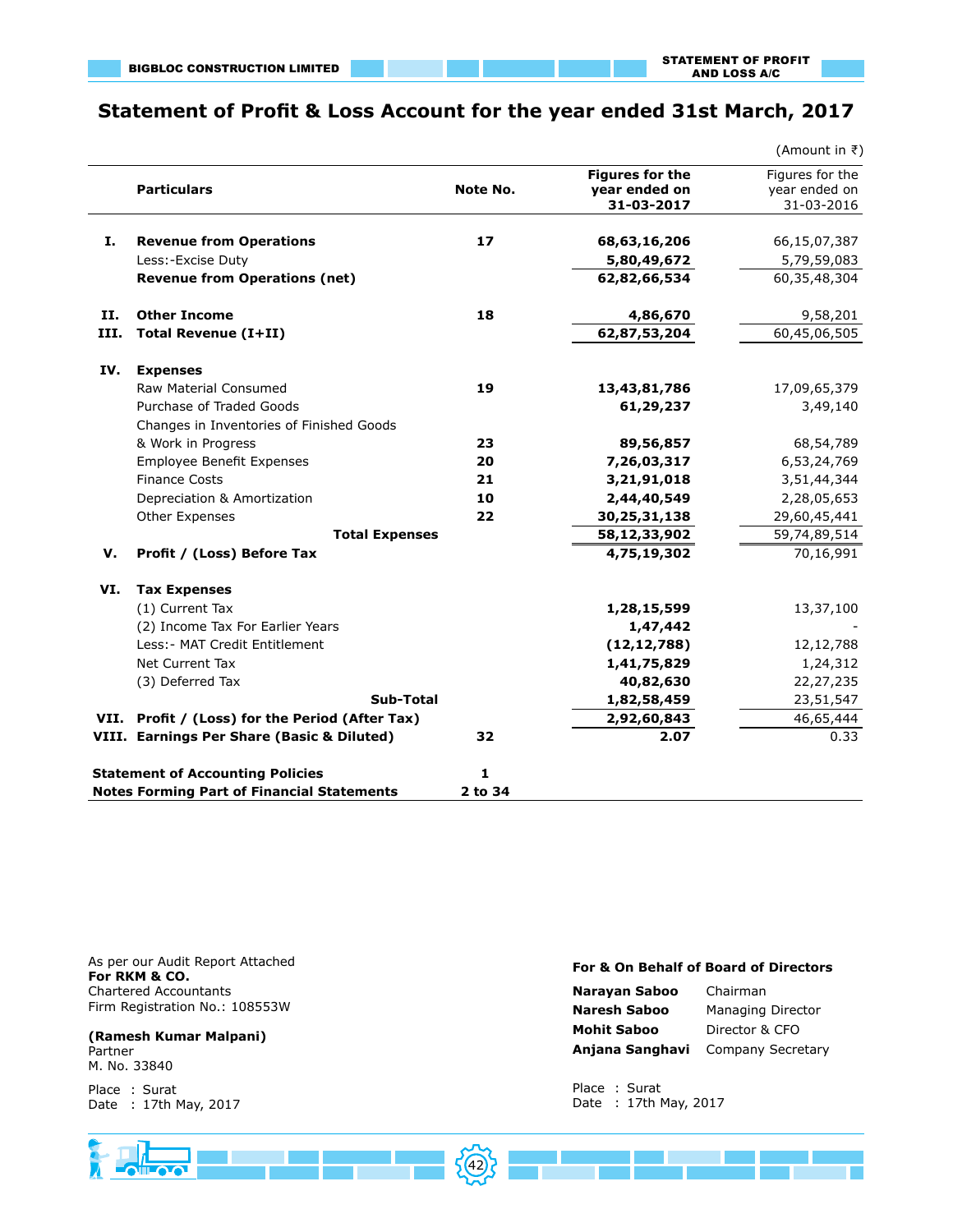# Statement of Profit & Loss Account for the year ended 31st March, 2017

(Amount in ₹)

| | Particulars | Note No. | Figures for the year ended on 31-03-2017 | Figures for the year ended on 31-03-2016 |
|---|---|---|---|---|
| **I.** | **Revenue from Operations** | **17** | **68,63,16,206** | 66,15,07,387 |
| | Less:-Excise Duty | | **5,80,49,672** | 5,79,59,083 |
| | **Revenue from Operations (net)** | | **62,82,66,534** | 60,35,48,304 |
| **II.** | **Other Income** | **18** | **4,86,670** | 9,58,201 |
| **III.** | **Total Revenue (I+II)** | | **62,87,53,204** | 60,45,06,505 |
| **IV.** | **Expenses** | | | |
| | Raw Material Consumed | **19** | **13,43,81,786** | 17,09,65,379 |
| | Purchase of Traded Goods | | **61,29,237** | 3,49,140 |
| | Changes in Inventories of Finished Goods & Work in Progress | **23** | **89,56,857** | 68,54,789 |
| | Employee Benefit Expenses | **20** | **7,26,03,317** | 6,53,24,769 |
| | Finance Costs | **21** | **3,21,91,018** | 3,51,44,344 |
| | Depreciation & Amortization | **10** | **2,44,40,549** | 2,28,05,653 |
| | Other Expenses | **22** | **30,25,31,138** | 29,60,45,441 |
| | **Total Expenses** | | **58,12,33,902** | 59,74,89,514 |
| **V.** | **Profit / (Loss) Before Tax** | | **4,75,19,302** | 70,16,991 |
| **VI.** | **Tax Expenses** | | | |
| | (1) Current Tax | | **1,28,15,599** | 13,37,100 |
| | (2) Income Tax For Earlier Years | | **1,47,442** | - |
| | Less:- MAT Credit Entitlement | | **(12,12,788)** | 12,12,788 |
| | Net Current Tax | | **1,41,75,829** | 1,24,312 |
| | (3) Deferred Tax | | **40,82,630** | 22,27,235 |
| | **Sub-Total** | | **1,82,58,459** | 23,51,547 |
| **VII.** | **Profit / (Loss) for the Period (After Tax)** | | **2,92,60,843** | 46,65,444 |
| **VIII.** | **Earnings Per Share (Basic & Diluted)** | **32** | **2.07** | 0.33 |

| | Note No. |
|---|---|
| **Statement of Accounting Policies** | **1** |
| **Notes Forming Part of Financial Statements** | **2 to 34** |

As per our Audit Report Attached
**For RKM & CO.**
Chartered Accountants
Firm Registration No.: 108553W

**(Ramesh Kumar Malpani)**
Partner
M. No. 33840

Place : Surat
Date : 17th May, 2017

**For & On Behalf of Board of Directors**

**Narayan Saboo** Chairman
**Naresh Saboo** Managing Director
**Mohit Saboo** Director & CFO
**Anjana Sanghavi** Company Secretary

Place : Surat
Date : 17th May, 2017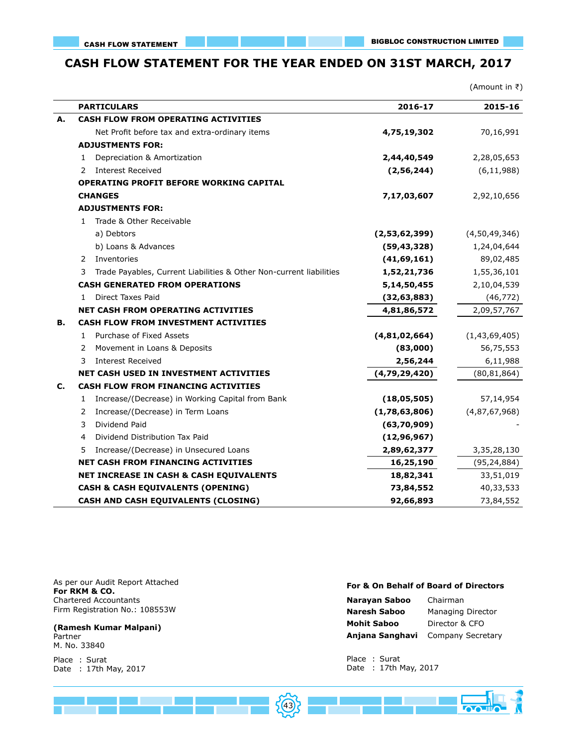# CASH FLOW STATEMENT FOR THE YEAR ENDED ON 31ST MARCH, 2017

(Amount in ₹)

| | PARTICULARS | 2016-17 | 2015-16 |
|---|---|---|---|
| **A.** | **CASH FLOW FROM OPERATING ACTIVITIES** | | |
| | Net Profit before tax and extra-ordinary items | **4,75,19,302** | 70,16,991 |
| | **ADJUSTMENTS FOR:** | | |
| | 1 Depreciation & Amortization | **2,44,40,549** | 2,28,05,653 |
| | 2 Interest Received | **(2,56,244)** | (6,11,988) |
| | **OPERATING PROFIT BEFORE WORKING CAPITAL CHANGES** | **7,17,03,607** | 2,92,10,656 |
| | **ADJUSTMENTS FOR:** | | |
| | 1 Trade & Other Receivable | | |
| | a) Debtors | **(2,53,62,399)** | (4,50,49,346) |
| | b) Loans & Advances | **(59,43,328)** | 1,24,04,644 |
| | 2 Inventories | **(41,69,161)** | 89,02,485 |
| | 3 Trade Payables, Current Liabilities & Other Non-current liabilities | **1,52,21,736** | 1,55,36,101 |
| | **CASH GENERATED FROM OPERATIONS** | **5,14,50,455** | 2,10,04,539 |
| | 1 Direct Taxes Paid | **(32,63,883)** | (46,772) |
| | **NET CASH FROM OPERATING ACTIVITIES** | **4,81,86,572** | 2,09,57,767 |
| **B.** | **CASH FLOW FROM INVESTMENT ACTIVITIES** | | |
| | 1 Purchase of Fixed Assets | **(4,81,02,664)** | (1,43,69,405) |
| | 2 Movement in Loans & Deposits | **(83,000)** | 56,75,553 |
| | 3 Interest Received | **2,56,244** | 6,11,988 |
| | **NET CASH USED IN INVESTMENT ACTIVITIES** | **(4,79,29,420)** | (80,81,864) |
| **C.** | **CASH FLOW FROM FINANCING ACTIVITIES** | | |
| | 1 Increase/(Decrease) in Working Capital from Bank | **(18,05,505)** | 57,14,954 |
| | 2 Increase/(Decrease) in Term Loans | **(1,78,63,806)** | (4,87,67,968) |
| | 3 Dividend Paid | **(63,70,909)** | - |
| | 4 Dividend Distribution Tax Paid | **(12,96,967)** | |
| | 5 Increase/(Decrease) in Unsecured Loans | **2,89,62,377** | 3,35,28,130 |
| | **NET CASH FROM FINANCING ACTIVITIES** | **16,25,190** | (95,24,884) |
| | **NET INCREASE IN CASH & CASH EQUIVALENTS** | **18,82,341** | 33,51,019 |
| | **CASH & CASH EQUIVALENTS (OPENING)** | **73,84,552** | 40,33,533 |
| | **CASH AND CASH EQUIVALENTS (CLOSING)** | **92,66,893** | 73,84,552 |

As per our Audit Report Attached
**For RKM & CO.**
Chartered Accountants
Firm Registration No.: 108553W

**(Ramesh Kumar Malpani)**
Partner
M. No. 33840

Place : Surat
Date : 17th May, 2017

**For & On Behalf of Board of Directors**

**Narayan Saboo** Chairman
**Naresh Saboo** Managing Director
**Mohit Saboo** Director & CFO
**Anjana Sanghavi** Company Secretary

Place : Surat
Date : 17th May, 2017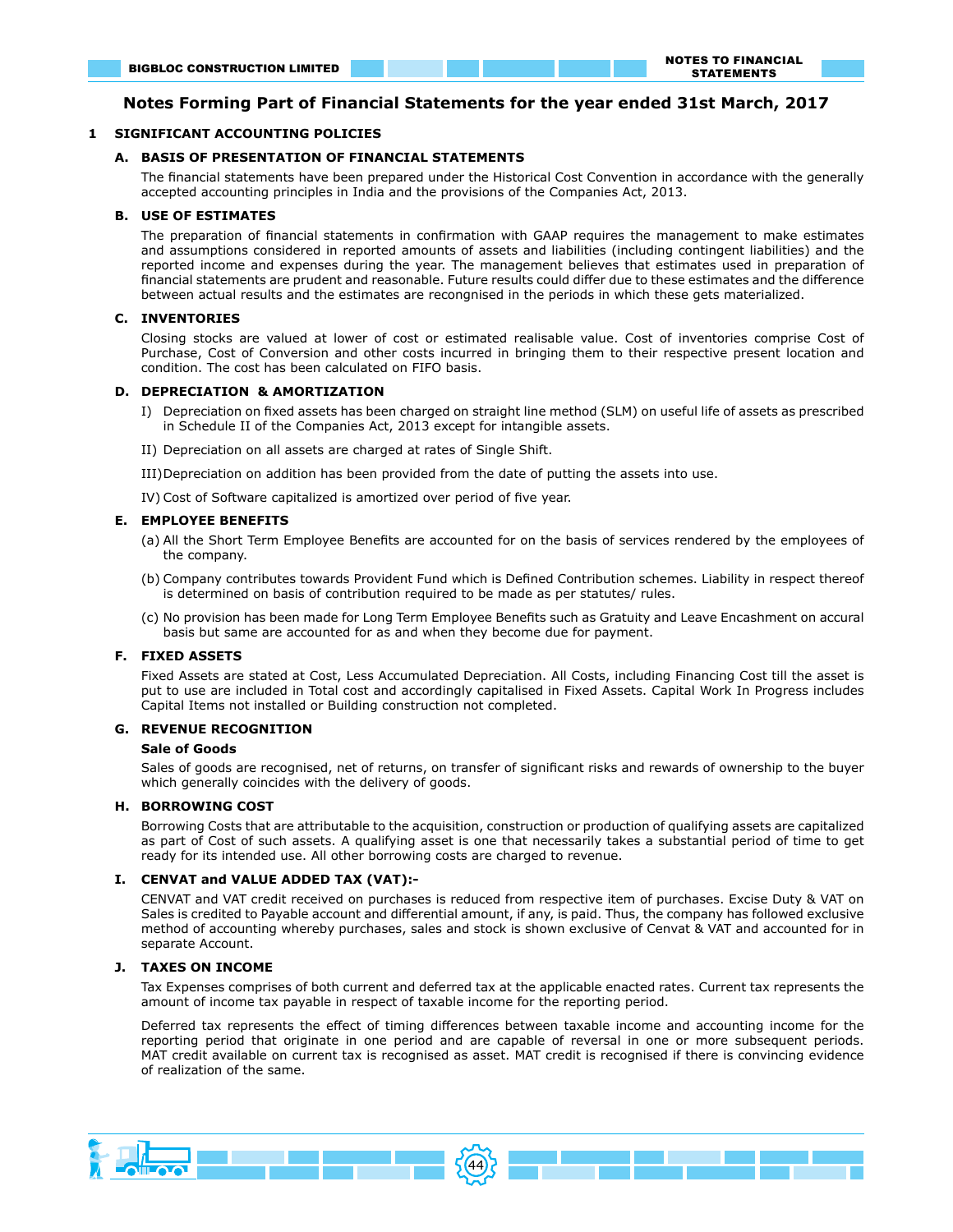# Notes Forming Part of Financial Statements for the year ended 31st March, 2017

## 1 SIGNIFICANT ACCOUNTING POLICIES

### A. BASIS OF PRESENTATION OF FINANCIAL STATEMENTS

The financial statements have been prepared under the Historical Cost Convention in accordance with the generally accepted accounting principles in India and the provisions of the Companies Act, 2013.

### B. USE OF ESTIMATES

The preparation of financial statements in confirmation with GAAP requires the management to make estimates and assumptions considered in reported amounts of assets and liabilities (including contingent liabilities) and the reported income and expenses during the year. The management believes that estimates used in preparation of financial statements are prudent and reasonable. Future results could differ due to these estimates and the difference between actual results and the estimates are recongnised in the periods in which these gets materialized.

### C. INVENTORIES

Closing stocks are valued at lower of cost or estimated realisable value. Cost of inventories comprise Cost of Purchase, Cost of Conversion and other costs incurred in bringing them to their respective present location and condition. The cost has been calculated on FIFO basis.

### D. DEPRECIATION & AMORTIZATION

I) Depreciation on fixed assets has been charged on straight line method (SLM) on useful life of assets as prescribed in Schedule II of the Companies Act, 2013 except for intangible assets.

II) Depreciation on all assets are charged at rates of Single Shift.

III) Depreciation on addition has been provided from the date of putting the assets into use.

IV) Cost of Software capitalized is amortized over period of five year.

### E. EMPLOYEE BENEFITS

(a) All the Short Term Employee Benefits are accounted for on the basis of services rendered by the employees of the company.

(b) Company contributes towards Provident Fund which is Defined Contribution schemes. Liability in respect thereof is determined on basis of contribution required to be made as per statutes/ rules.

(c) No provision has been made for Long Term Employee Benefits such as Gratuity and Leave Encashment on accural basis but same are accounted for as and when they become due for payment.

### F. FIXED ASSETS

Fixed Assets are stated at Cost, Less Accumulated Depreciation. All Costs, including Financing Cost till the asset is put to use are included in Total cost and accordingly capitalised in Fixed Assets. Capital Work In Progress includes Capital Items not installed or Building construction not completed.

### G. REVENUE RECOGNITION

**Sale of Goods**

Sales of goods are recognised, net of returns, on transfer of significant risks and rewards of ownership to the buyer which generally coincides with the delivery of goods.

### H. BORROWING COST

Borrowing Costs that are attributable to the acquisition, construction or production of qualifying assets are capitalized as part of Cost of such assets. A qualifying asset is one that necessarily takes a substantial period of time to get ready for its intended use. All other borrowing costs are charged to revenue.

### I. CENVAT and VALUE ADDED TAX (VAT):-

CENVAT and VAT credit received on purchases is reduced from respective item of purchases. Excise Duty & VAT on Sales is credited to Payable account and differential amount, if any, is paid. Thus, the company has followed exclusive method of accounting whereby purchases, sales and stock is shown exclusive of Cenvat & VAT and accounted for in separate Account.

### J. TAXES ON INCOME

Tax Expenses comprises of both current and deferred tax at the applicable enacted rates. Current tax represents the amount of income tax payable in respect of taxable income for the reporting period.

Deferred tax represents the effect of timing differences between taxable income and accounting income for the reporting period that originate in one period and are capable of reversal in one or more subsequent periods. MAT credit available on current tax is recognised as asset. MAT credit is recognised if there is convincing evidence of realization of the same.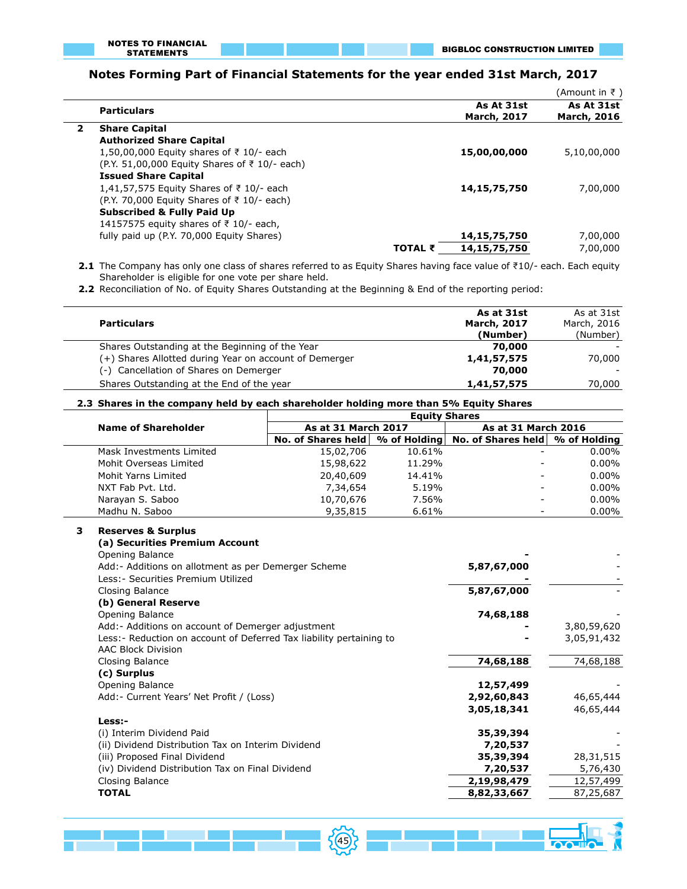## Notes Forming Part of Financial Statements for the year ended 31st March, 2017

(Amount in ₹ )

| | Particulars | | As At 31st March, 2017 | As At 31st March, 2016 |
|---|---|---|---|---|
| **2** | **Share Capital** | | | |
| | **Authorized Share Capital** | | | |
| | 1,50,00,000 Equity shares of ₹ 10/- each (P.Y. 51,00,000 Equity Shares of ₹ 10/- each) | | **15,00,00,000** | 5,10,00,000 |
| | **Issued Share Capital** | | | |
| | 1,41,57,575 Equity Shares of ₹ 10/- each (P.Y. 70,000 Equity Shares of ₹ 10/- each) | | **14,15,75,750** | 7,00,000 |
| | **Subscribed & Fully Paid Up** | | | |
| | 14157575 equity shares of ₹ 10/- each, fully paid up (P.Y. 70,000 Equity Shares) | | **14,15,75,750** | 7,00,000 |
| | | **TOTAL ₹** | **14,15,75,750** | 7,00,000 |

**2.1** The Company has only one class of shares referred to as Equity Shares having face value of ₹10/- each. Each equity Shareholder is eligible for one vote per share held.

**2.2** Reconciliation of No. of Equity Shares Outstanding at the Beginning & End of the reporting period:

| Particulars | As at 31st March, 2017 (Number) | As at 31st March, 2016 (Number) |
|---|---|---|
| Shares Outstanding at the Beginning of the Year | **70,000** | - |
| (+) Shares Allotted during Year on account of Demerger | **1,41,57,575** | 70,000 |
| (-) Cancellation of Shares on Demerger | **70,000** | - |
| Shares Outstanding at the End of the year | **1,41,57,575** | 70,000 |

**2.3 Shares in the company held by each shareholder holding more than 5% Equity Shares**

| Name of Shareholder | Equity Shares | | | |
|---|---|---|---|---|
| | As at 31 March 2017 | | As at 31 March 2016 | |
| | No. of Shares held | % of Holding | No. of Shares held | % of Holding |
| Mask Investments Limited | 15,02,706 | 10.61% | - | 0.00% |
| Mohit Overseas Limited | 15,98,622 | 11.29% | - | 0.00% |
| Mohit Yarns Limited | 20,40,609 | 14.41% | - | 0.00% |
| NXT Fab Pvt. Ltd. | 7,34,654 | 5.19% | - | 0.00% |
| Narayan S. Saboo | 10,70,676 | 7.56% | - | 0.00% |
| Madhu N. Saboo | 9,35,815 | 6.61% | - | 0.00% |

| | Particulars | As At 31st March, 2017 | As At 31st March, 2016 |
|---|---|---|---|
| **3** | **Reserves & Surplus** | | |
| | **(a) Securities Premium Account** | | |
| | Opening Balance | **-** | - |
| | Add:- Additions on allotment as per Demerger Scheme | **5,87,67,000** | - |
| | Less:- Securities Premium Utilized | **-** | - |
| | Closing Balance | **5,87,67,000** | - |
| | **(b) General Reserve** | | |
| | Opening Balance | **74,68,188** | - |
| | Add:- Additions on account of Demerger adjustment | **-** | 3,80,59,620 |
| | Less:- Reduction on account of Deferred Tax liability pertaining to AAC Block Division | **-** | 3,05,91,432 |
| | Closing Balance | **74,68,188** | 74,68,188 |
| | **(c) Surplus** | | |
| | Opening Balance | **12,57,499** | - |
| | Add:- Current Years' Net Profit / (Loss) | **2,92,60,843** | 46,65,444 |
| | | **3,05,18,341** | 46,65,444 |
| | **Less:-** | | |
| | (i) Interim Dividend Paid | **35,39,394** | - |
| | (ii) Dividend Distribution Tax on Interim Dividend | **7,20,537** | - |
| | (iii) Proposed Final Dividend | **35,39,394** | 28,31,515 |
| | (iv) Dividend Distribution Tax on Final Dividend | **7,20,537** | 5,76,430 |
| | Closing Balance | **2,19,98,479** | 12,57,499 |
| | **TOTAL** | **8,82,33,667** | 87,25,687 |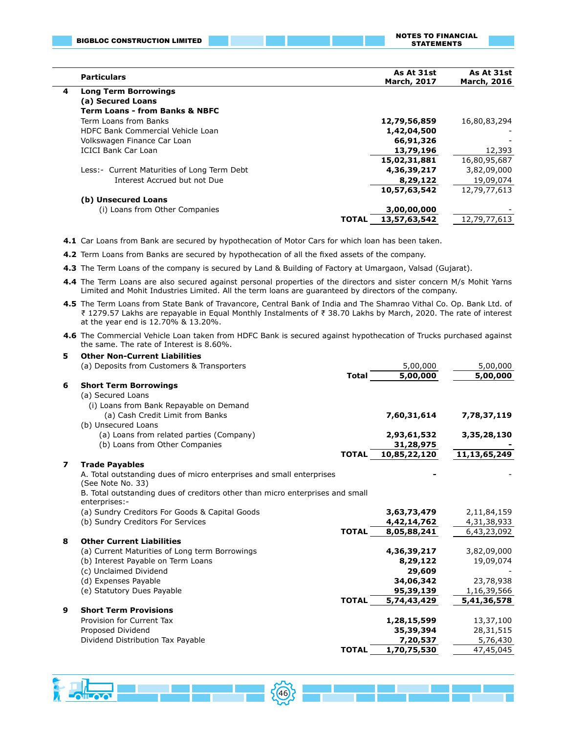| | Particulars | As At 31st March, 2017 | As At 31st March, 2016 |
|---|---|---|---|
| **4** | **Long Term Borrowings** | | |
| | **(a) Secured Loans** | | |
| | **Term Loans - from Banks & NBFC** | | |
| | Term Loans from Banks | **12,79,56,859** | 16,80,83,294 |
| | HDFC Bank Commercial Vehicle Loan | **1,42,04,500** | - |
| | Volkswagen Finance Car Loan | **66,91,326** | - |
| | ICICI Bank Car Loan | **13,79,196** | 12,393 |
| | | **15,02,31,881** | 16,80,95,687 |
| | Less:- Current Maturities of Long Term Debt | **4,36,39,217** | 3,82,09,000 |
| | Interest Accrued but not Due | **8,29,122** | 19,09,074 |
| | | **10,57,63,542** | 12,79,77,613 |
| | **(b) Unsecured Loans** | | |
| | (i) Loans from Other Companies | **3,00,00,000** | - |
| | **TOTAL** | **13,57,63,542** | 12,79,77,613 |

**4.1** Car Loans from Bank are secured by hypothecation of Motor Cars for which loan has been taken.

**4.2** Term Loans from Banks are secured by hypothecation of all the fixed assets of the company.

**4.3** The Term Loans of the company is secured by Land & Building of Factory at Umargaon, Valsad (Gujarat).

**4.4** The Term Loans are also secured against personal properties of the directors and sister concern M/s Mohit Yarns Limited and Mohit Industries Limited. All the term loans are guaranteed by directors of the company.

**4.5** The Term Loans from State Bank of Travancore, Central Bank of India and The Shamrao Vithal Co. Op. Bank Ltd. of ₹ 1279.57 Lakhs are repayable in Equal Monthly Instalments of ₹ 38.70 Lakhs by March, 2020. The rate of interest at the year end is 12.70% & 13.20%.

**4.6** The Commercial Vehicle Loan taken from HDFC Bank is secured against hypothecation of Trucks purchased against the same. The rate of Interest is 8.60%.

| | Particulars | As At 31st March, 2017 | As At 31st March, 2016 |
|---|---|---|---|
| **5** | **Other Non-Current Liabilities** | | |
| | (a) Deposits from Customers & Transporters | 5,00,000 | 5,00,000 |
| | **Total** | **5,00,000** | **5,00,000** |
| **6** | **Short Term Borrowings** | | |
| | (a) Secured Loans | | |
| | (i) Loans from Bank Repayable on Demand | | |
| | (a) Cash Credit Limit from Banks | **7,60,31,614** | **7,78,37,119** |
| | (b) Unsecured Loans | | |
| | (a) Loans from related parties (Company) | **2,93,61,532** | **3,35,28,130** |
| | (b) Loans from Other Companies | **31,28,975** | **-** |
| | **TOTAL** | **10,85,22,120** | **11,13,65,249** |
| **7** | **Trade Payables** | | |
| | A. Total outstanding dues of micro enterprises and small enterprises (See Note No. 33) | **-** | - |
| | B. Total outstanding dues of creditors other than micro enterprises and small enterprises:- | | |
| | (a) Sundry Creditors For Goods & Capital Goods | **3,63,73,479** | 2,11,84,159 |
| | (b) Sundry Creditors For Services | **4,42,14,762** | 4,31,38,933 |
| | **TOTAL** | **8,05,88,241** | 6,43,23,092 |
| **8** | **Other Current Liabilities** | | |
| | (a) Current Maturities of Long term Borrowings | **4,36,39,217** | 3,82,09,000 |
| | (b) Interest Payable on Term Loans | **8,29,122** | 19,09,074 |
| | (c) Unclaimed Dividend | **29,609** | - |
| | (d) Expenses Payable | **34,06,342** | 23,78,938 |
| | (e) Statutory Dues Payable | **95,39,139** | 1,16,39,566 |
| | **TOTAL** | **5,74,43,429** | **5,41,36,578** |
| **9** | **Short Term Provisions** | | |
| | Provision for Current Tax | **1,28,15,599** | 13,37,100 |
| | Proposed Dividend | **35,39,394** | 28,31,515 |
| | Dividend Distribution Tax Payable | **7,20,537** | 5,76,430 |
| | **TOTAL** | **1,70,75,530** | 47,45,045 |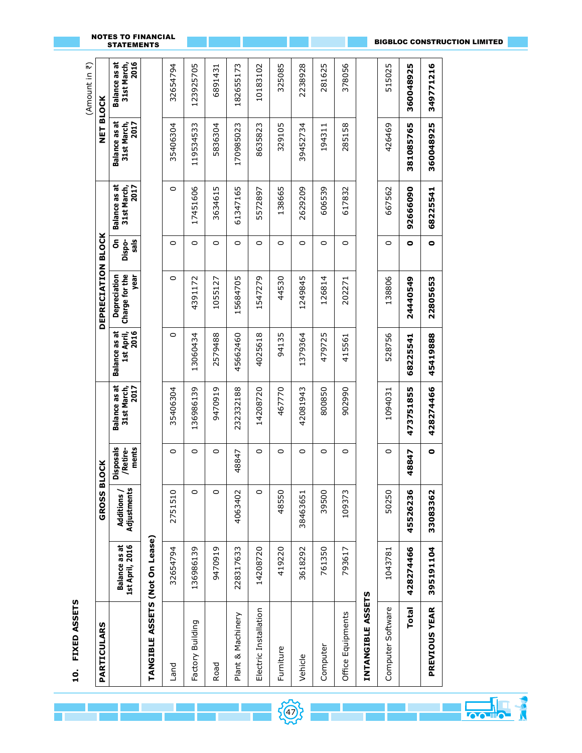## 10. FIXED ASSETS

(Amount in ₹)

| PARTICULARS | GROSS BLOCK | | | | DEPRECIATION BLOCK | | | | NET BLOCK | |
|---|---|---|---|---|---|---|---|---|---|---|
| | Balance as at 1st April, 2016 | Additions / Adjustments | Disposals /Retire-ments | Balance as at 31st March, 2017 | Balance as at 1st April, 2016 | Depreciation Charge for the year | On Dispo-sals | Balance as at 31st March, 2017 | Balance as at 31st March, 2017 | Balance as at 31st March, 2016 |
| **TANGIBLE ASSETS (Not On Lease)** | | | | | | | | | | |
| Land | 32654794 | 2751510 | 0 | 35406304 | 0 | 0 | 0 | 0 | 35406304 | 32654794 |
| Factory Building | 136986139 | 0 | 0 | 136986139 | 13060434 | 4391172 | 0 | 17451606 | 119534533 | 123925705 |
| Road | 9470919 | 0 | 0 | 9470919 | 2579488 | 1055127 | 0 | 3634615 | 5836304 | 6891431 |
| Plant & Machinery | 228317633 | 4063402 | 48847 | 232332188 | 45662460 | 15684705 | 0 | 61347165 | 170985023 | 182655173 |
| Electric Installation | 14208720 | 0 | 0 | 14208720 | 4025618 | 1547279 | 0 | 5572897 | 8635823 | 10183102 |
| Furniture | 419220 | 48550 | 0 | 467770 | 94135 | 44530 | 0 | 138665 | 329105 | 325085 |
| Vehicle | 3618292 | 38463651 | 0 | 42081943 | 1379364 | 1249845 | 0 | 2629209 | 39452734 | 2238928 |
| Computer | 761350 | 39500 | 0 | 800850 | 479725 | 126814 | 0 | 606539 | 194311 | 281625 |
| Office Equipments | 793617 | 109373 | 0 | 902990 | 415561 | 202271 | 0 | 617832 | 285158 | 378056 |
| **INTANGIBLE ASSETS** | | | | | | | | | | |
| Computer Software | 1043781 | 50250 | 0 | 1094031 | 528756 | 138806 | 0 | 667562 | 426469 | 515025 |
| **Total** | **428274466** | **45526236** | **48847** | **473751855** | **68225541** | **24440549** | **0** | **92666090** | **381085765** | **360048925** |
| **PREVIOUS YEAR** | **395191104** | **33083362** | **0** | **428274466** | **45419888** | **22805653** | **0** | **68225541** | **360048925** | **349771216** |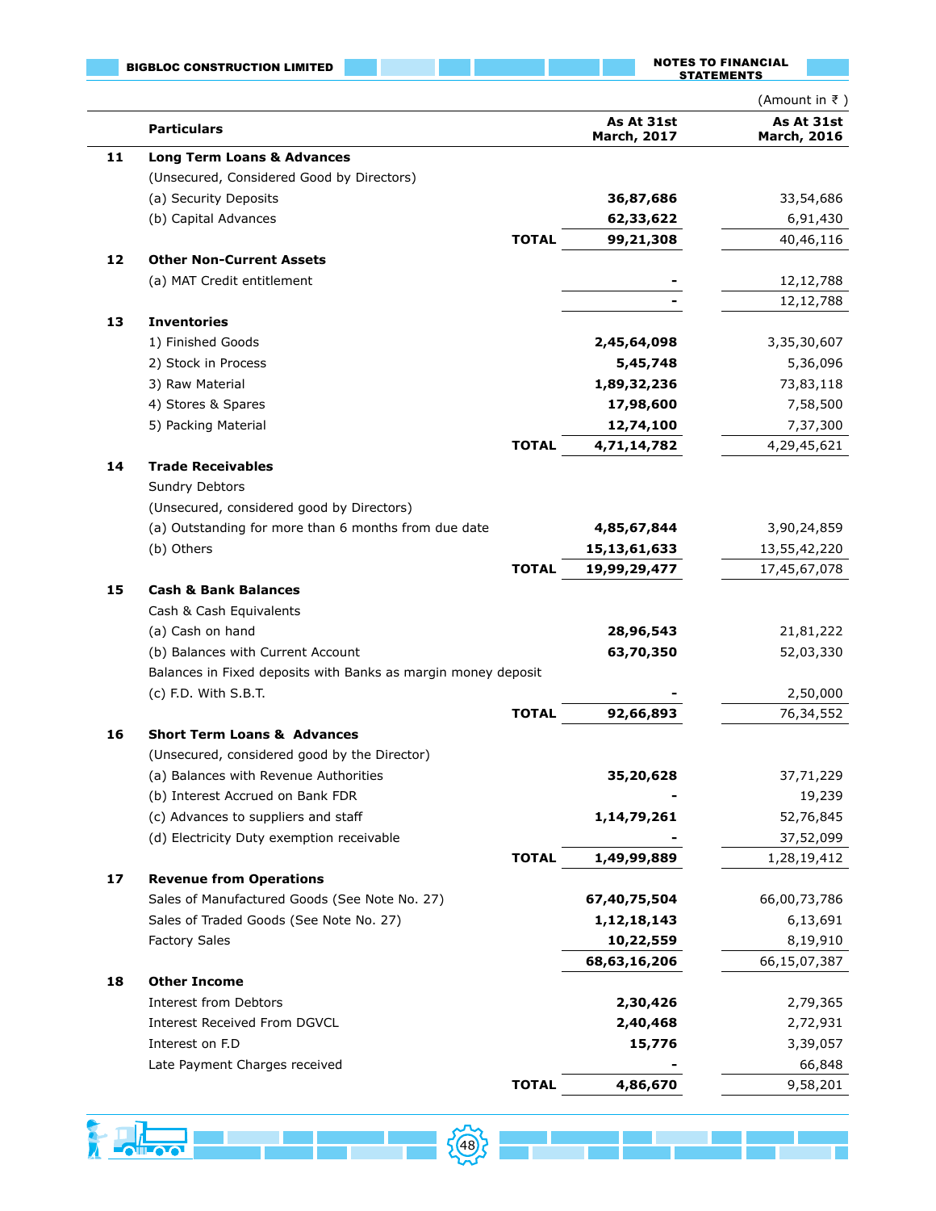(Amount in ₹ )

| | Particulars | | As At 31st March, 2017 | As At 31st March, 2016 |
|---|---|---|---|---|
| **11** | **Long Term Loans & Advances** | | | |
| | (Unsecured, Considered Good by Directors) | | | |
| | (a) Security Deposits | | **36,87,686** | 33,54,686 |
| | (b) Capital Advances | | **62,33,622** | 6,91,430 |
| | | **TOTAL** | **99,21,308** | 40,46,116 |
| **12** | **Other Non-Current Assets** | | | |
| | (a) MAT Credit entitlement | | **-** | 12,12,788 |
| | | | **-** | 12,12,788 |
| **13** | **Inventories** | | | |
| | 1) Finished Goods | | **2,45,64,098** | 3,35,30,607 |
| | 2) Stock in Process | | **5,45,748** | 5,36,096 |
| | 3) Raw Material | | **1,89,32,236** | 73,83,118 |
| | 4) Stores & Spares | | **17,98,600** | 7,58,500 |
| | 5) Packing Material | | **12,74,100** | 7,37,300 |
| | | **TOTAL** | **4,71,14,782** | 4,29,45,621 |
| **14** | **Trade Receivables** | | | |
| | Sundry Debtors | | | |
| | (Unsecured, considered good by Directors) | | | |
| | (a) Outstanding for more than 6 months from due date | | **4,85,67,844** | 3,90,24,859 |
| | (b) Others | | **15,13,61,633** | 13,55,42,220 |
| | | **TOTAL** | **19,99,29,477** | 17,45,67,078 |
| **15** | **Cash & Bank Balances** | | | |
| | Cash & Cash Equivalents | | | |
| | (a) Cash on hand | | **28,96,543** | 21,81,222 |
| | (b) Balances with Current Account | | **63,70,350** | 52,03,330 |
| | Balances in Fixed deposits with Banks as margin money deposit | | | |
| | (c) F.D. With S.B.T. | | **-** | 2,50,000 |
| | | **TOTAL** | **92,66,893** | 76,34,552 |
| **16** | **Short Term Loans & Advances** | | | |
| | (Unsecured, considered good by the Director) | | | |
| | (a) Balances with Revenue Authorities | | **35,20,628** | 37,71,229 |
| | (b) Interest Accrued on Bank FDR | | **-** | 19,239 |
| | (c) Advances to suppliers and staff | | **1,14,79,261** | 52,76,845 |
| | (d) Electricity Duty exemption receivable | | **-** | 37,52,099 |
| | | **TOTAL** | **1,49,99,889** | 1,28,19,412 |
| **17** | **Revenue from Operations** | | | |
| | Sales of Manufactured Goods (See Note No. 27) | | **67,40,75,504** | 66,00,73,786 |
| | Sales of Traded Goods (See Note No. 27) | | **1,12,18,143** | 6,13,691 |
| | Factory Sales | | **10,22,559** | 8,19,910 |
| | | | **68,63,16,206** | 66,15,07,387 |
| **18** | **Other Income** | | | |
| | Interest from Debtors | | **2,30,426** | 2,79,365 |
| | Interest Received From DGVCL | | **2,40,468** | 2,72,931 |
| | Interest on F.D | | **15,776** | 3,39,057 |
| | Late Payment Charges received | | **-** | 66,848 |
| | | **TOTAL** | **4,86,670** | 9,58,201 |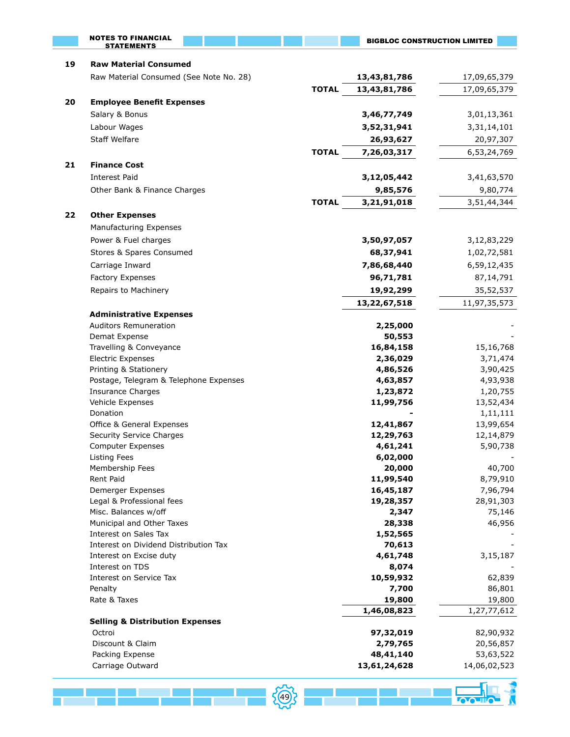| Note | Particulars | | Current Year | Previous Year |
|---|---|---|---|---|
| **19** | **Raw Material Consumed** | | | |
| | Raw Material Consumed (See Note No. 28) | | **13,43,81,786** | 17,09,65,379 |
| | | **TOTAL** | **13,43,81,786** | 17,09,65,379 |
| **20** | **Employee Benefit Expenses** | | | |
| | Salary & Bonus | | **3,46,77,749** | 3,01,13,361 |
| | Labour Wages | | **3,52,31,941** | 3,31,14,101 |
| | Staff Welfare | | **26,93,627** | 20,97,307 |
| | | **TOTAL** | **7,26,03,317** | 6,53,24,769 |
| **21** | **Finance Cost** | | | |
| | Interest Paid | | **3,12,05,442** | 3,41,63,570 |
| | Other Bank & Finance Charges | | **9,85,576** | 9,80,774 |
| | | **TOTAL** | **3,21,91,018** | 3,51,44,344 |
| **22** | **Other Expenses** | | | |
| | Manufacturing Expenses | | | |
| | Power & Fuel charges | | **3,50,97,057** | 3,12,83,229 |
| | Stores & Spares Consumed | | **68,37,941** | 1,02,72,581 |
| | Carriage Inward | | **7,86,68,440** | 6,59,12,435 |
| | Factory Expenses | | **96,71,781** | 87,14,791 |
| | Repairs to Machinery | | **19,92,299** | 35,52,537 |
| | | | **13,22,67,518** | 11,97,35,573 |
| | **Administrative Expenses** | | | |
| | Auditors Remuneration | | **2,25,000** | - |
| | Demat Expense | | **50,553** | - |
| | Travelling & Conveyance | | **16,84,158** | 15,16,768 |
| | Electric Expenses | | **2,36,029** | 3,71,474 |
| | Printing & Stationery | | **4,86,526** | 3,90,425 |
| | Postage, Telegram & Telephone Expenses | | **4,63,857** | 4,93,938 |
| | Insurance Charges | | **1,23,872** | 1,20,755 |
| | Vehicle Expenses | | **11,99,756** | 13,52,434 |
| | Donation | | **-** | 1,11,111 |
| | Office & General Expenses | | **12,41,867** | 13,99,654 |
| | Security Service Charges | | **12,29,763** | 12,14,879 |
| | Computer Expenses | | **4,61,241** | 5,90,738 |
| | Listing Fees | | **6,02,000** | - |
| | Membership Fees | | **20,000** | 40,700 |
| | Rent Paid | | **11,99,540** | 8,79,910 |
| | Demerger Expenses | | **16,45,187** | 7,96,794 |
| | Legal & Professional fees | | **19,28,357** | 28,91,303 |
| | Misc. Balances w/off | | **2,347** | 75,146 |
| | Municipal and Other Taxes | | **28,338** | 46,956 |
| | Interest on Sales Tax | | **1,52,565** | - |
| | Interest on Dividend Distribution Tax | | **70,613** | - |
| | Interest on Excise duty | | **4,61,748** | 3,15,187 |
| | Interest on TDS | | **8,074** | - |
| | Interest on Service Tax | | **10,59,932** | 62,839 |
| | Penalty | | **7,700** | 86,801 |
| | Rate & Taxes | | **19,800** | 19,800 |
| | | | **1,46,08,823** | 1,27,77,612 |
| | **Selling & Distribution Expenses** | | | |
| | Octroi | | **97,32,019** | 82,90,932 |
| | Discount & Claim | | **2,79,765** | 20,56,857 |
| | Packing Expense | | **48,41,140** | 53,63,522 |
| | Carriage Outward | | **13,61,24,628** | 14,06,02,523 |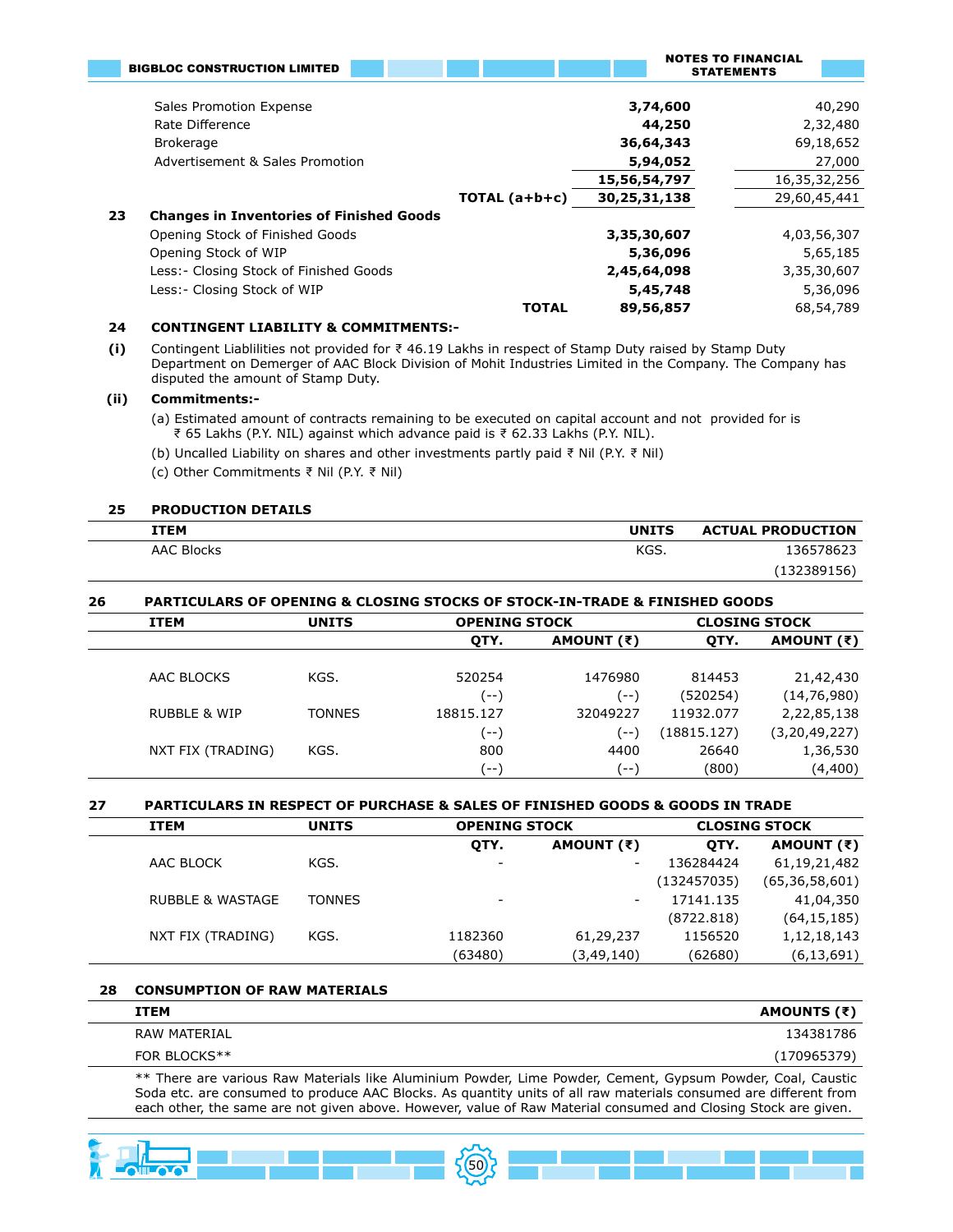| | | | |
|---|---|---|---|
| | Sales Promotion Expense | **3,74,600** | 40,290 |
| | Rate Difference | **44,250** | 2,32,480 |
| | Brokerage | **36,64,343** | 69,18,652 |
| | Advertisement & Sales Promotion | **5,94,052** | 27,000 |
| | | **15,56,54,797** | 16,35,32,256 |
| | **TOTAL (a+b+c)** | **30,25,31,138** | 29,60,45,441 |
| **23** | **Changes in Inventories of Finished Goods** | | |
| | Opening Stock of Finished Goods | **3,35,30,607** | 4,03,56,307 |
| | Opening Stock of WIP | **5,36,096** | 5,65,185 |
| | Less:- Closing Stock of Finished Goods | **2,45,64,098** | 3,35,30,607 |
| | Less:- Closing Stock of WIP | **5,45,748** | 5,36,096 |
| | **TOTAL** | **89,56,857** | 68,54,789 |

**24 CONTINGENT LIABILITY & COMMITMENTS:-**

**(i)** Contingent Liablilities not provided for ₹ 46.19 Lakhs in respect of Stamp Duty raised by Stamp Duty Department on Demerger of AAC Block Division of Mohit Industries Limited in the Company. The Company has disputed the amount of Stamp Duty.

**(ii) Commitments:-**

(a) Estimated amount of contracts remaining to be executed on capital account and not provided for is ₹ 65 Lakhs (P.Y. NIL) against which advance paid is ₹ 62.33 Lakhs (P.Y. NIL).

(b) Uncalled Liability on shares and other investments partly paid ₹ Nil (P.Y. ₹ Nil)

(c) Other Commitments ₹ Nil (P.Y. ₹ Nil)

**25 PRODUCTION DETAILS**

| ITEM | UNITS | ACTUAL PRODUCTION |
|---|---|---|
| AAC Blocks | KGS. | 136578623 |
| | | (132389156) |

**26 PARTICULARS OF OPENING & CLOSING STOCKS OF STOCK-IN-TRADE & FINISHED GOODS**

| ITEM | UNITS | OPENING STOCK | | CLOSING STOCK | |
|---|---|---|---|---|---|
| | | QTY. | AMOUNT (₹) | QTY. | AMOUNT (₹) |
| AAC BLOCKS | KGS. | 520254 | 1476980 | 814453 | 21,42,430 |
| | | (--) | (--) | (520254) | (14,76,980) |
| RUBBLE & WIP | TONNES | 18815.127 | 32049227 | 11932.077 | 2,22,85,138 |
| | | (--) | (--) | (18815.127) | (3,20,49,227) |
| NXT FIX (TRADING) | KGS. | 800 | 4400 | 26640 | 1,36,530 |
| | | (--) | (--) | (800) | (4,400) |

**27 PARTICULARS IN RESPECT OF PURCHASE & SALES OF FINISHED GOODS & GOODS IN TRADE**

| ITEM | UNITS | OPENING STOCK | | CLOSING STOCK | |
|---|---|---|---|---|---|
| | | QTY. | AMOUNT (₹) | QTY. | AMOUNT (₹) |
| AAC BLOCK | KGS. | - | - | 136284424 | 61,19,21,482 |
| | | | | (132457035) | (65,36,58,601) |
| RUBBLE & WASTAGE | TONNES | - | - | 17141.135 | 41,04,350 |
| | | | | (8722.818) | (64,15,185) |
| NXT FIX (TRADING) | KGS. | 1182360 | 61,29,237 | 1156520 | 1,12,18,143 |
| | | (63480) | (3,49,140) | (62680) | (6,13,691) |

**28 CONSUMPTION OF RAW MATERIALS**

| ITEM | AMOUNTS (₹) |
|---|---|
| RAW MATERIAL | 134381786 |
| FOR BLOCKS** | (170965379) |

** There are various Raw Materials like Aluminium Powder, Lime Powder, Cement, Gypsum Powder, Coal, Caustic Soda etc. are consumed to produce AAC Blocks. As quantity units of all raw materials consumed are different from each other, the same are not given above. However, value of Raw Material consumed and Closing Stock are given.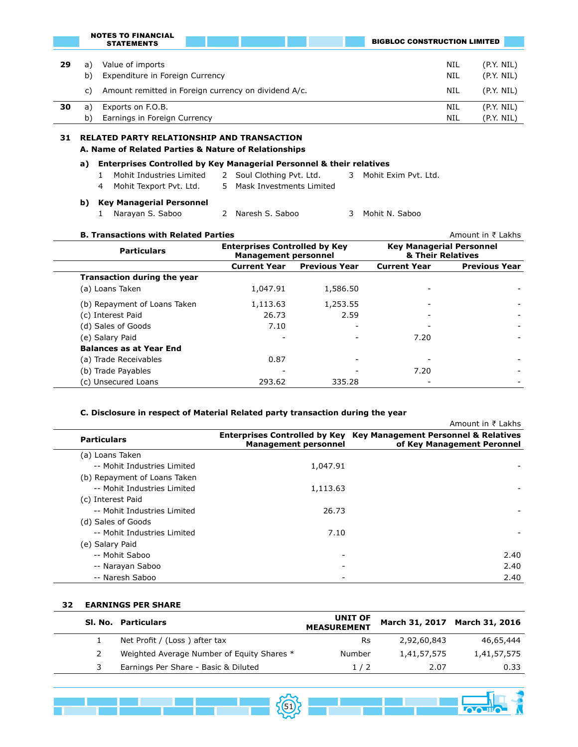| | | | | |
|---|---|---|---|---|
| **29** | a) | Value of imports | NIL | (P.Y. NIL) |
| | b) | Expenditure in Foreign Currency | NIL | (P.Y. NIL) |
| | c) | Amount remitted in Foreign currency on dividend A/c. | NIL | (P.Y. NIL) |
| **30** | a) | Exports on F.O.B. | NIL | (P.Y. NIL) |
| | b) | Earnings in Foreign Currency | NIL | (P.Y. NIL) |

## 31 RELATED PARTY RELATIONSHIP AND TRANSACTION

### A. Name of Related Parties & Nature of Relationships

**a) Enterprises Controlled by Key Managerial Personnel & their relatives**

1. Mohit Industries Limited
2. Soul Clothing Pvt. Ltd.
3. Mohit Exim Pvt. Ltd.
4. Mohit Texport Pvt. Ltd.
5. Mask Investments Limited

**b) Key Managerial Personnel**

1. Narayan S. Saboo
2. Naresh S. Saboo
3. Mohit N. Saboo

### B. Transactions with Related Parties

Amount in ₹ Lakhs

| Particulars | Enterprises Controlled by Key Management personnel | | Key Managerial Personnel & Their Relatives | |
|---|---|---|---|---|
| | Current Year | Previous Year | Current Year | Previous Year |
| **Transaction during the year** | | | | |
| (a) Loans Taken | 1,047.91 | 1,586.50 | - | - |
| (b) Repayment of Loans Taken | 1,113.63 | 1,253.55 | - | - |
| (c) Interest Paid | 26.73 | 2.59 | - | - |
| (d) Sales of Goods | 7.10 | - | - | - |
| (e) Salary Paid | - | - | 7.20 | - |
| **Balances as at Year End** | | | | |
| (a) Trade Receivables | 0.87 | - | - | - |
| (b) Trade Payables | - | - | 7.20 | - |
| (c) Unsecured Loans | 293.62 | 335.28 | - | - |

### C. Disclosure in respect of Material Related party transaction during the year

Amount in ₹ Lakhs

| Particulars | Enterprises Controlled by Key Management personnel | Key Management Personnel & Relatives of Key Management Peronnel |
|---|---|---|
| (a) Loans Taken | | |
| -- Mohit Industries Limited | 1,047.91 | - |
| (b) Repayment of Loans Taken | | |
| -- Mohit Industries Limited | 1,113.63 | - |
| (c) Interest Paid | | |
| -- Mohit Industries Limited | 26.73 | - |
| (d) Sales of Goods | | |
| -- Mohit Industries Limited | 7.10 | - |
| (e) Salary Paid | | |
| -- Mohit Saboo | - | 2.40 |
| -- Narayan Saboo | - | 2.40 |
| -- Naresh Saboo | - | 2.40 |

## 32 EARNINGS PER SHARE

| Sl. No. | Particulars | UNIT OF MEASUREMENT | March 31, 2017 | March 31, 2016 |
|---|---|---|---|---|
| 1 | Net Profit / (Loss ) after tax | Rs | 2,92,60,843 | 46,65,444 |
| 2 | Weighted Average Number of Equity Shares * | Number | 1,41,57,575 | 1,41,57,575 |
| 3 | Earnings Per Share - Basic & Diluted | 1 / 2 | 2.07 | 0.33 |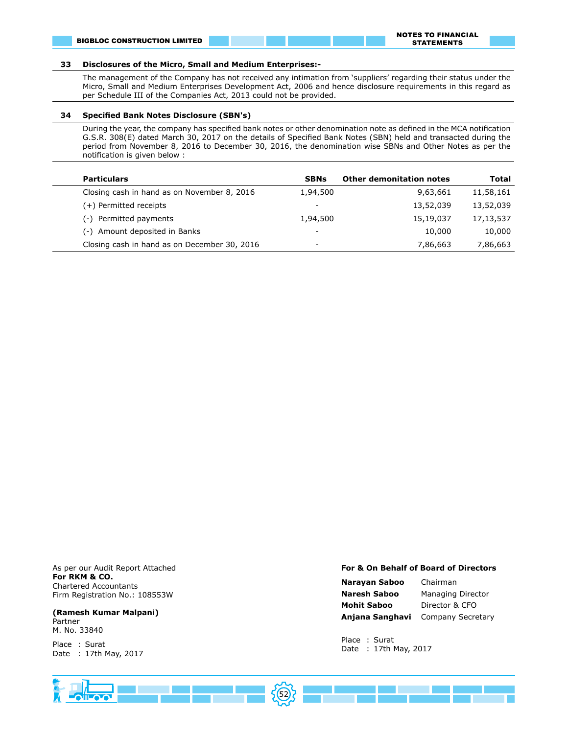## 33 Disclosures of the Micro, Small and Medium Enterprises:-

The management of the Company has not received any intimation from 'suppliers' regarding their status under the Micro, Small and Medium Enterprises Development Act, 2006 and hence disclosure requirements in this regard as per Schedule III of the Companies Act, 2013 could not be provided.

## 34 Specified Bank Notes Disclosure (SBN's)

During the year, the company has specified bank notes or other denomination note as defined in the MCA notification G.S.R. 308(E) dated March 30, 2017 on the details of Specified Bank Notes (SBN) held and transacted during the period from November 8, 2016 to December 30, 2016, the denomination wise SBNs and Other Notes as per the notification is given below :

| Particulars | SBNs | Other demonitation notes | Total |
|---|---|---|---|
| Closing cash in hand as on November 8, 2016 | 1,94,500 | 9,63,661 | 11,58,161 |
| (+) Permitted receipts | - | 13,52,039 | 13,52,039 |
| (-) Permitted payments | 1,94,500 | 15,19,037 | 17,13,537 |
| (-) Amount deposited in Banks | - | 10,000 | 10,000 |
| Closing cash in hand as on December 30, 2016 | - | 7,86,663 | 7,86,663 |

As per our Audit Report Attached
**For RKM & CO.**
Chartered Accountants
Firm Registration No.: 108553W

**(Ramesh Kumar Malpani)**
Partner
M. No. 33840

Place : Surat
Date : 17th May, 2017

**For & On Behalf of Board of Directors**

**Narayan Saboo** Chairman
**Naresh Saboo** Managing Director
**Mohit Saboo** Director & CFO
**Anjana Sanghavi** Company Secretary

Place : Surat
Date : 17th May, 2017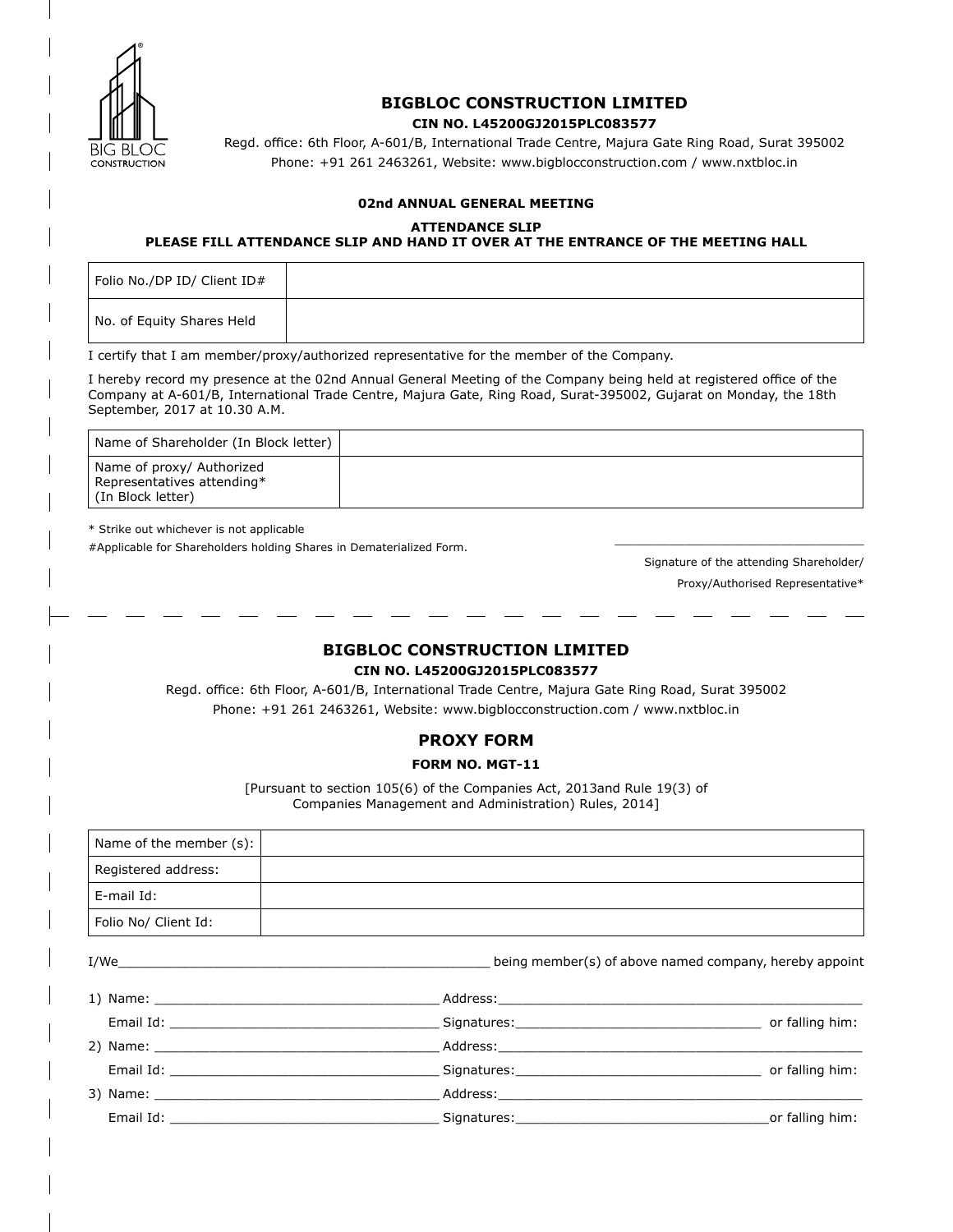## BIGBLOC CONSTRUCTION LIMITED

**CIN NO. L45200GJ2015PLC083577**

Regd. office: 6th Floor, A-601/B, International Trade Centre, Majura Gate Ring Road, Surat 395002

Phone: +91 261 2463261, Website: www.bigblocconstruction.com / www.nxtbloc.in

**02nd ANNUAL GENERAL MEETING**

**ATTENDANCE SLIP**

**PLEASE FILL ATTENDANCE SLIP AND HAND IT OVER AT THE ENTRANCE OF THE MEETING HALL**

| Folio No./DP ID/ Client ID# | |
|---|---|
| No. of Equity Shares Held | |

I certify that I am member/proxy/authorized representative for the member of the Company.

I hereby record my presence at the 02nd Annual General Meeting of the Company being held at registered office of the Company at A-601/B, International Trade Centre, Majura Gate, Ring Road, Surat-395002, Gujarat on Monday, the 18th September, 2017 at 10.30 A.M.

| Name of Shareholder (In Block letter) | |
|---|---|
| Name of proxy/ Authorized Representatives attending* (In Block letter) | |

* Strike out whichever is not applicable

#Applicable for Shareholders holding Shares in Dematerialized Form.

___________________________________

Signature of the attending Shareholder/ Proxy/Authorised Representative*

---

## BIGBLOC CONSTRUCTION LIMITED

**CIN NO. L45200GJ2015PLC083577**

Regd. office: 6th Floor, A-601/B, International Trade Centre, Majura Gate Ring Road, Surat 395002

Phone: +91 261 2463261, Website: www.bigblocconstruction.com / www.nxtbloc.in

## PROXY FORM

**FORM NO. MGT-11**

[Pursuant to section 105(6) of the Companies Act, 2013and Rule 19(3) of Companies Management and Administration) Rules, 2014]

| Name of the member (s): | |
|---|---|
| Registered address: | |
| E-mail Id: | |
| Folio No/ Client Id: | |

I/We_______________________________________________ being member(s) of above named company, hereby appoint

1) Name: ___________________________________ Address:_______________________________________________

Email Id: __________________________________ Signatures:______________________________ or falling him:

2) Name: ___________________________________ Address:_______________________________________________

Email Id: __________________________________ Signatures:______________________________ or falling him:

3) Name: ___________________________________ Address:_______________________________________________

Email Id: __________________________________ Signatures:______________________________or falling him: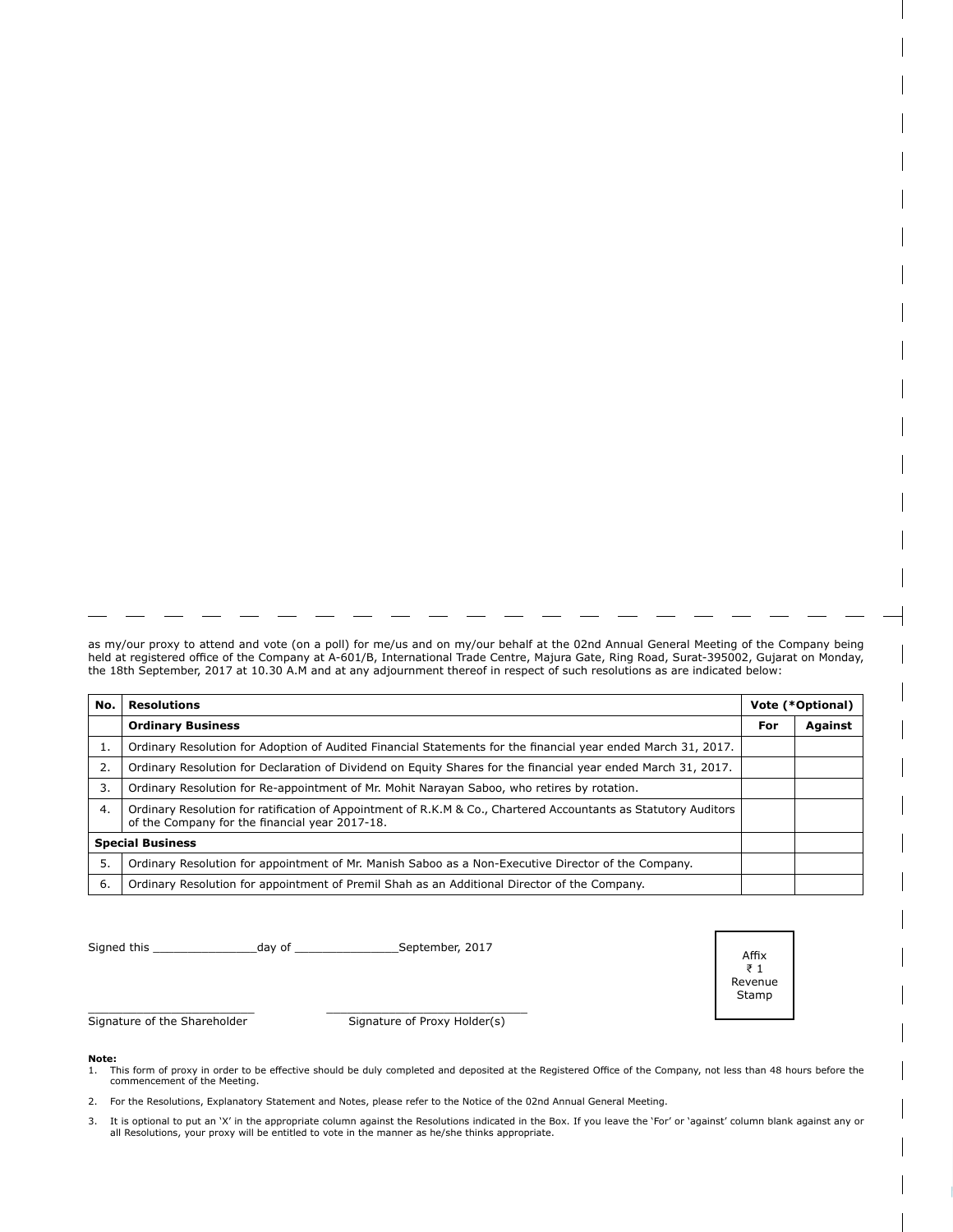as my/our proxy to attend and vote (on a poll) for me/us and on my/our behalf at the 02nd Annual General Meeting of the Company being held at registered office of the Company at A-601/B, International Trade Centre, Majura Gate, Ring Road, Surat-395002, Gujarat on Monday, the 18th September, 2017 at 10.30 A.M and at any adjournment thereof in respect of such resolutions as are indicated below:

| No. | Resolutions | Vote (*Optional) | |
|---|---|---|---|
| | **Ordinary Business** | **For** | **Against** |
| 1. | Ordinary Resolution for Adoption of Audited Financial Statements for the financial year ended March 31, 2017. | | |
| 2. | Ordinary Resolution for Declaration of Dividend on Equity Shares for the financial year ended March 31, 2017. | | |
| 3. | Ordinary Resolution for Re-appointment of Mr. Mohit Narayan Saboo, who retires by rotation. | | |
| 4. | Ordinary Resolution for ratification of Appointment of R.K.M & Co., Chartered Accountants as Statutory Auditors of the Company for the financial year 2017-18. | | |
| **Special Business** | | | |
| 5. | Ordinary Resolution for appointment of Mr. Manish Saboo as a Non-Executive Director of the Company. | | |
| 6. | Ordinary Resolution for appointment of Premil Shah as an Additional Director of the Company. | | |

Signed this _______________day of _______________September, 2017

Affix ₹ 1 Revenue Stamp

_________________________ &nbsp;&nbsp;&nbsp;&nbsp; ______________________________

Signature of the Shareholder &nbsp;&nbsp;&nbsp;&nbsp; Signature of Proxy Holder(s)

**Note:**

1. This form of proxy in order to be effective should be duly completed and deposited at the Registered Office of the Company, not less than 48 hours before the commencement of the Meeting.
2. For the Resolutions, Explanatory Statement and Notes, please refer to the Notice of the 02nd Annual General Meeting.
3. It is optional to put an 'X' in the appropriate column against the Resolutions indicated in the Box. If you leave the 'For' or 'against' column blank against any or all Resolutions, your proxy will be entitled to vote in the manner as he/she thinks appropriate.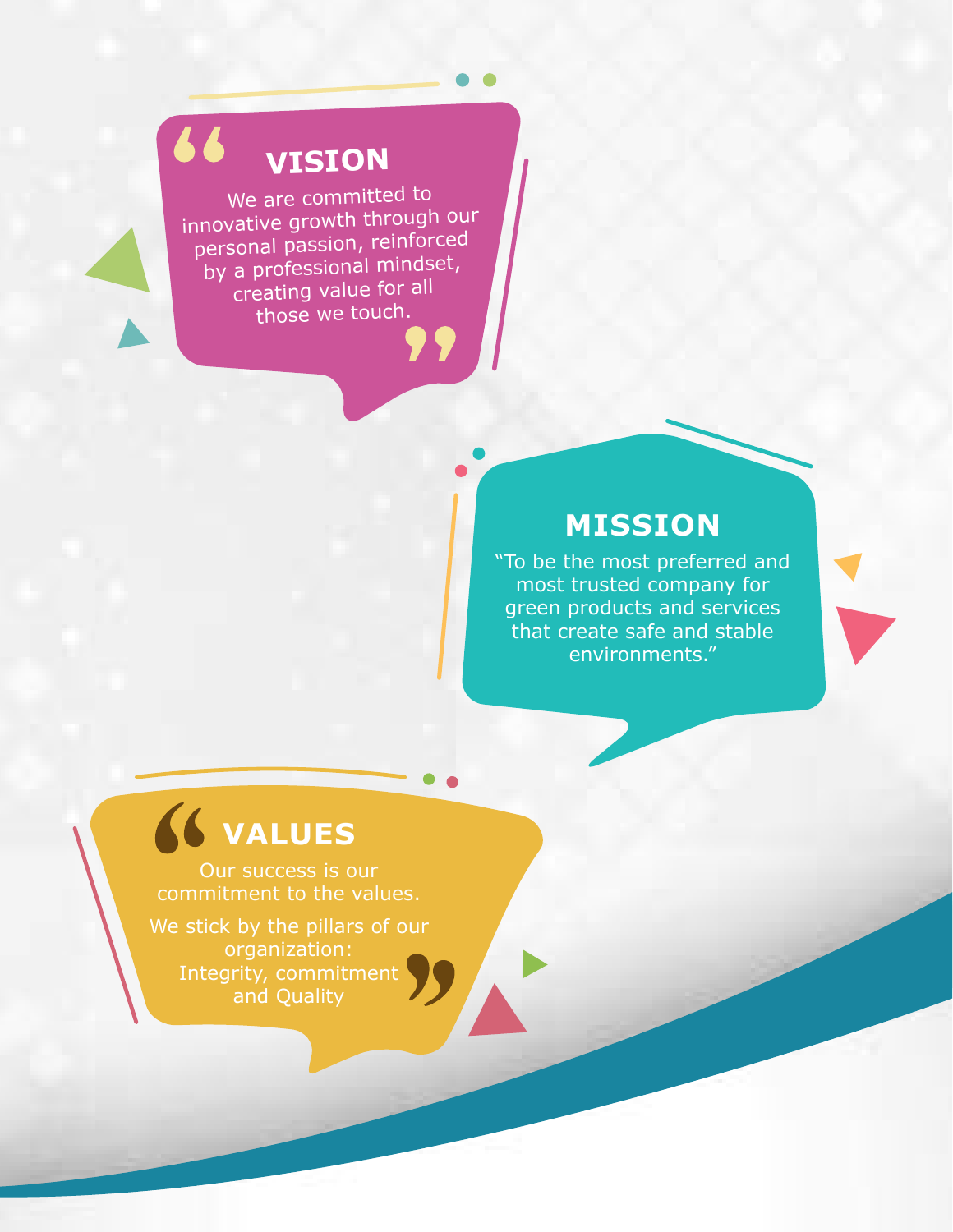## VISION

We are committed to innovative growth through our personal passion, reinforced by a professional mindset, creating value for all those we touch.

## MISSION

"To be the most preferred and most trusted company for green products and services that create safe and stable environments."

## VALUES

Our success is our commitment to the values.

We stick by the pillars of our organization: Integrity, commitment and Quality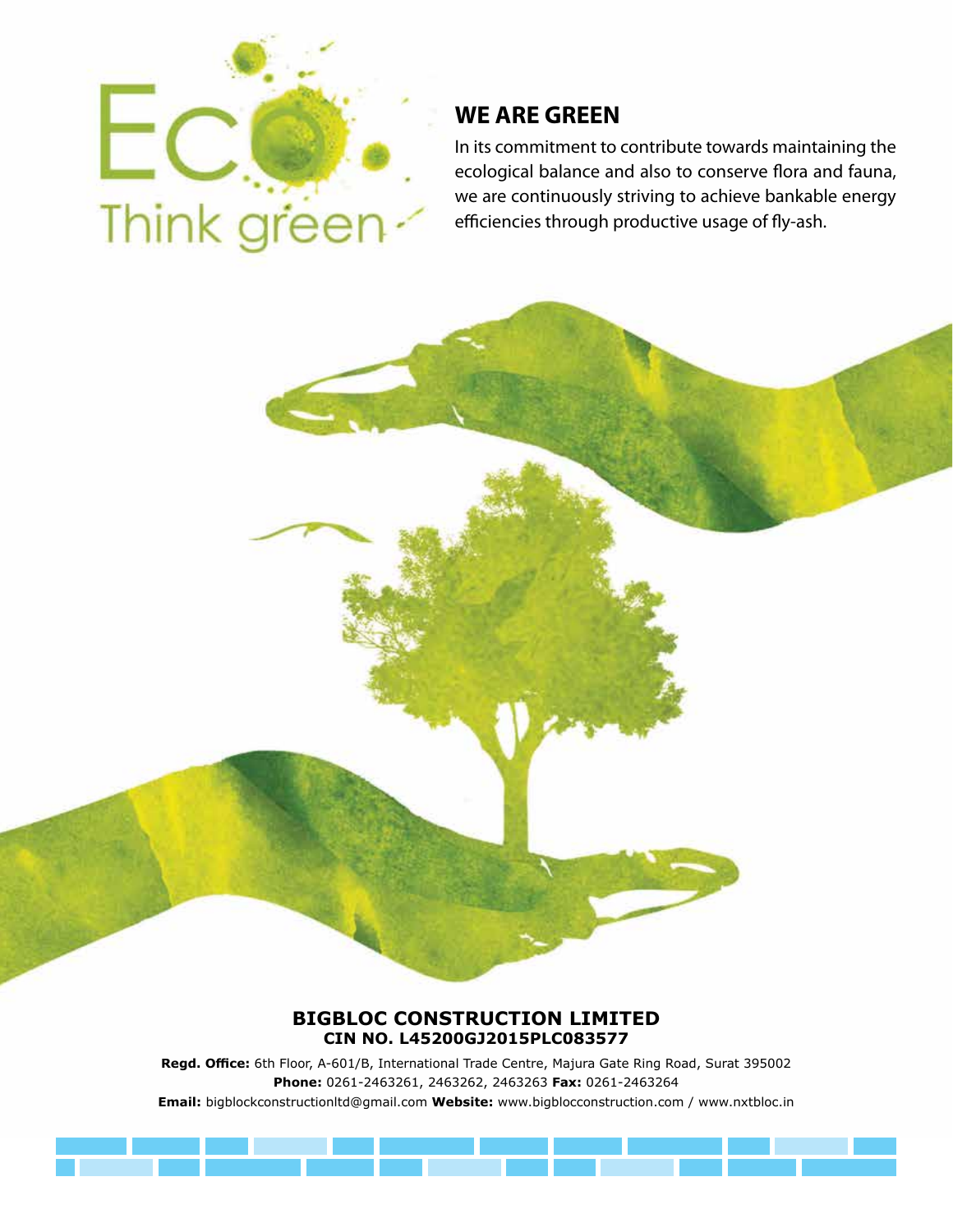Eco

Think green

## WE ARE GREEN

In its commitment to contribute towards maintaining the ecological balance and also to conserve flora and fauna, we are continuously striving to achieve bankable energy efficiencies through productive usage of fly-ash.

**BIGBLOC CONSTRUCTION LIMITED**
**CIN NO. L45200GJ2015PLC083577**

**Regd. Office:** 6th Floor, A-601/B, International Trade Centre, Majura Gate Ring Road, Surat 395002
**Phone:** 0261-2463261, 2463262, 2463263 **Fax:** 0261-2463264
**Email:** bigblockconstructionltd@gmail.com **Website:** www.bigblocconstruction.com / www.nxtbloc.in